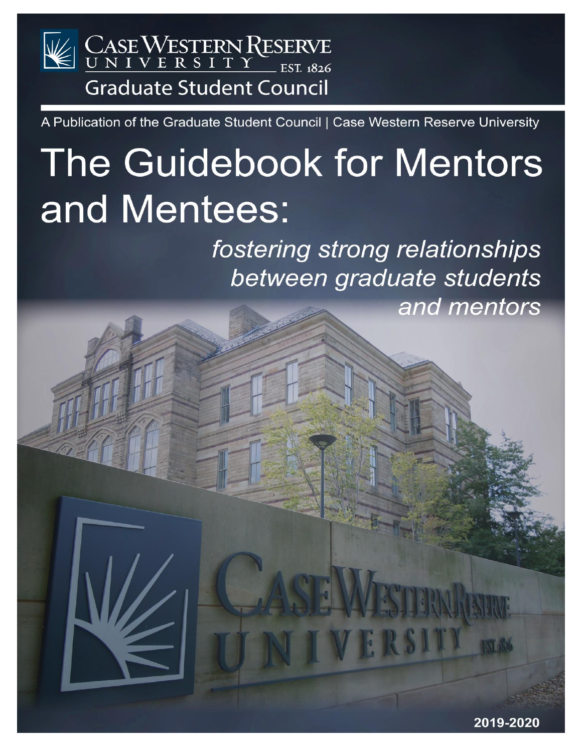Case Western Reserve University EST. 1826
Graduate Student Council

A Publication of the Graduate Student Council | Case Western Reserve University

# The Guidebook for Mentors and Mentees:

*fostering strong relationships between graduate students and mentors*

2019-2020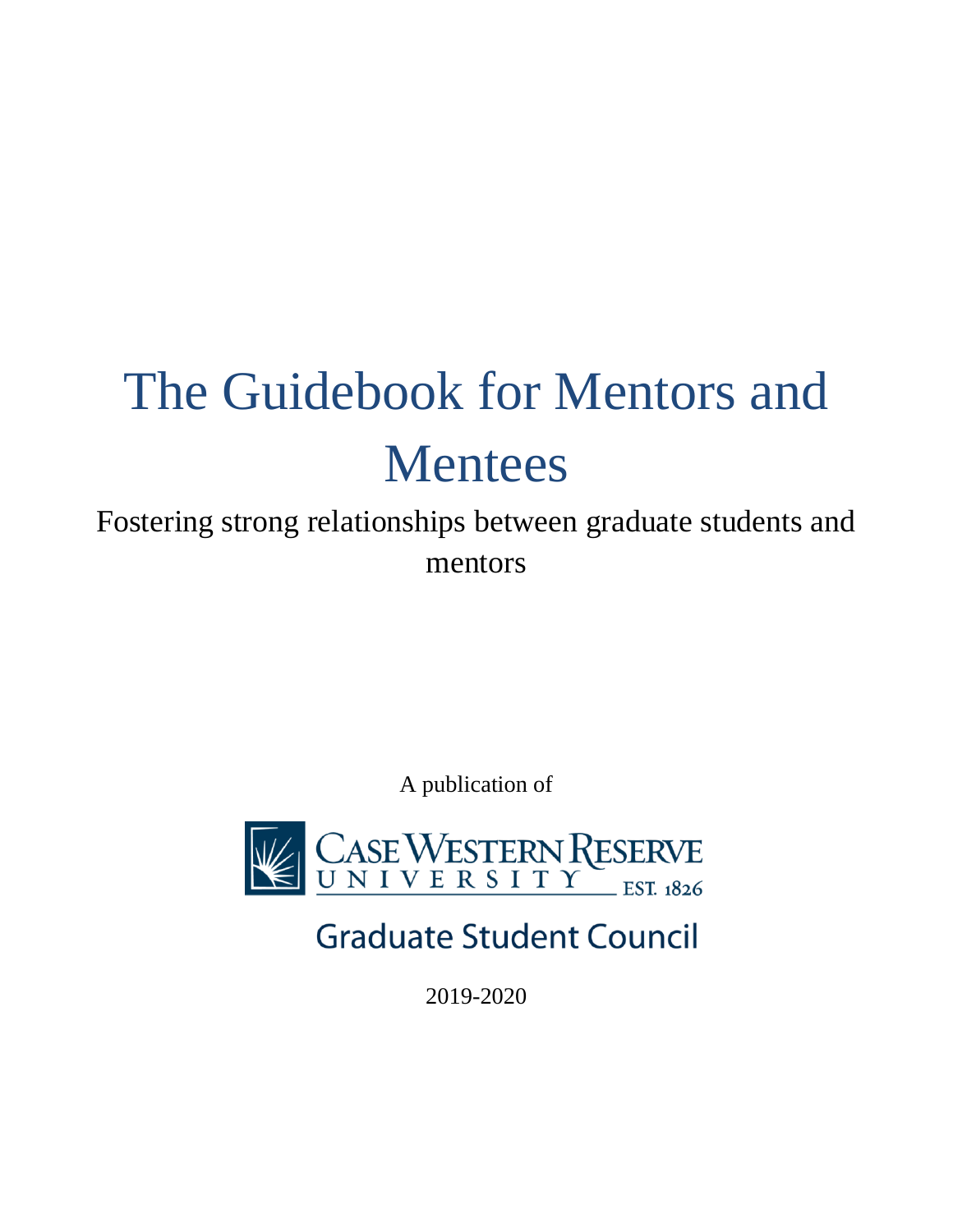# The Guidebook for Mentors and Mentees

Fostering strong relationships between graduate students and mentors

A publication of

Case Western Reserve University EST. 1826

Graduate Student Council

2019-2020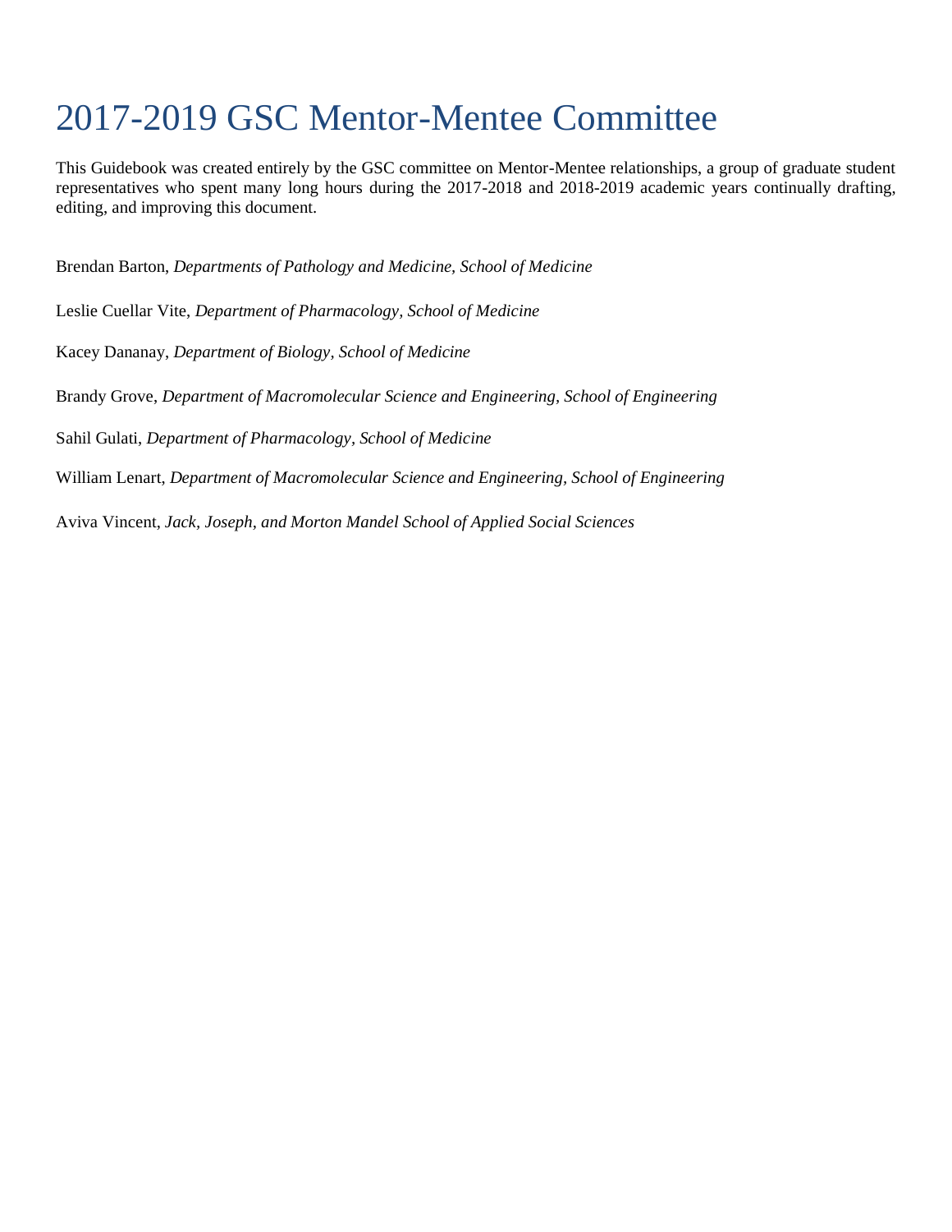# 2017-2019 GSC Mentor-Mentee Committee

This Guidebook was created entirely by the GSC committee on Mentor-Mentee relationships, a group of graduate student representatives who spent many long hours during the 2017-2018 and 2018-2019 academic years continually drafting, editing, and improving this document.

Brendan Barton, *Departments of Pathology and Medicine, School of Medicine*

Leslie Cuellar Vite, *Department of Pharmacology, School of Medicine*

Kacey Dananay, *Department of Biology, School of Medicine*

Brandy Grove, *Department of Macromolecular Science and Engineering, School of Engineering*

Sahil Gulati, *Department of Pharmacology, School of Medicine*

William Lenart, *Department of Macromolecular Science and Engineering, School of Engineering*

Aviva Vincent, *Jack, Joseph, and Morton Mandel School of Applied Social Sciences*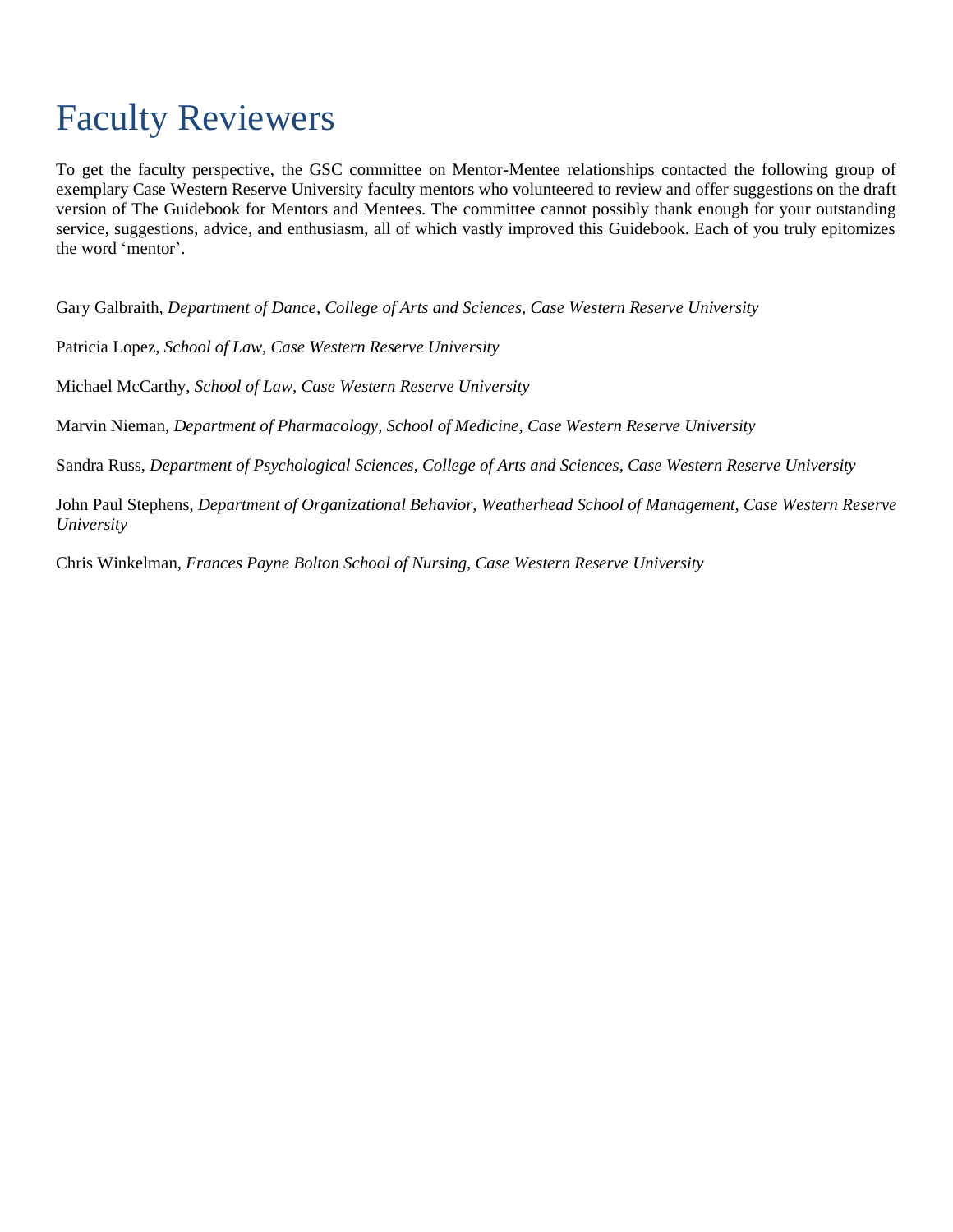# Faculty Reviewers

To get the faculty perspective, the GSC committee on Mentor-Mentee relationships contacted the following group of exemplary Case Western Reserve University faculty mentors who volunteered to review and offer suggestions on the draft version of The Guidebook for Mentors and Mentees. The committee cannot possibly thank enough for your outstanding service, suggestions, advice, and enthusiasm, all of which vastly improved this Guidebook. Each of you truly epitomizes the word 'mentor'.

Gary Galbraith, *Department of Dance, College of Arts and Sciences, Case Western Reserve University*

Patricia Lopez, *School of Law, Case Western Reserve University*

Michael McCarthy, *School of Law, Case Western Reserve University*

Marvin Nieman, *Department of Pharmacology, School of Medicine, Case Western Reserve University*

Sandra Russ, *Department of Psychological Sciences, College of Arts and Sciences, Case Western Reserve University*

John Paul Stephens, *Department of Organizational Behavior, Weatherhead School of Management, Case Western Reserve University*

Chris Winkelman, *Frances Payne Bolton School of Nursing, Case Western Reserve University*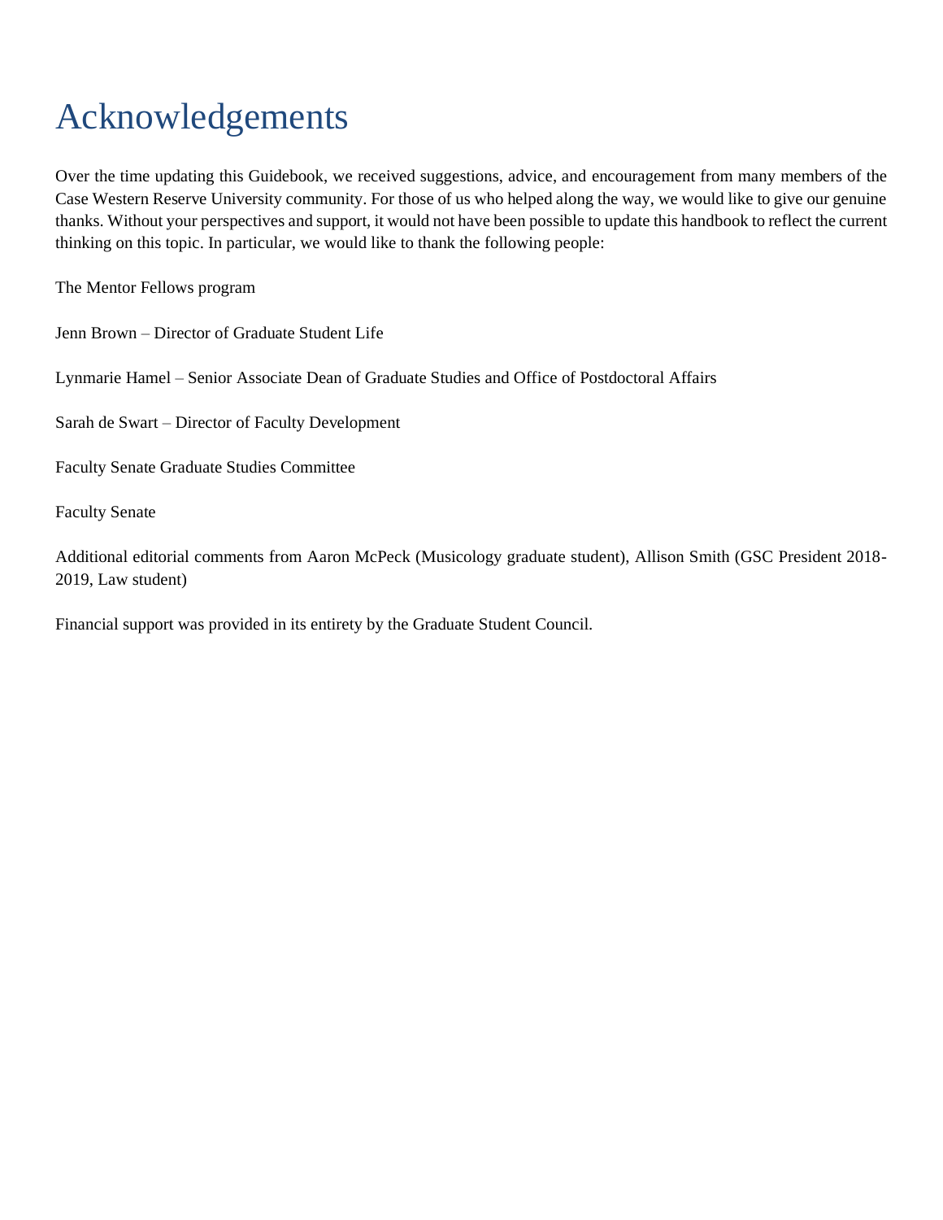# Acknowledgements

Over the time updating this Guidebook, we received suggestions, advice, and encouragement from many members of the Case Western Reserve University community. For those of us who helped along the way, we would like to give our genuine thanks. Without your perspectives and support, it would not have been possible to update this handbook to reflect the current thinking on this topic. In particular, we would like to thank the following people:

The Mentor Fellows program

Jenn Brown – Director of Graduate Student Life

Lynmarie Hamel – Senior Associate Dean of Graduate Studies and Office of Postdoctoral Affairs

Sarah de Swart – Director of Faculty Development

Faculty Senate Graduate Studies Committee

Faculty Senate

Additional editorial comments from Aaron McPeck (Musicology graduate student), Allison Smith (GSC President 2018-2019, Law student)

Financial support was provided in its entirety by the Graduate Student Council.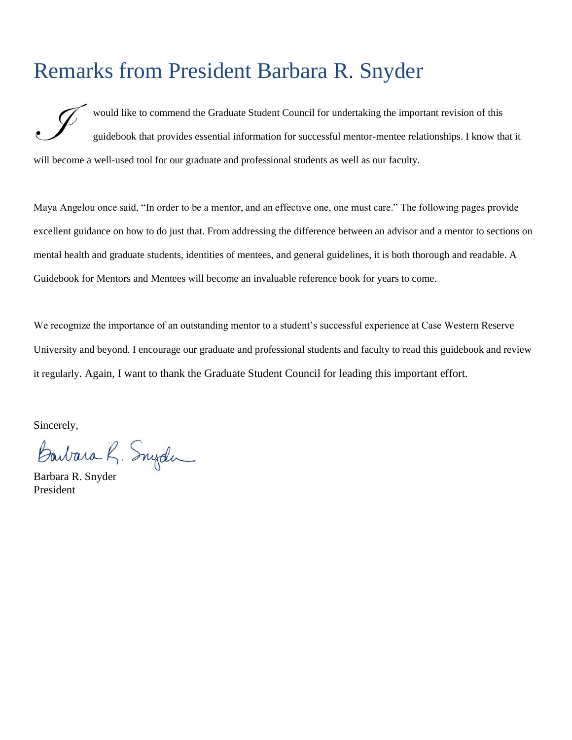# Remarks from President Barbara R. Snyder

I would like to commend the Graduate Student Council for undertaking the important revision of this guidebook that provides essential information for successful mentor-mentee relationships. I know that it will become a well-used tool for our graduate and professional students as well as our faculty.

Maya Angelou once said, "In order to be a mentor, and an effective one, one must care." The following pages provide excellent guidance on how to do just that. From addressing the difference between an advisor and a mentor to sections on mental health and graduate students, identities of mentees, and general guidelines, it is both thorough and readable. A Guidebook for Mentors and Mentees will become an invaluable reference book for years to come.

We recognize the importance of an outstanding mentor to a student's successful experience at Case Western Reserve University and beyond. I encourage our graduate and professional students and faculty to read this guidebook and review it regularly. Again, I want to thank the Graduate Student Council for leading this important effort.

Sincerely,

Barbara R. Snyder
President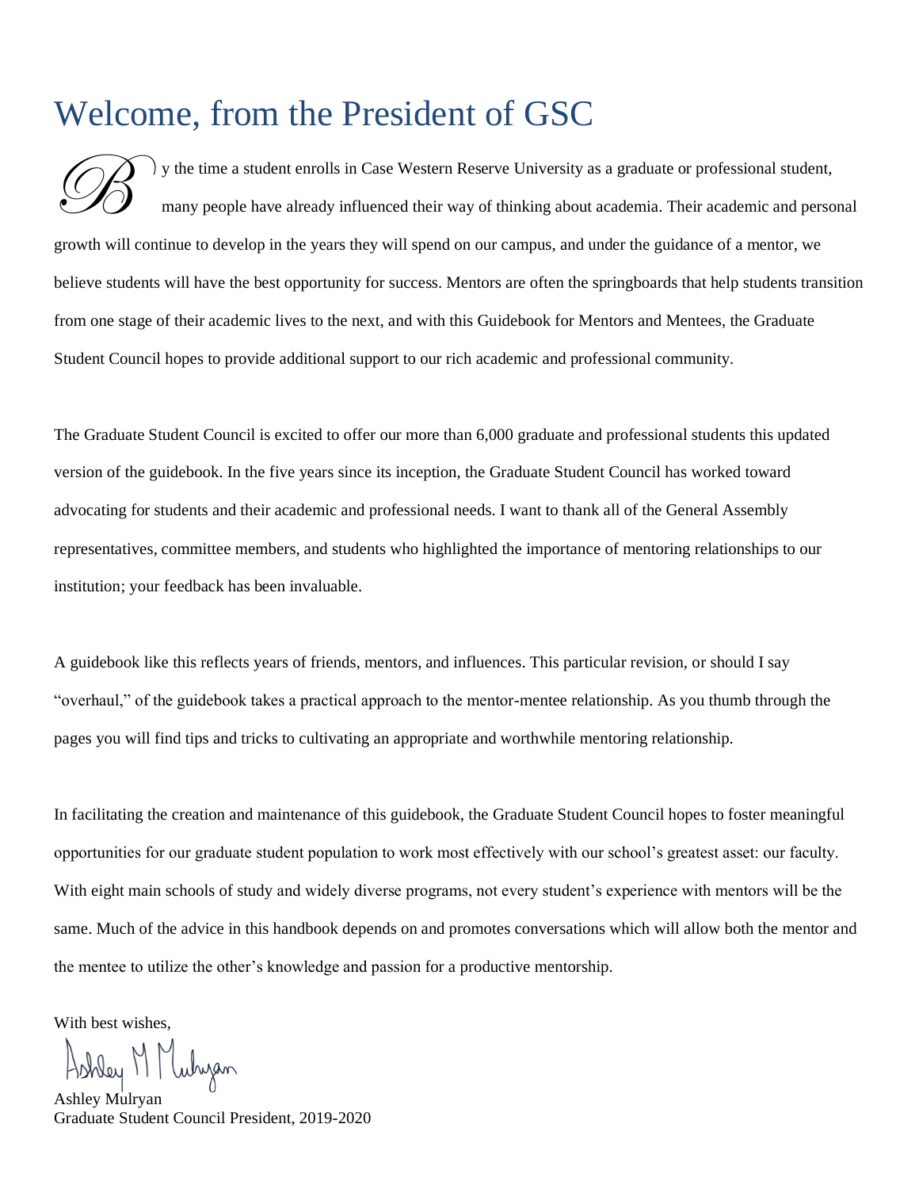# Welcome, from the President of GSC

By the time a student enrolls in Case Western Reserve University as a graduate or professional student, many people have already influenced their way of thinking about academia. Their academic and personal growth will continue to develop in the years they will spend on our campus, and under the guidance of a mentor, we believe students will have the best opportunity for success. Mentors are often the springboards that help students transition from one stage of their academic lives to the next, and with this Guidebook for Mentors and Mentees, the Graduate Student Council hopes to provide additional support to our rich academic and professional community.

The Graduate Student Council is excited to offer our more than 6,000 graduate and professional students this updated version of the guidebook. In the five years since its inception, the Graduate Student Council has worked toward advocating for students and their academic and professional needs. I want to thank all of the General Assembly representatives, committee members, and students who highlighted the importance of mentoring relationships to our institution; your feedback has been invaluable.

A guidebook like this reflects years of friends, mentors, and influences. This particular revision, or should I say "overhaul," of the guidebook takes a practical approach to the mentor-mentee relationship. As you thumb through the pages you will find tips and tricks to cultivating an appropriate and worthwhile mentoring relationship.

In facilitating the creation and maintenance of this guidebook, the Graduate Student Council hopes to foster meaningful opportunities for our graduate student population to work most effectively with our school's greatest asset: our faculty. With eight main schools of study and widely diverse programs, not every student's experience with mentors will be the same. Much of the advice in this handbook depends on and promotes conversations which will allow both the mentor and the mentee to utilize the other's knowledge and passion for a productive mentorship.

With best wishes,

Ashley M Mulryan

Ashley Mulryan
Graduate Student Council President, 2019-2020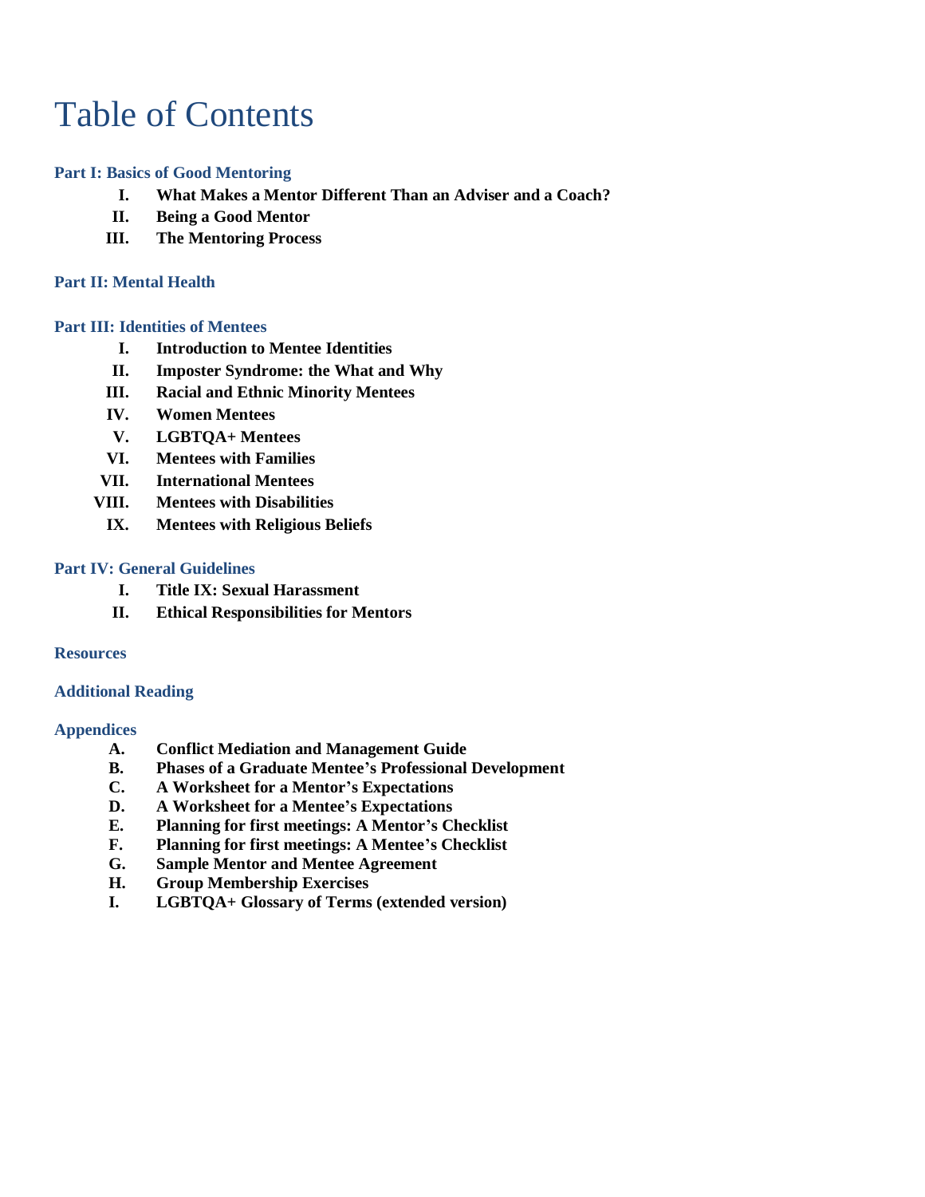# Table of Contents

**Part I: Basics of Good Mentoring**

- I. **What Makes a Mentor Different Than an Adviser and a Coach?**
- II. **Being a Good Mentor**
- III. **The Mentoring Process**

**Part II: Mental Health**

**Part III: Identities of Mentees**

- I. **Introduction to Mentee Identities**
- II. **Imposter Syndrome: the What and Why**
- III. **Racial and Ethnic Minority Mentees**
- IV. **Women Mentees**
- V. **LGBTQA+ Mentees**
- VI. **Mentees with Families**
- VII. **International Mentees**
- VIII. **Mentees with Disabilities**
- IX. **Mentees with Religious Beliefs**

**Part IV: General Guidelines**

- I. **Title IX: Sexual Harassment**
- II. **Ethical Responsibilities for Mentors**

**Resources**

**Additional Reading**

**Appendices**

- A. **Conflict Mediation and Management Guide**
- B. **Phases of a Graduate Mentee's Professional Development**
- C. **A Worksheet for a Mentor's Expectations**
- D. **A Worksheet for a Mentee's Expectations**
- E. **Planning for first meetings: A Mentor's Checklist**
- F. **Planning for first meetings: A Mentee's Checklist**
- G. **Sample Mentor and Mentee Agreement**
- H. **Group Membership Exercises**
- I. **LGBTQA+ Glossary of Terms (extended version)**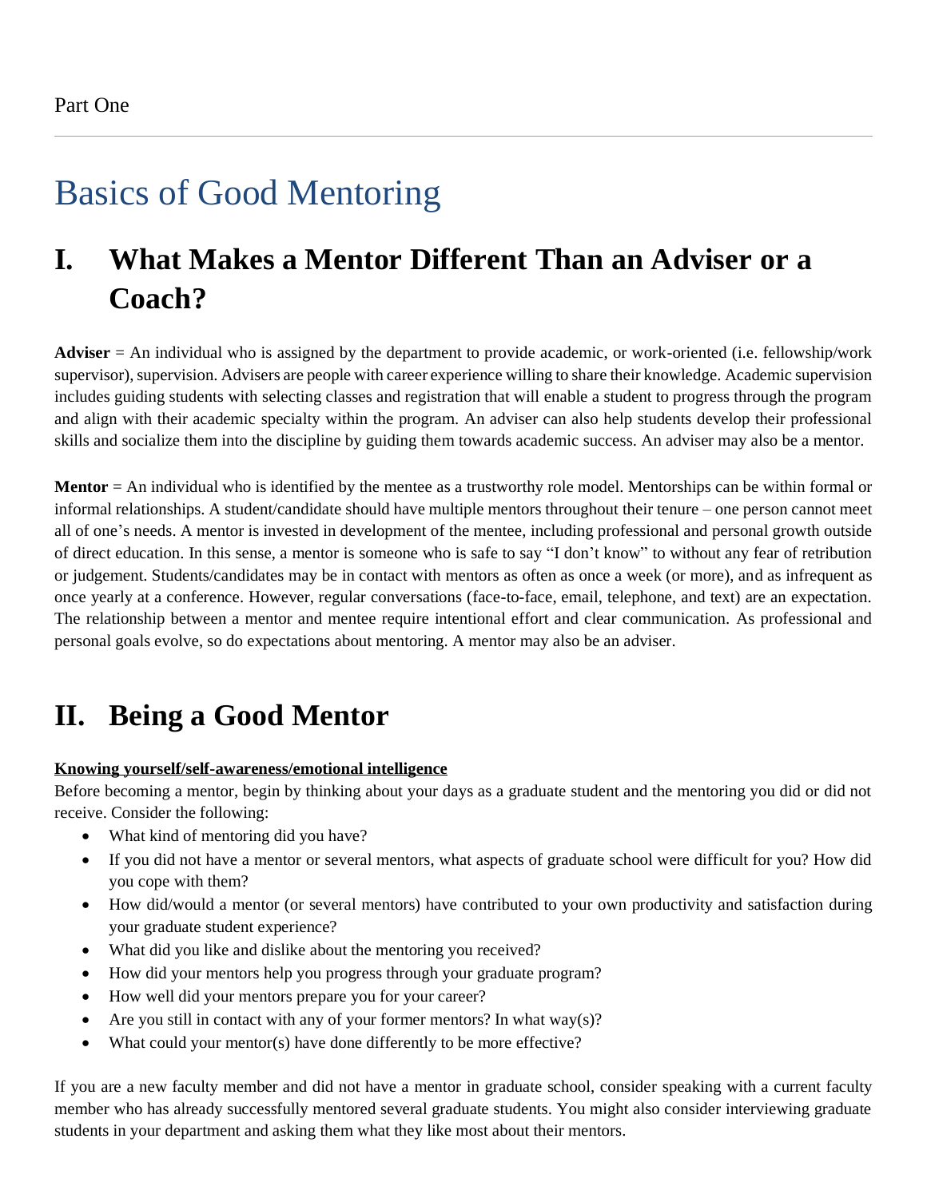Part One

# Basics of Good Mentoring

## I. What Makes a Mentor Different Than an Adviser or a Coach?

**Adviser** = An individual who is assigned by the department to provide academic, or work-oriented (i.e. fellowship/work supervisor), supervision. Advisers are people with career experience willing to share their knowledge. Academic supervision includes guiding students with selecting classes and registration that will enable a student to progress through the program and align with their academic specialty within the program. An adviser can also help students develop their professional skills and socialize them into the discipline by guiding them towards academic success. An adviser may also be a mentor.

**Mentor** = An individual who is identified by the mentee as a trustworthy role model. Mentorships can be within formal or informal relationships. A student/candidate should have multiple mentors throughout their tenure – one person cannot meet all of one's needs. A mentor is invested in development of the mentee, including professional and personal growth outside of direct education. In this sense, a mentor is someone who is safe to say "I don't know" to without any fear of retribution or judgement. Students/candidates may be in contact with mentors as often as once a week (or more), and as infrequent as once yearly at a conference. However, regular conversations (face-to-face, email, telephone, and text) are an expectation. The relationship between a mentor and mentee require intentional effort and clear communication. As professional and personal goals evolve, so do expectations about mentoring. A mentor may also be an adviser.

## II. Being a Good Mentor

**<u>Knowing yourself/self-awareness/emotional intelligence</u>**

Before becoming a mentor, begin by thinking about your days as a graduate student and the mentoring you did or did not receive. Consider the following:

- What kind of mentoring did you have?
- If you did not have a mentor or several mentors, what aspects of graduate school were difficult for you? How did you cope with them?
- How did/would a mentor (or several mentors) have contributed to your own productivity and satisfaction during your graduate student experience?
- What did you like and dislike about the mentoring you received?
- How did your mentors help you progress through your graduate program?
- How well did your mentors prepare you for your career?
- Are you still in contact with any of your former mentors? In what way(s)?
- What could your mentor(s) have done differently to be more effective?

If you are a new faculty member and did not have a mentor in graduate school, consider speaking with a current faculty member who has already successfully mentored several graduate students. You might also consider interviewing graduate students in your department and asking them what they like most about their mentors.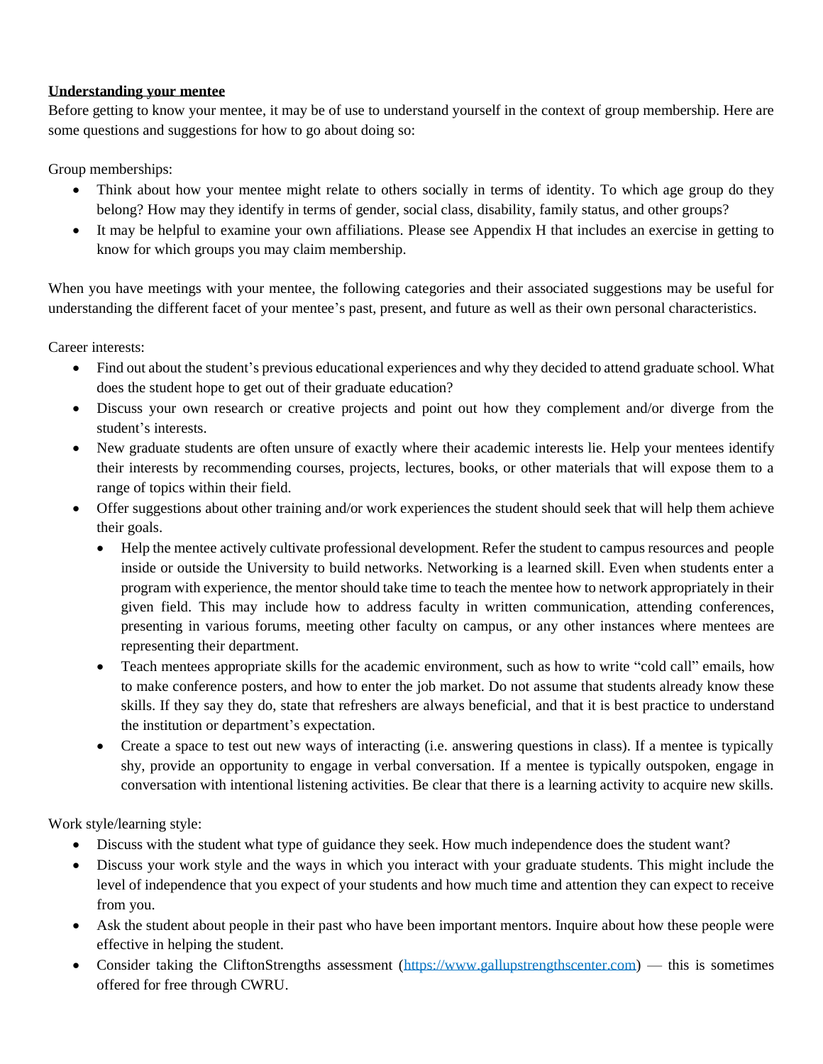**Understanding your mentee**

Before getting to know your mentee, it may be of use to understand yourself in the context of group membership. Here are some questions and suggestions for how to go about doing so:

Group memberships:

- Think about how your mentee might relate to others socially in terms of identity. To which age group do they belong? How may they identify in terms of gender, social class, disability, family status, and other groups?
- It may be helpful to examine your own affiliations. Please see Appendix H that includes an exercise in getting to know for which groups you may claim membership.

When you have meetings with your mentee, the following categories and their associated suggestions may be useful for understanding the different facet of your mentee's past, present, and future as well as their own personal characteristics.

Career interests:

- Find out about the student's previous educational experiences and why they decided to attend graduate school. What does the student hope to get out of their graduate education?
- Discuss your own research or creative projects and point out how they complement and/or diverge from the student's interests.
- New graduate students are often unsure of exactly where their academic interests lie. Help your mentees identify their interests by recommending courses, projects, lectures, books, or other materials that will expose them to a range of topics within their field.
- Offer suggestions about other training and/or work experiences the student should seek that will help them achieve their goals.
  - Help the mentee actively cultivate professional development. Refer the student to campus resources and people inside or outside the University to build networks. Networking is a learned skill. Even when students enter a program with experience, the mentor should take time to teach the mentee how to network appropriately in their given field. This may include how to address faculty in written communication, attending conferences, presenting in various forums, meeting other faculty on campus, or any other instances where mentees are representing their department.
  - Teach mentees appropriate skills for the academic environment, such as how to write "cold call" emails, how to make conference posters, and how to enter the job market. Do not assume that students already know these skills. If they say they do, state that refreshers are always beneficial, and that it is best practice to understand the institution or department's expectation.
  - Create a space to test out new ways of interacting (i.e. answering questions in class). If a mentee is typically shy, provide an opportunity to engage in verbal conversation. If a mentee is typically outspoken, engage in conversation with intentional listening activities. Be clear that there is a learning activity to acquire new skills.

Work style/learning style:

- Discuss with the student what type of guidance they seek. How much independence does the student want?
- Discuss your work style and the ways in which you interact with your graduate students. This might include the level of independence that you expect of your students and how much time and attention they can expect to receive from you.
- Ask the student about people in their past who have been important mentors. Inquire about how these people were effective in helping the student.
- Consider taking the CliftonStrengths assessment (https://www.gallupstrengthscenter.com) — this is sometimes offered for free through CWRU.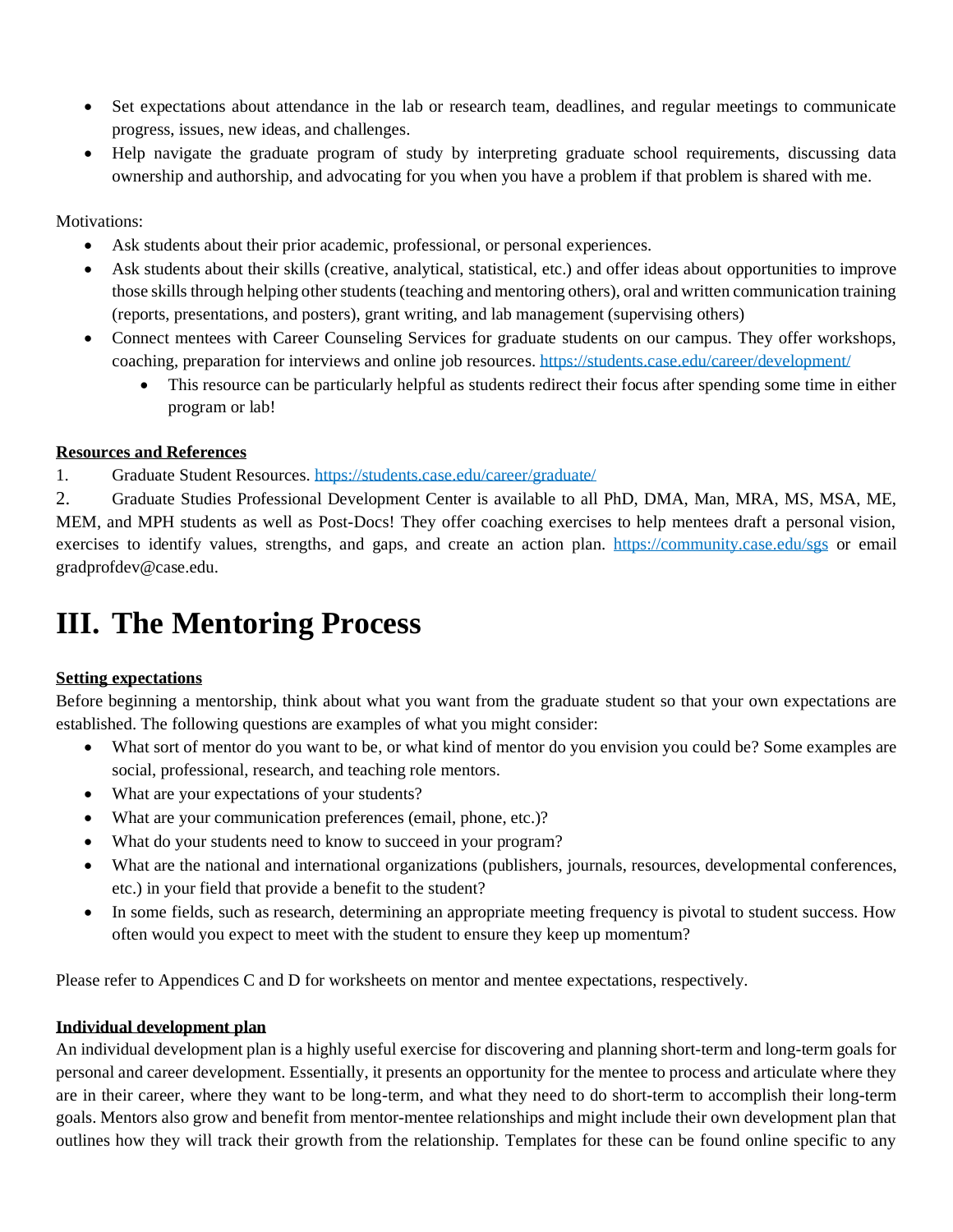- Set expectations about attendance in the lab or research team, deadlines, and regular meetings to communicate progress, issues, new ideas, and challenges.
- Help navigate the graduate program of study by interpreting graduate school requirements, discussing data ownership and authorship, and advocating for you when you have a problem if that problem is shared with me.

Motivations:

- Ask students about their prior academic, professional, or personal experiences.
- Ask students about their skills (creative, analytical, statistical, etc.) and offer ideas about opportunities to improve those skills through helping other students (teaching and mentoring others), oral and written communication training (reports, presentations, and posters), grant writing, and lab management (supervising others)
- Connect mentees with Career Counseling Services for graduate students on our campus. They offer workshops, coaching, preparation for interviews and online job resources. https://students.case.edu/career/development/
    - This resource can be particularly helpful as students redirect their focus after spending some time in either program or lab!

**Resources and References**

1. Graduate Student Resources. https://students.case.edu/career/graduate/
2. Graduate Studies Professional Development Center is available to all PhD, DMA, Man, MRA, MS, MSA, ME, MEM, and MPH students as well as Post-Docs! They offer coaching exercises to help mentees draft a personal vision, exercises to identify values, strengths, and gaps, and create an action plan. https://community.case.edu/sgs or email gradprofdev@case.edu.

# III. The Mentoring Process

**Setting expectations**

Before beginning a mentorship, think about what you want from the graduate student so that your own expectations are established. The following questions are examples of what you might consider:

- What sort of mentor do you want to be, or what kind of mentor do you envision you could be? Some examples are social, professional, research, and teaching role mentors.
- What are your expectations of your students?
- What are your communication preferences (email, phone, etc.)?
- What do your students need to know to succeed in your program?
- What are the national and international organizations (publishers, journals, resources, developmental conferences, etc.) in your field that provide a benefit to the student?
- In some fields, such as research, determining an appropriate meeting frequency is pivotal to student success. How often would you expect to meet with the student to ensure they keep up momentum?

Please refer to Appendices C and D for worksheets on mentor and mentee expectations, respectively.

**Individual development plan**

An individual development plan is a highly useful exercise for discovering and planning short-term and long-term goals for personal and career development. Essentially, it presents an opportunity for the mentee to process and articulate where they are in their career, where they want to be long-term, and what they need to do short-term to accomplish their long-term goals. Mentors also grow and benefit from mentor-mentee relationships and might include their own development plan that outlines how they will track their growth from the relationship. Templates for these can be found online specific to any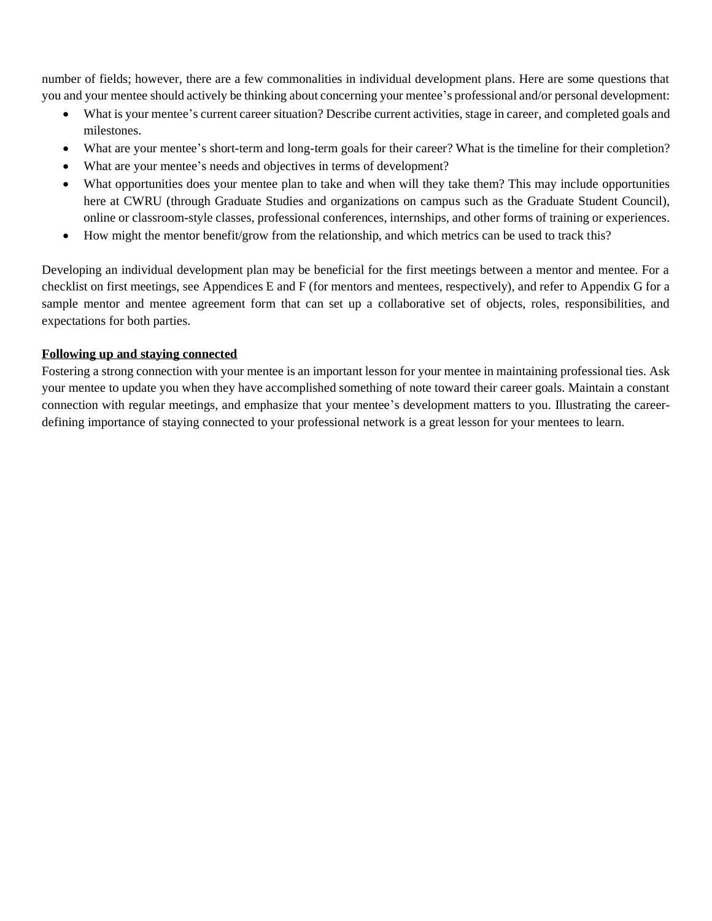number of fields; however, there are a few commonalities in individual development plans. Here are some questions that you and your mentee should actively be thinking about concerning your mentee's professional and/or personal development:

- What is your mentee's current career situation? Describe current activities, stage in career, and completed goals and milestones.
- What are your mentee's short-term and long-term goals for their career? What is the timeline for their completion?
- What are your mentee's needs and objectives in terms of development?
- What opportunities does your mentee plan to take and when will they take them? This may include opportunities here at CWRU (through Graduate Studies and organizations on campus such as the Graduate Student Council), online or classroom-style classes, professional conferences, internships, and other forms of training or experiences.
- How might the mentor benefit/grow from the relationship, and which metrics can be used to track this?

Developing an individual development plan may be beneficial for the first meetings between a mentor and mentee. For a checklist on first meetings, see Appendices E and F (for mentors and mentees, respectively), and refer to Appendix G for a sample mentor and mentee agreement form that can set up a collaborative set of objects, roles, responsibilities, and expectations for both parties.

**Following up and staying connected**

Fostering a strong connection with your mentee is an important lesson for your mentee in maintaining professional ties. Ask your mentee to update you when they have accomplished something of note toward their career goals. Maintain a constant connection with regular meetings, and emphasize that your mentee's development matters to you. Illustrating the career-defining importance of staying connected to your professional network is a great lesson for your mentees to learn.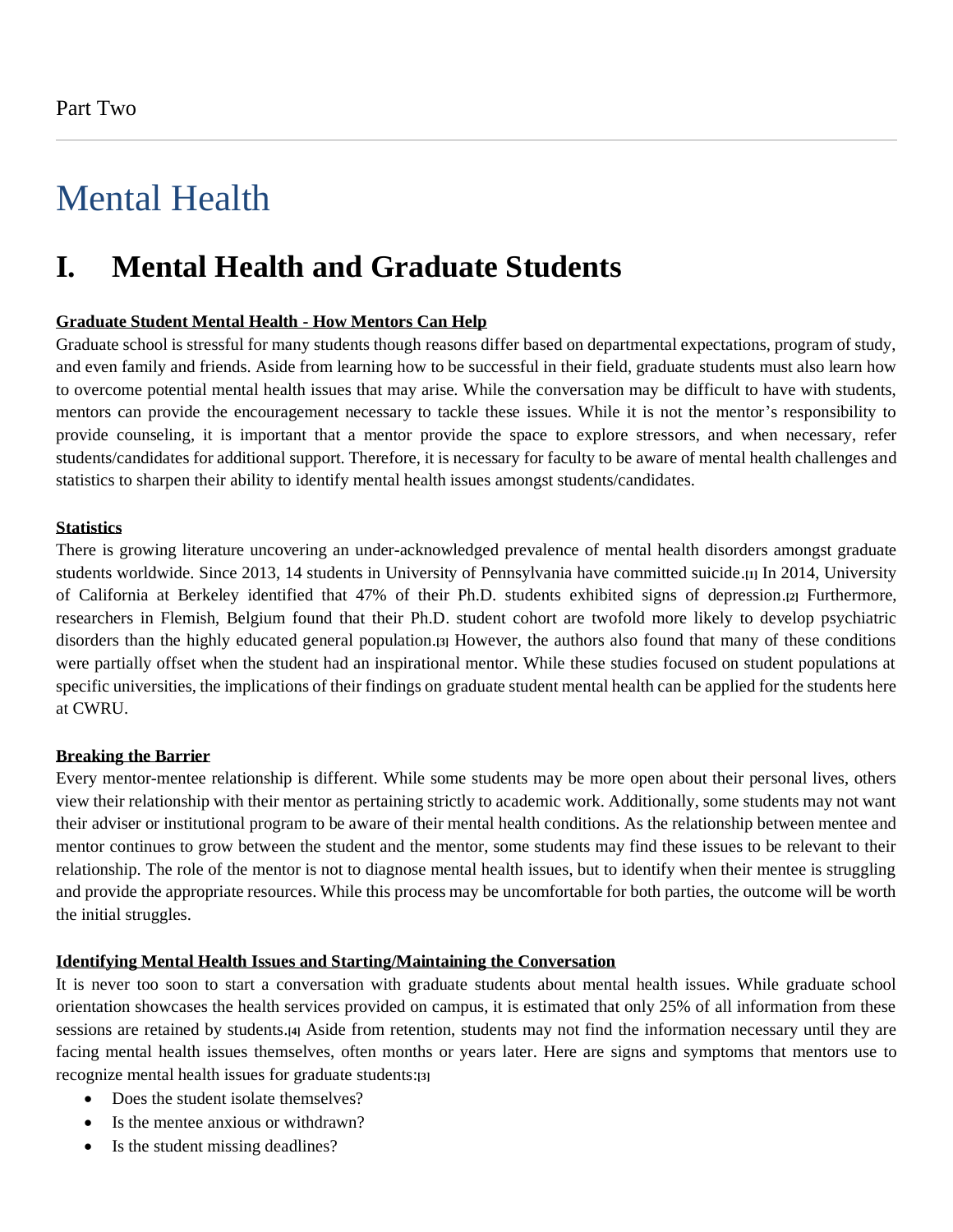Part Two

# Mental Health

## I. Mental Health and Graduate Students

**Graduate Student Mental Health - How Mentors Can Help**

Graduate school is stressful for many students though reasons differ based on departmental expectations, program of study, and even family and friends. Aside from learning how to be successful in their field, graduate students must also learn how to overcome potential mental health issues that may arise. While the conversation may be difficult to have with students, mentors can provide the encouragement necessary to tackle these issues. While it is not the mentor's responsibility to provide counseling, it is important that a mentor provide the space to explore stressors, and when necessary, refer students/candidates for additional support. Therefore, it is necessary for faculty to be aware of mental health challenges and statistics to sharpen their ability to identify mental health issues amongst students/candidates.

**Statistics**

There is growing literature uncovering an under-acknowledged prevalence of mental health disorders amongst graduate students worldwide. Since 2013, 14 students in University of Pennsylvania have committed suicide.[1] In 2014, University of California at Berkeley identified that 47% of their Ph.D. students exhibited signs of depression.[2] Furthermore, researchers in Flemish, Belgium found that their Ph.D. student cohort are twofold more likely to develop psychiatric disorders than the highly educated general population.[3] However, the authors also found that many of these conditions were partially offset when the student had an inspirational mentor. While these studies focused on student populations at specific universities, the implications of their findings on graduate student mental health can be applied for the students here at CWRU.

**Breaking the Barrier**

Every mentor-mentee relationship is different. While some students may be more open about their personal lives, others view their relationship with their mentor as pertaining strictly to academic work. Additionally, some students may not want their adviser or institutional program to be aware of their mental health conditions. As the relationship between mentee and mentor continues to grow between the student and the mentor, some students may find these issues to be relevant to their relationship. The role of the mentor is not to diagnose mental health issues, but to identify when their mentee is struggling and provide the appropriate resources. While this process may be uncomfortable for both parties, the outcome will be worth the initial struggles.

**Identifying Mental Health Issues and Starting/Maintaining the Conversation**

It is never too soon to start a conversation with graduate students about mental health issues. While graduate school orientation showcases the health services provided on campus, it is estimated that only 25% of all information from these sessions are retained by students.[4] Aside from retention, students may not find the information necessary until they are facing mental health issues themselves, often months or years later. Here are signs and symptoms that mentors use to recognize mental health issues for graduate students:[3]

- Does the student isolate themselves?
- Is the mentee anxious or withdrawn?
- Is the student missing deadlines?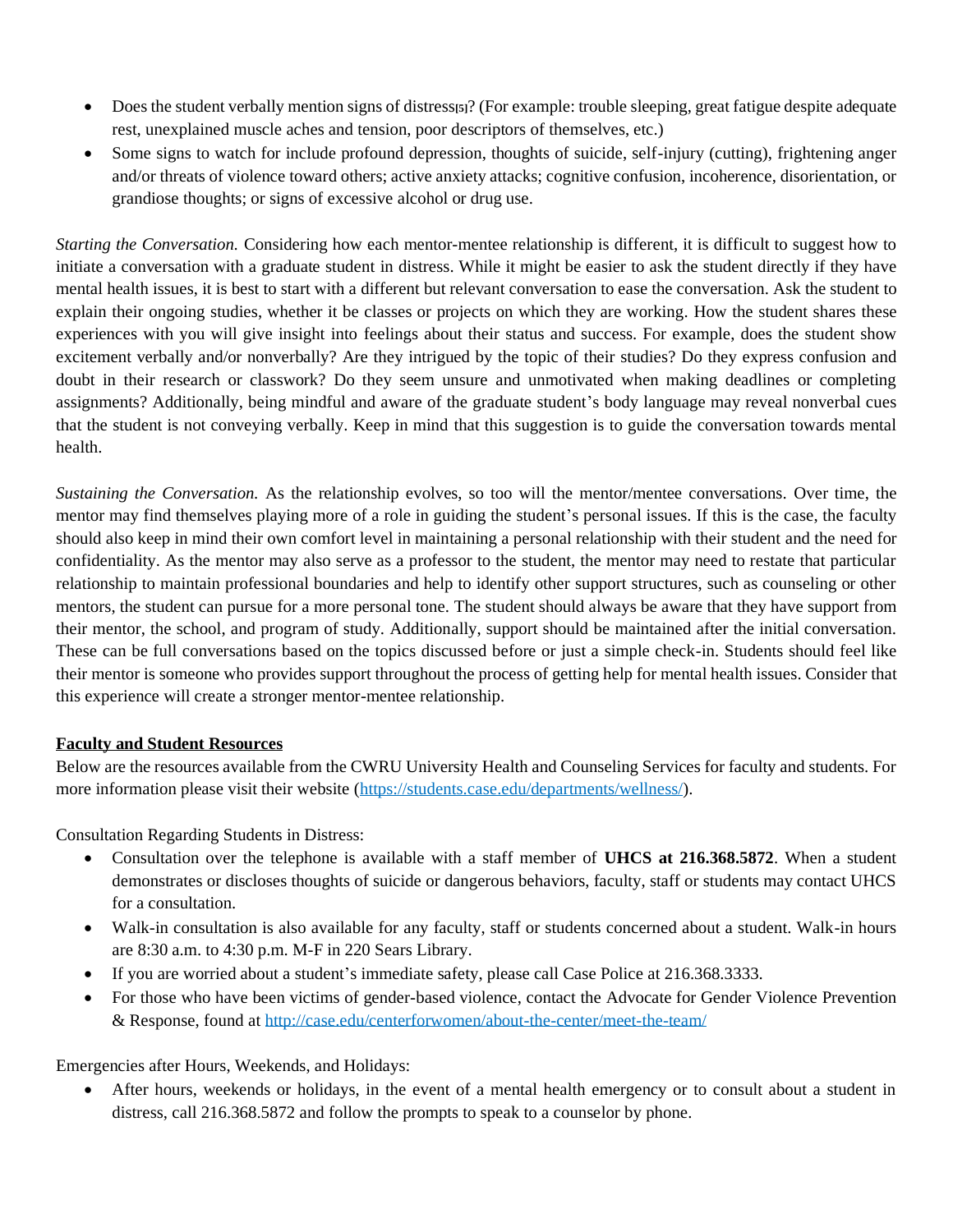- Does the student verbally mention signs of distress[5]? (For example: trouble sleeping, great fatigue despite adequate rest, unexplained muscle aches and tension, poor descriptors of themselves, etc.)
- Some signs to watch for include profound depression, thoughts of suicide, self-injury (cutting), frightening anger and/or threats of violence toward others; active anxiety attacks; cognitive confusion, incoherence, disorientation, or grandiose thoughts; or signs of excessive alcohol or drug use.

*Starting the Conversation.* Considering how each mentor-mentee relationship is different, it is difficult to suggest how to initiate a conversation with a graduate student in distress. While it might be easier to ask the student directly if they have mental health issues, it is best to start with a different but relevant conversation to ease the conversation. Ask the student to explain their ongoing studies, whether it be classes or projects on which they are working. How the student shares these experiences with you will give insight into feelings about their status and success. For example, does the student show excitement verbally and/or nonverbally? Are they intrigued by the topic of their studies? Do they express confusion and doubt in their research or classwork? Do they seem unsure and unmotivated when making deadlines or completing assignments? Additionally, being mindful and aware of the graduate student's body language may reveal nonverbal cues that the student is not conveying verbally. Keep in mind that this suggestion is to guide the conversation towards mental health.

*Sustaining the Conversation.* As the relationship evolves, so too will the mentor/mentee conversations. Over time, the mentor may find themselves playing more of a role in guiding the student's personal issues. If this is the case, the faculty should also keep in mind their own comfort level in maintaining a personal relationship with their student and the need for confidentiality. As the mentor may also serve as a professor to the student, the mentor may need to restate that particular relationship to maintain professional boundaries and help to identify other support structures, such as counseling or other mentors, the student can pursue for a more personal tone. The student should always be aware that they have support from their mentor, the school, and program of study. Additionally, support should be maintained after the initial conversation. These can be full conversations based on the topics discussed before or just a simple check-in. Students should feel like their mentor is someone who provides support throughout the process of getting help for mental health issues. Consider that this experience will create a stronger mentor-mentee relationship.

**Faculty and Student Resources**

Below are the resources available from the CWRU University Health and Counseling Services for faculty and students. For more information please visit their website (https://students.case.edu/departments/wellness/).

Consultation Regarding Students in Distress:

- Consultation over the telephone is available with a staff member of **UHCS at 216.368.5872**. When a student demonstrates or discloses thoughts of suicide or dangerous behaviors, faculty, staff or students may contact UHCS for a consultation.
- Walk-in consultation is also available for any faculty, staff or students concerned about a student. Walk-in hours are 8:30 a.m. to 4:30 p.m. M-F in 220 Sears Library.
- If you are worried about a student's immediate safety, please call Case Police at 216.368.3333.
- For those who have been victims of gender-based violence, contact the Advocate for Gender Violence Prevention & Response, found at http://case.edu/centerforwomen/about-the-center/meet-the-team/

Emergencies after Hours, Weekends, and Holidays:

- After hours, weekends or holidays, in the event of a mental health emergency or to consult about a student in distress, call 216.368.5872 and follow the prompts to speak to a counselor by phone.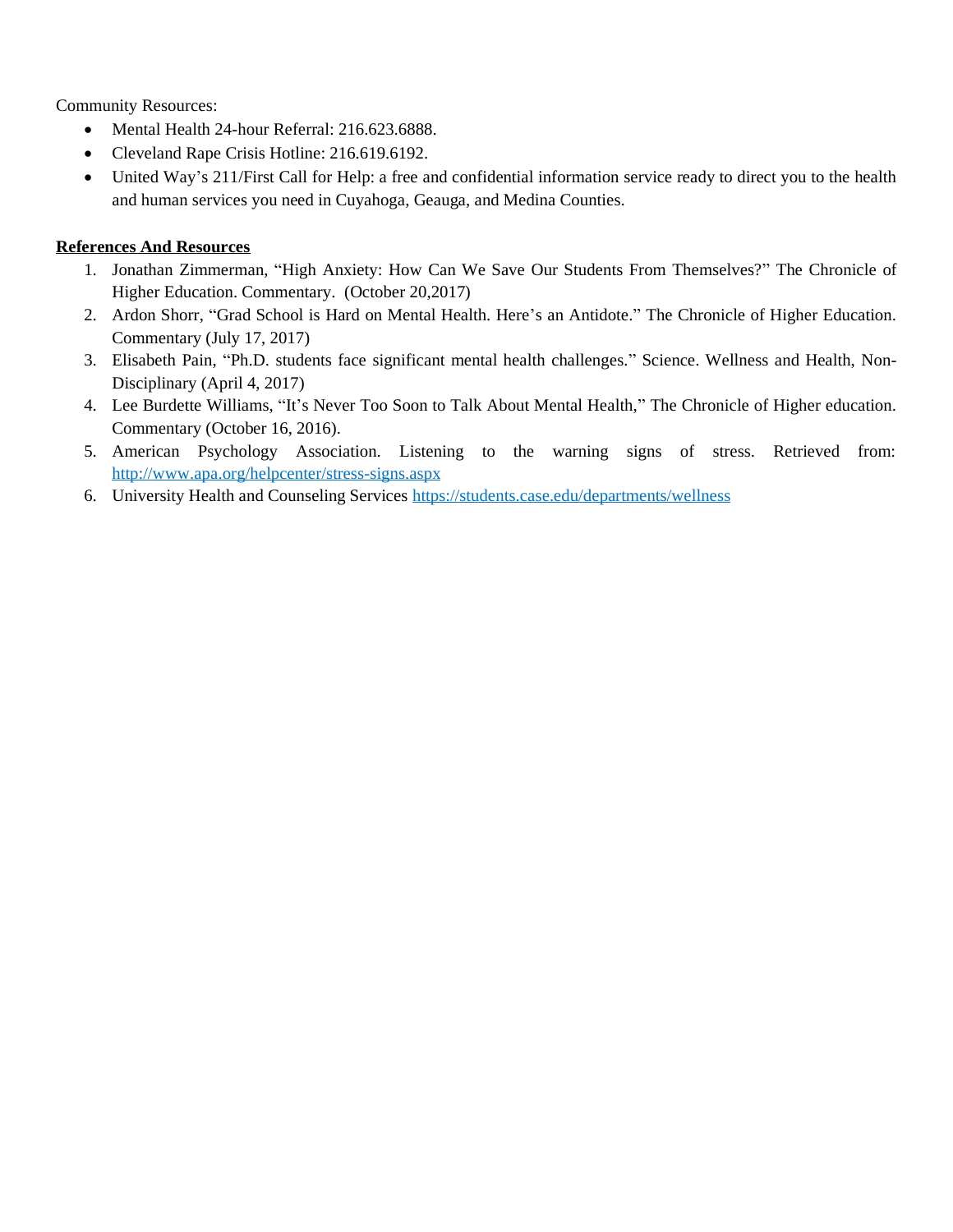Community Resources:

- Mental Health 24-hour Referral: 216.623.6888.
- Cleveland Rape Crisis Hotline: 216.619.6192.
- United Way's 211/First Call for Help: a free and confidential information service ready to direct you to the health and human services you need in Cuyahoga, Geauga, and Medina Counties.

**References And Resources**

1. Jonathan Zimmerman, "High Anxiety: How Can We Save Our Students From Themselves?" The Chronicle of Higher Education. Commentary. (October 20,2017)
2. Ardon Shorr, "Grad School is Hard on Mental Health. Here's an Antidote." The Chronicle of Higher Education. Commentary (July 17, 2017)
3. Elisabeth Pain, "Ph.D. students face significant mental health challenges." Science. Wellness and Health, Non-Disciplinary (April 4, 2017)
4. Lee Burdette Williams, "It's Never Too Soon to Talk About Mental Health," The Chronicle of Higher education. Commentary (October 16, 2016).
5. American Psychology Association. Listening to the warning signs of stress. Retrieved from: [http://www.apa.org/helpcenter/stress-signs.aspx](http://www.apa.org/helpcenter/stress-signs.aspx)
6. University Health and Counseling Services [https://students.case.edu/departments/wellness](https://students.case.edu/departments/wellness)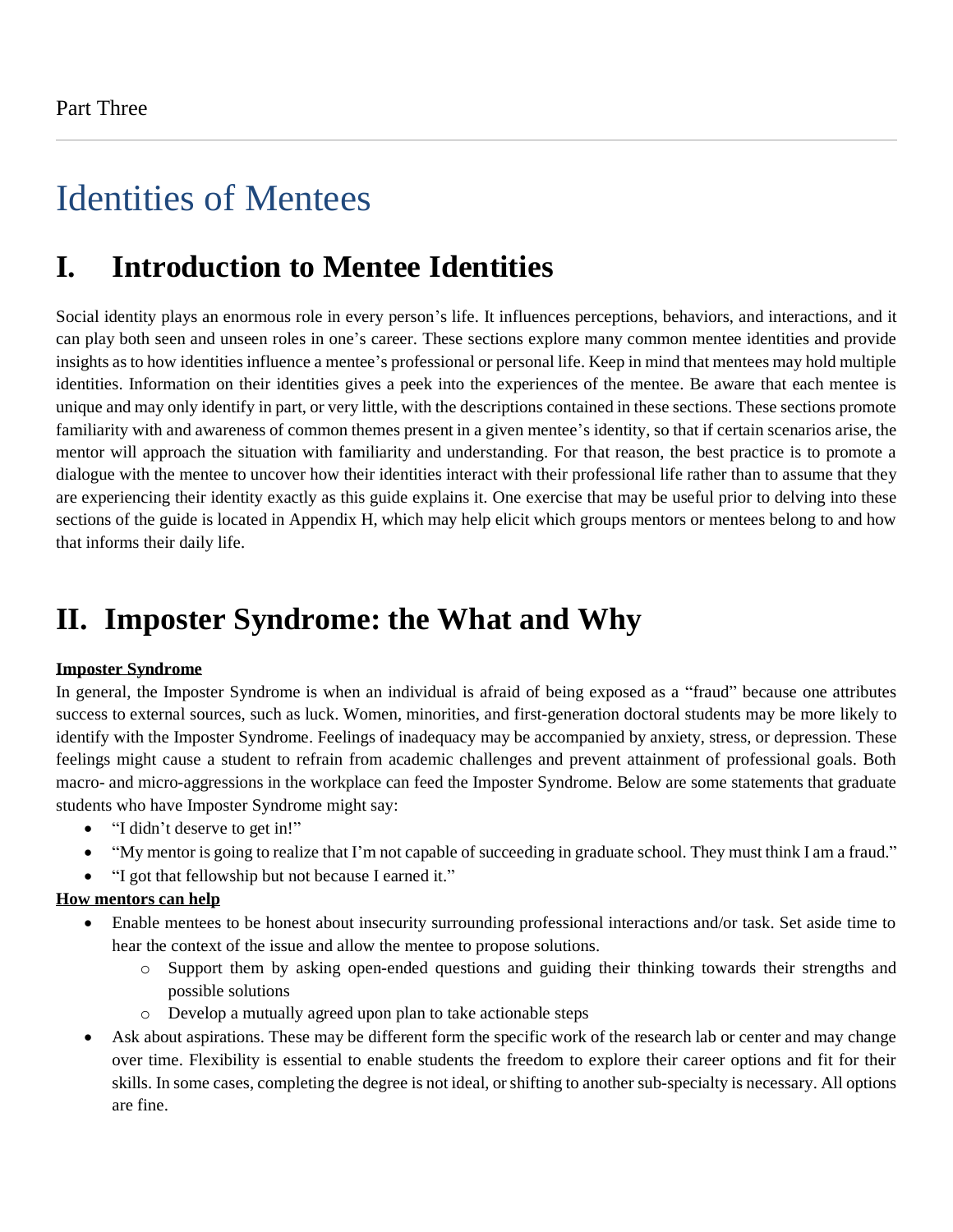Part Three

# Identities of Mentees

## I. Introduction to Mentee Identities

Social identity plays an enormous role in every person's life. It influences perceptions, behaviors, and interactions, and it can play both seen and unseen roles in one's career. These sections explore many common mentee identities and provide insights as to how identities influence a mentee's professional or personal life. Keep in mind that mentees may hold multiple identities. Information on their identities gives a peek into the experiences of the mentee. Be aware that each mentee is unique and may only identify in part, or very little, with the descriptions contained in these sections. These sections promote familiarity with and awareness of common themes present in a given mentee's identity, so that if certain scenarios arise, the mentor will approach the situation with familiarity and understanding. For that reason, the best practice is to promote a dialogue with the mentee to uncover how their identities interact with their professional life rather than to assume that they are experiencing their identity exactly as this guide explains it. One exercise that may be useful prior to delving into these sections of the guide is located in Appendix H, which may help elicit which groups mentors or mentees belong to and how that informs their daily life.

## II. Imposter Syndrome: the What and Why

**Imposter Syndrome**

In general, the Imposter Syndrome is when an individual is afraid of being exposed as a "fraud" because one attributes success to external sources, such as luck. Women, minorities, and first-generation doctoral students may be more likely to identify with the Imposter Syndrome. Feelings of inadequacy may be accompanied by anxiety, stress, or depression. These feelings might cause a student to refrain from academic challenges and prevent attainment of professional goals. Both macro- and micro-aggressions in the workplace can feed the Imposter Syndrome. Below are some statements that graduate students who have Imposter Syndrome might say:

- "I didn't deserve to get in!"
- "My mentor is going to realize that I'm not capable of succeeding in graduate school. They must think I am a fraud."
- "I got that fellowship but not because I earned it."

**How mentors can help**

- Enable mentees to be honest about insecurity surrounding professional interactions and/or task. Set aside time to hear the context of the issue and allow the mentee to propose solutions.
  - Support them by asking open-ended questions and guiding their thinking towards their strengths and possible solutions
  - Develop a mutually agreed upon plan to take actionable steps
- Ask about aspirations. These may be different form the specific work of the research lab or center and may change over time. Flexibility is essential to enable students the freedom to explore their career options and fit for their skills. In some cases, completing the degree is not ideal, or shifting to another sub-specialty is necessary. All options are fine.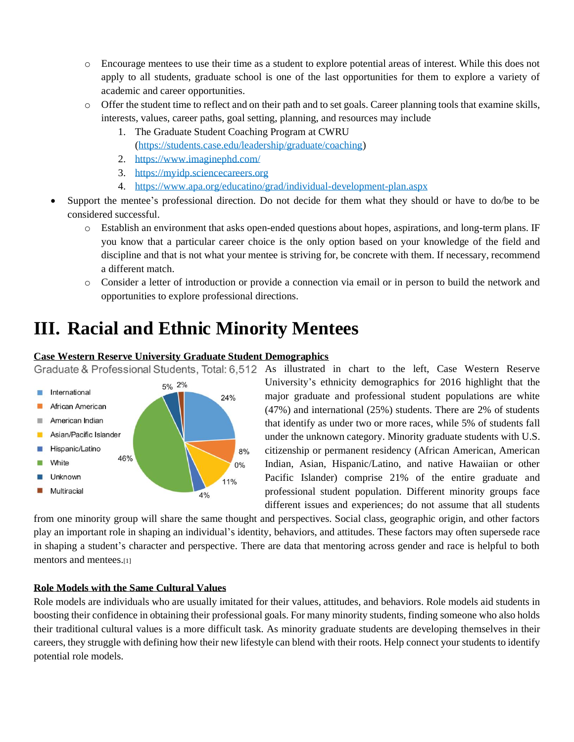- Encourage mentees to use their time as a student to explore potential areas of interest. While this does not apply to all students, graduate school is one of the last opportunities for them to explore a variety of academic and career opportunities.
- Offer the student time to reflect and on their path and to set goals. Career planning tools that examine skills, interests, values, career paths, goal setting, planning, and resources may include
  1. The Graduate Student Coaching Program at CWRU (https://students.case.edu/leadership/graduate/coaching)
  2. https://www.imaginephd.com/
  3. https://myidp.sciencecareers.org
  4. https://www.apa.org/educatino/grad/individual-development-plan.aspx

- Support the mentee's professional direction. Do not decide for them what they should or have to do/be to be considered successful.
  - Establish an environment that asks open-ended questions about hopes, aspirations, and long-term plans. IF you know that a particular career choice is the only option based on your knowledge of the field and discipline and that is not what your mentee is striving for, be concrete with them. If necessary, recommend a different match.
  - Consider a letter of introduction or provide a connection via email or in person to build the network and opportunities to explore professional directions.

# III. Racial and Ethnic Minority Mentees

**Case Western Reserve University Graduate Student Demographics**

Graduate & Professional Students, Total: 6,512

| Group | Percentage |
|---|---|
| International | 24% |
| African American | 8% |
| American Indian | 0% |
| Asian/Pacific Islander | 11% |
| Hispanic/Latino | 4% |
| White | 46% |
| Unknown | 5% |
| Multiracial | 2% |

As illustrated in chart to the left, Case Western Reserve University's ethnicity demographics for 2016 highlight that the major graduate and professional student populations are white (47%) and international (25%) students. There are 2% of students that identify as under two or more races, while 5% of students fall under the unknown category. Minority graduate students with U.S. citizenship or permanent residency (African American, American Indian, Asian, Hispanic/Latino, and native Hawaiian or other Pacific Islander) comprise 21% of the entire graduate and professional student population. Different minority groups face different issues and experiences; do not assume that all students from one minority group will share the same thought and perspectives. Social class, geographic origin, and other factors play an important role in shaping an individual's identity, behaviors, and attitudes. These factors may often supersede race in shaping a student's character and perspective. There are data that mentoring across gender and race is helpful to both mentors and mentees.[1]

**Role Models with the Same Cultural Values**

Role models are individuals who are usually imitated for their values, attitudes, and behaviors. Role models aid students in boosting their confidence in obtaining their professional goals. For many minority students, finding someone who also holds their traditional cultural values is a more difficult task. As minority graduate students are developing themselves in their careers, they struggle with defining how their new lifestyle can blend with their roots. Help connect your students to identify potential role models.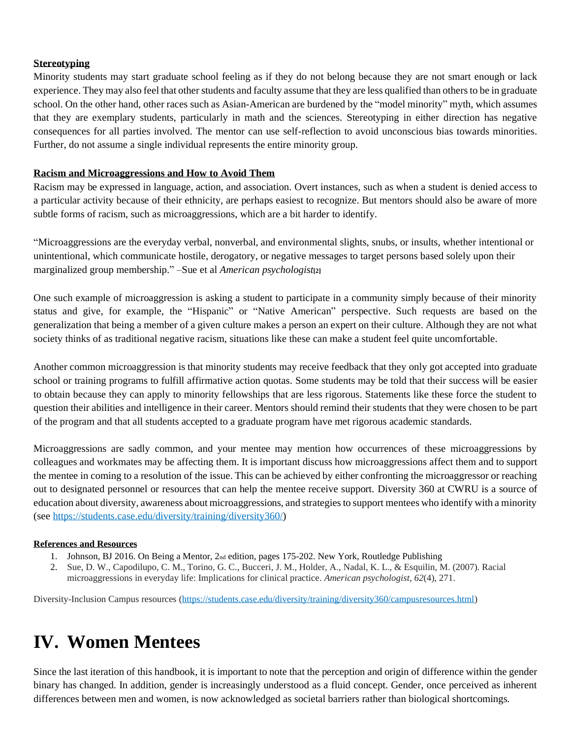**Stereotyping**

Minority students may start graduate school feeling as if they do not belong because they are not smart enough or lack experience. They may also feel that other students and faculty assume that they are less qualified than others to be in graduate school. On the other hand, other races such as Asian-American are burdened by the "model minority" myth, which assumes that they are exemplary students, particularly in math and the sciences. Stereotyping in either direction has negative consequences for all parties involved. The mentor can use self-reflection to avoid unconscious bias towards minorities. Further, do not assume a single individual represents the entire minority group.

**Racism and Microaggressions and How to Avoid Them**

Racism may be expressed in language, action, and association. Overt instances, such as when a student is denied access to a particular activity because of their ethnicity, are perhaps easiest to recognize. But mentors should also be aware of more subtle forms of racism, such as microaggressions, which are a bit harder to identify.

"Microaggressions are the everyday verbal, nonverbal, and environmental slights, snubs, or insults, whether intentional or unintentional, which communicate hostile, derogatory, or negative messages to target persons based solely upon their marginalized group membership." –Sue et al *American psychologist*[2]

One such example of microaggression is asking a student to participate in a community simply because of their minority status and give, for example, the "Hispanic" or "Native American" perspective. Such requests are based on the generalization that being a member of a given culture makes a person an expert on their culture. Although they are not what society thinks of as traditional negative racism, situations like these can make a student feel quite uncomfortable.

Another common microaggression is that minority students may receive feedback that they only got accepted into graduate school or training programs to fulfill affirmative action quotas. Some students may be told that their success will be easier to obtain because they can apply to minority fellowships that are less rigorous. Statements like these force the student to question their abilities and intelligence in their career. Mentors should remind their students that they were chosen to be part of the program and that all students accepted to a graduate program have met rigorous academic standards.

Microaggressions are sadly common, and your mentee may mention how occurrences of these microaggressions by colleagues and workmates may be affecting them. It is important discuss how microaggressions affect them and to support the mentee in coming to a resolution of the issue. This can be achieved by either confronting the microaggressor or reaching out to designated personnel or resources that can help the mentee receive support. Diversity 360 at CWRU is a source of education about diversity, awareness about microaggressions, and strategies to support mentees who identify with a minority (see https://students.case.edu/diversity/training/diversity360/)

**References and Resources**

1. Johnson, BJ 2016. On Being a Mentor, 2nd edition, pages 175-202. New York, Routledge Publishing
2. Sue, D. W., Capodilupo, C. M., Torino, G. C., Bucceri, J. M., Holder, A., Nadal, K. L., & Esquilin, M. (2007). Racial microaggressions in everyday life: Implications for clinical practice. *American psychologist*, *62*(4), 271.

Diversity-Inclusion Campus resources (https://students.case.edu/diversity/training/diversity360/campusresources.html)

# IV. Women Mentees

Since the last iteration of this handbook, it is important to note that the perception and origin of difference within the gender binary has changed. In addition, gender is increasingly understood as a fluid concept. Gender, once perceived as inherent differences between men and women, is now acknowledged as societal barriers rather than biological shortcomings.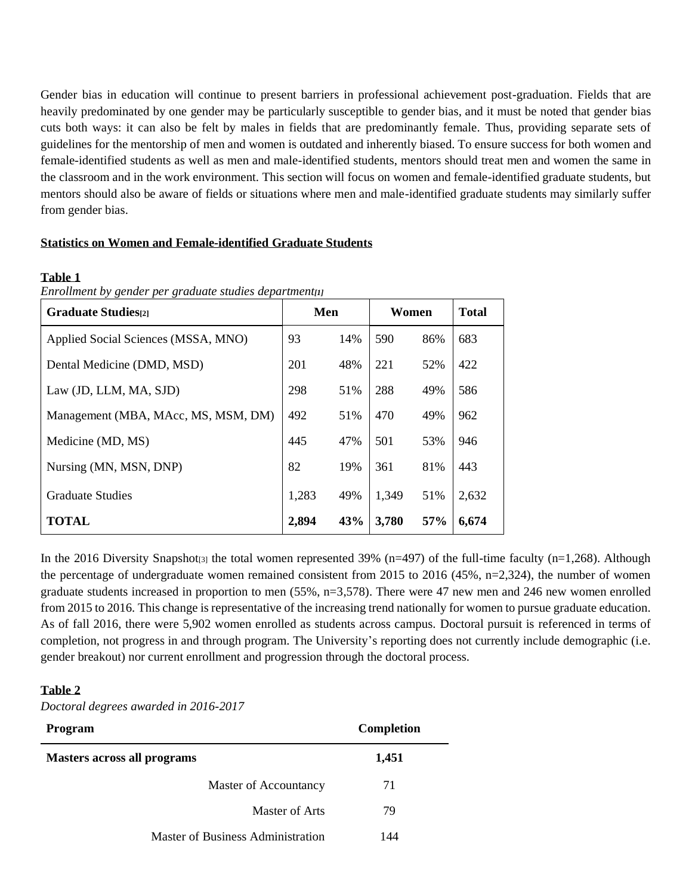Gender bias in education will continue to present barriers in professional achievement post-graduation. Fields that are heavily predominated by one gender may be particularly susceptible to gender bias, and it must be noted that gender bias cuts both ways: it can also be felt by males in fields that are predominantly female. Thus, providing separate sets of guidelines for the mentorship of men and women is outdated and inherently biased. To ensure success for both women and female-identified students as well as men and male-identified students, mentors should treat men and women the same in the classroom and in the work environment. This section will focus on women and female-identified graduate students, but mentors should also be aware of fields or situations where men and male-identified graduate students may similarly suffer from gender bias.

**Statistics on Women and Female-identified Graduate Students**

**Table 1**

*Enrollment by gender per graduate studies department[1]*

| **Graduate Studies[2]** | **Men** | | **Women** | | **Total** |
|---|---|---|---|---|---|
| Applied Social Sciences (MSSA, MNO) | 93 | 14% | 590 | 86% | 683 |
| Dental Medicine (DMD, MSD) | 201 | 48% | 221 | 52% | 422 |
| Law (JD, LLM, MA, SJD) | 298 | 51% | 288 | 49% | 586 |
| Management (MBA, MAcc, MS, MSM, DM) | 492 | 51% | 470 | 49% | 962 |
| Medicine (MD, MS) | 445 | 47% | 501 | 53% | 946 |
| Nursing (MN, MSN, DNP) | 82 | 19% | 361 | 81% | 443 |
| Graduate Studies | 1,283 | 49% | 1,349 | 51% | 2,632 |
| **TOTAL** | **2,894** | **43%** | **3,780** | **57%** | **6,674** |

In the 2016 Diversity Snapshot[3] the total women represented 39% (n=497) of the full-time faculty (n=1,268). Although the percentage of undergraduate women remained consistent from 2015 to 2016 (45%, n=2,324), the number of women graduate students increased in proportion to men (55%, n=3,578). There were 47 new men and 246 new women enrolled from 2015 to 2016. This change is representative of the increasing trend nationally for women to pursue graduate education. As of fall 2016, there were 5,902 women enrolled as students across campus. Doctoral pursuit is referenced in terms of completion, not progress in and through program. The University's reporting does not currently include demographic (i.e. gender breakout) nor current enrollment and progression through the doctoral process.

**Table 2**

*Doctoral degrees awarded in 2016-2017*

| **Program** | **Completion** |
|---|---|
| **Masters across all programs** | **1,451** |
| Master of Accountancy | 71 |
| Master of Arts | 79 |
| Master of Business Administration | 144 |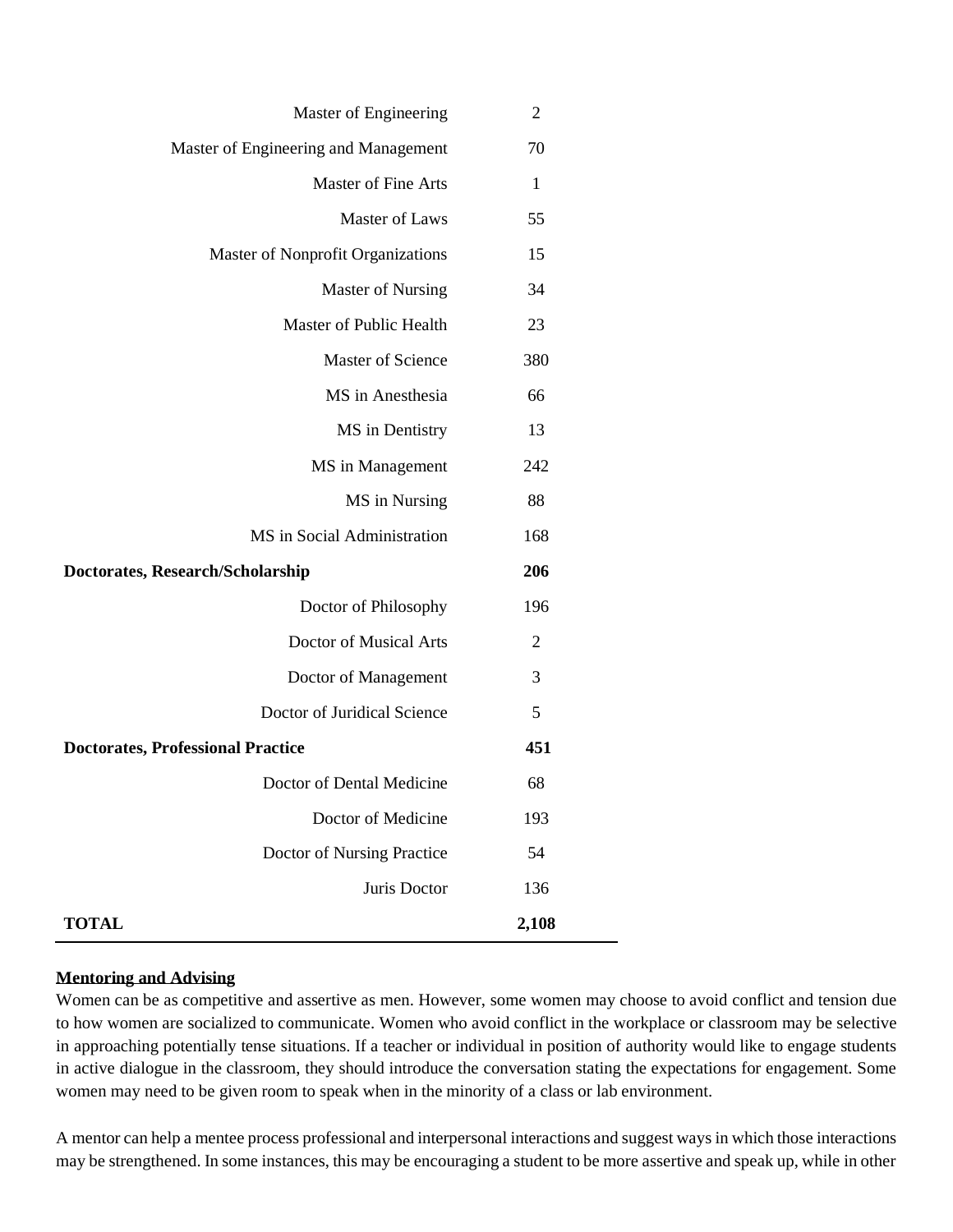| | |
|---|---|
| Master of Engineering | 2 |
| Master of Engineering and Management | 70 |
| Master of Fine Arts | 1 |
| Master of Laws | 55 |
| Master of Nonprofit Organizations | 15 |
| Master of Nursing | 34 |
| Master of Public Health | 23 |
| Master of Science | 380 |
| MS in Anesthesia | 66 |
| MS in Dentistry | 13 |
| MS in Management | 242 |
| MS in Nursing | 88 |
| MS in Social Administration | 168 |
| **Doctorates, Research/Scholarship** | **206** |
| Doctor of Philosophy | 196 |
| Doctor of Musical Arts | 2 |
| Doctor of Management | 3 |
| Doctor of Juridical Science | 5 |
| **Doctorates, Professional Practice** | **451** |
| Doctor of Dental Medicine | 68 |
| Doctor of Medicine | 193 |
| Doctor of Nursing Practice | 54 |
| Juris Doctor | 136 |
| **TOTAL** | **2,108** |

**Mentoring and Advising**

Women can be as competitive and assertive as men. However, some women may choose to avoid conflict and tension due to how women are socialized to communicate. Women who avoid conflict in the workplace or classroom may be selective in approaching potentially tense situations. If a teacher or individual in position of authority would like to engage students in active dialogue in the classroom, they should introduce the conversation stating the expectations for engagement. Some women may need to be given room to speak when in the minority of a class or lab environment.

A mentor can help a mentee process professional and interpersonal interactions and suggest ways in which those interactions may be strengthened. In some instances, this may be encouraging a student to be more assertive and speak up, while in other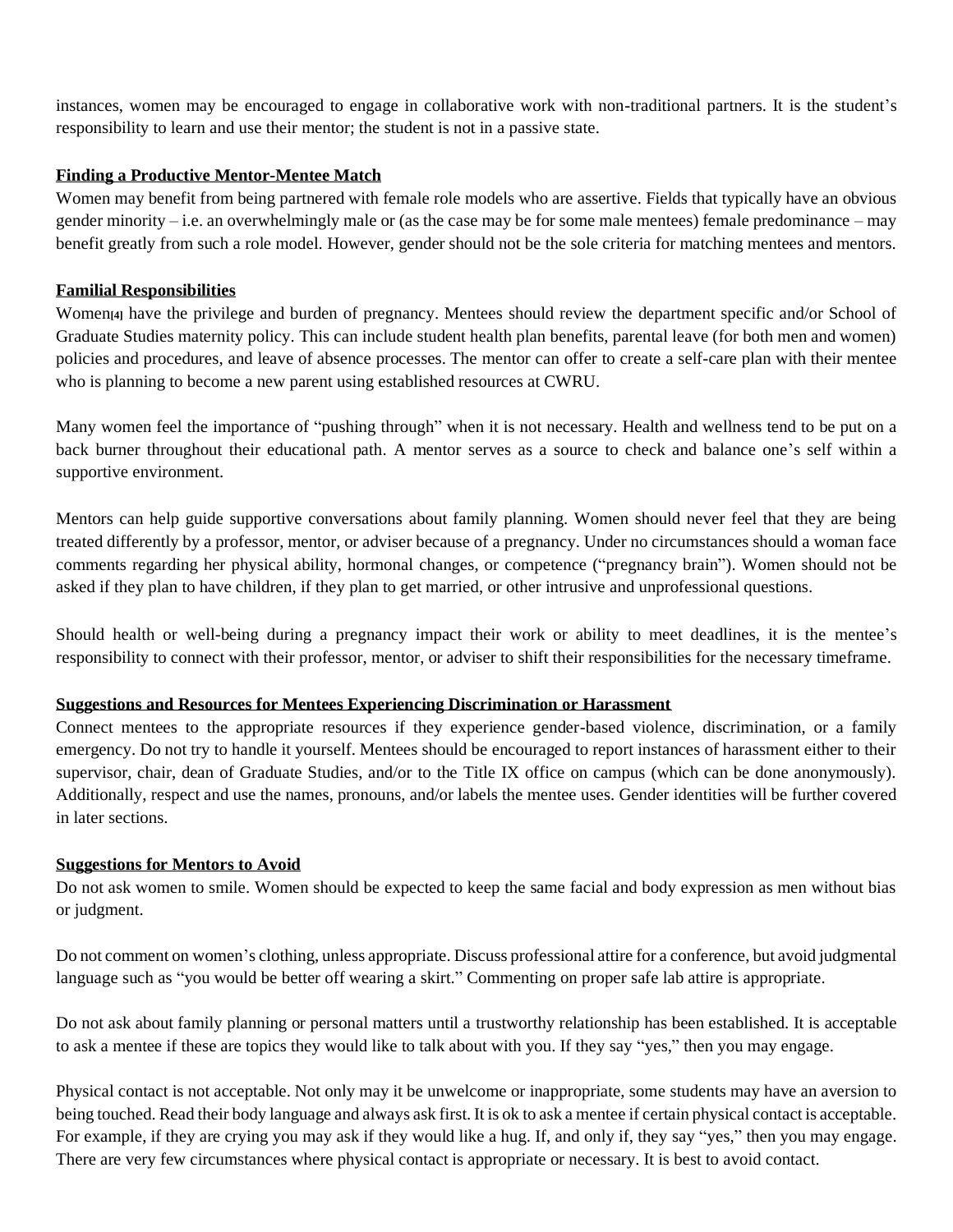instances, women may be encouraged to engage in collaborative work with non-traditional partners. It is the student's responsibility to learn and use their mentor; the student is not in a passive state.

**Finding a Productive Mentor-Mentee Match**

Women may benefit from being partnered with female role models who are assertive. Fields that typically have an obvious gender minority – i.e. an overwhelmingly male or (as the case may be for some male mentees) female predominance – may benefit greatly from such a role model. However, gender should not be the sole criteria for matching mentees and mentors.

**Familial Responsibilities**

Women[4] have the privilege and burden of pregnancy. Mentees should review the department specific and/or School of Graduate Studies maternity policy. This can include student health plan benefits, parental leave (for both men and women) policies and procedures, and leave of absence processes. The mentor can offer to create a self-care plan with their mentee who is planning to become a new parent using established resources at CWRU.

Many women feel the importance of "pushing through" when it is not necessary. Health and wellness tend to be put on a back burner throughout their educational path. A mentor serves as a source to check and balance one's self within a supportive environment.

Mentors can help guide supportive conversations about family planning. Women should never feel that they are being treated differently by a professor, mentor, or adviser because of a pregnancy. Under no circumstances should a woman face comments regarding her physical ability, hormonal changes, or competence ("pregnancy brain"). Women should not be asked if they plan to have children, if they plan to get married, or other intrusive and unprofessional questions.

Should health or well-being during a pregnancy impact their work or ability to meet deadlines, it is the mentee's responsibility to connect with their professor, mentor, or adviser to shift their responsibilities for the necessary timeframe.

**Suggestions and Resources for Mentees Experiencing Discrimination or Harassment**

Connect mentees to the appropriate resources if they experience gender-based violence, discrimination, or a family emergency. Do not try to handle it yourself. Mentees should be encouraged to report instances of harassment either to their supervisor, chair, dean of Graduate Studies, and/or to the Title IX office on campus (which can be done anonymously). Additionally, respect and use the names, pronouns, and/or labels the mentee uses. Gender identities will be further covered in later sections.

**Suggestions for Mentors to Avoid**

Do not ask women to smile. Women should be expected to keep the same facial and body expression as men without bias or judgment.

Do not comment on women's clothing, unless appropriate. Discuss professional attire for a conference, but avoid judgmental language such as "you would be better off wearing a skirt." Commenting on proper safe lab attire is appropriate.

Do not ask about family planning or personal matters until a trustworthy relationship has been established. It is acceptable to ask a mentee if these are topics they would like to talk about with you. If they say "yes," then you may engage.

Physical contact is not acceptable. Not only may it be unwelcome or inappropriate, some students may have an aversion to being touched. Read their body language and always ask first. It is ok to ask a mentee if certain physical contact is acceptable. For example, if they are crying you may ask if they would like a hug. If, and only if, they say "yes," then you may engage. There are very few circumstances where physical contact is appropriate or necessary. It is best to avoid contact.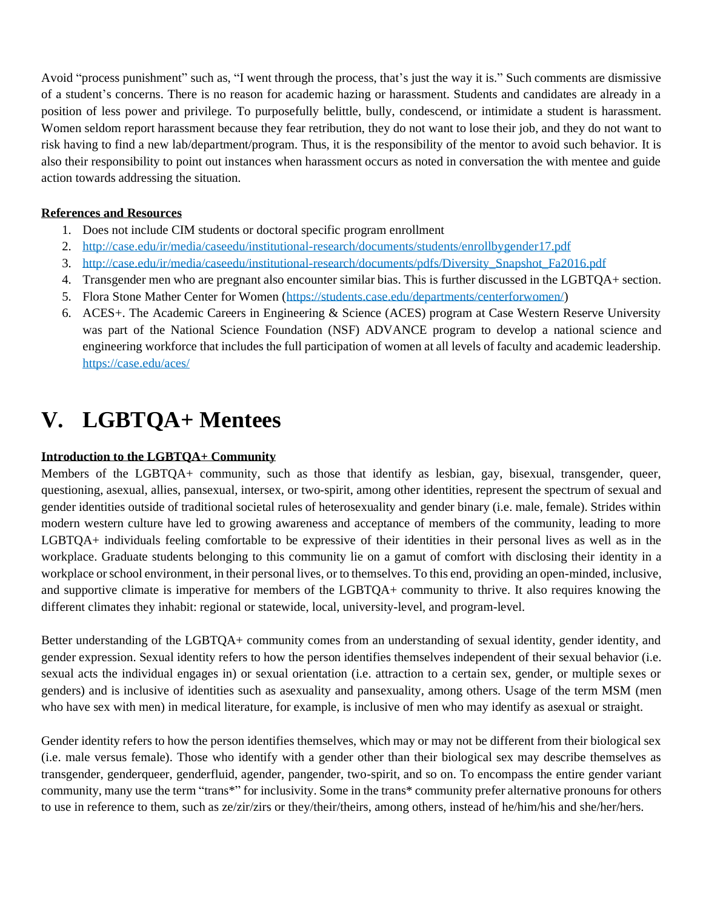Avoid "process punishment" such as, "I went through the process, that's just the way it is." Such comments are dismissive of a student's concerns. There is no reason for academic hazing or harassment. Students and candidates are already in a position of less power and privilege. To purposefully belittle, bully, condescend, or intimidate a student is harassment. Women seldom report harassment because they fear retribution, they do not want to lose their job, and they do not want to risk having to find a new lab/department/program. Thus, it is the responsibility of the mentor to avoid such behavior. It is also their responsibility to point out instances when harassment occurs as noted in conversation the with mentee and guide action towards addressing the situation.

**References and Resources**

1. Does not include CIM students or doctoral specific program enrollment
2. http://case.edu/ir/media/caseedu/institutional-research/documents/students/enrollbygender17.pdf
3. http://case.edu/ir/media/caseedu/institutional-research/documents/pdfs/Diversity_Snapshot_Fa2016.pdf
4. Transgender men who are pregnant also encounter similar bias. This is further discussed in the LGBTQA+ section.
5. Flora Stone Mather Center for Women (https://students.case.edu/departments/centerforwomen/)
6. ACES+. The Academic Careers in Engineering & Science (ACES) program at Case Western Reserve University was part of the National Science Foundation (NSF) ADVANCE program to develop a national science and engineering workforce that includes the full participation of women at all levels of faculty and academic leadership. https://case.edu/aces/

# V. LGBTQA+ Mentees

**Introduction to the LGBTQA+ Community**

Members of the LGBTQA+ community, such as those that identify as lesbian, gay, bisexual, transgender, queer, questioning, asexual, allies, pansexual, intersex, or two-spirit, among other identities, represent the spectrum of sexual and gender identities outside of traditional societal rules of heterosexuality and gender binary (i.e. male, female). Strides within modern western culture have led to growing awareness and acceptance of members of the community, leading to more LGBTQA+ individuals feeling comfortable to be expressive of their identities in their personal lives as well as in the workplace. Graduate students belonging to this community lie on a gamut of comfort with disclosing their identity in a workplace or school environment, in their personal lives, or to themselves. To this end, providing an open-minded, inclusive, and supportive climate is imperative for members of the LGBTQA+ community to thrive. It also requires knowing the different climates they inhabit: regional or statewide, local, university-level, and program-level.

Better understanding of the LGBTQA+ community comes from an understanding of sexual identity, gender identity, and gender expression. Sexual identity refers to how the person identifies themselves independent of their sexual behavior (i.e. sexual acts the individual engages in) or sexual orientation (i.e. attraction to a certain sex, gender, or multiple sexes or genders) and is inclusive of identities such as asexuality and pansexuality, among others. Usage of the term MSM (men who have sex with men) in medical literature, for example, is inclusive of men who may identify as asexual or straight.

Gender identity refers to how the person identifies themselves, which may or may not be different from their biological sex (i.e. male versus female). Those who identify with a gender other than their biological sex may describe themselves as transgender, genderqueer, genderfluid, agender, pangender, two-spirit, and so on. To encompass the entire gender variant community, many use the term "trans*" for inclusivity. Some in the trans* community prefer alternative pronouns for others to use in reference to them, such as ze/zir/zirs or they/their/theirs, among others, instead of he/him/his and she/her/hers.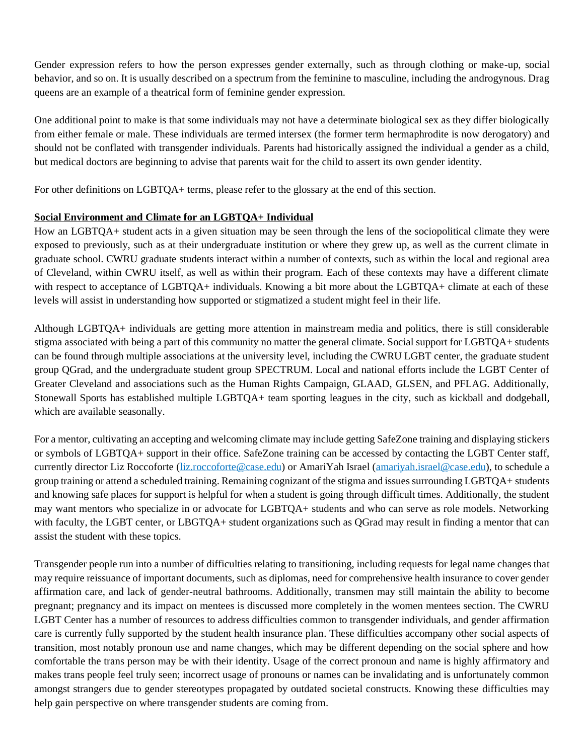Gender expression refers to how the person expresses gender externally, such as through clothing or make-up, social behavior, and so on. It is usually described on a spectrum from the feminine to masculine, including the androgynous. Drag queens are an example of a theatrical form of feminine gender expression.

One additional point to make is that some individuals may not have a determinate biological sex as they differ biologically from either female or male. These individuals are termed intersex (the former term hermaphrodite is now derogatory) and should not be conflated with transgender individuals. Parents had historically assigned the individual a gender as a child, but medical doctors are beginning to advise that parents wait for the child to assert its own gender identity.

For other definitions on LGBTQA+ terms, please refer to the glossary at the end of this section.

**Social Environment and Climate for an LGBTQA+ Individual**

How an LGBTQA+ student acts in a given situation may be seen through the lens of the sociopolitical climate they were exposed to previously, such as at their undergraduate institution or where they grew up, as well as the current climate in graduate school. CWRU graduate students interact within a number of contexts, such as within the local and regional area of Cleveland, within CWRU itself, as well as within their program. Each of these contexts may have a different climate with respect to acceptance of LGBTQA+ individuals. Knowing a bit more about the LGBTQA+ climate at each of these levels will assist in understanding how supported or stigmatized a student might feel in their life.

Although LGBTQA+ individuals are getting more attention in mainstream media and politics, there is still considerable stigma associated with being a part of this community no matter the general climate. Social support for LGBTQA+ students can be found through multiple associations at the university level, including the CWRU LGBT center, the graduate student group QGrad, and the undergraduate student group SPECTRUM. Local and national efforts include the LGBT Center of Greater Cleveland and associations such as the Human Rights Campaign, GLAAD, GLSEN, and PFLAG. Additionally, Stonewall Sports has established multiple LGBTQA+ team sporting leagues in the city, such as kickball and dodgeball, which are available seasonally.

For a mentor, cultivating an accepting and welcoming climate may include getting SafeZone training and displaying stickers or symbols of LGBTQA+ support in their office. SafeZone training can be accessed by contacting the LGBT Center staff, currently director Liz Roccoforte (liz.roccoforte@case.edu) or AmariYah Israel (amariyah.israel@case.edu), to schedule a group training or attend a scheduled training. Remaining cognizant of the stigma and issues surrounding LGBTQA+ students and knowing safe places for support is helpful for when a student is going through difficult times. Additionally, the student may want mentors who specialize in or advocate for LGBTQA+ students and who can serve as role models. Networking with faculty, the LGBT center, or LBGTQA+ student organizations such as QGrad may result in finding a mentor that can assist the student with these topics.

Transgender people run into a number of difficulties relating to transitioning, including requests for legal name changes that may require reissuance of important documents, such as diplomas, need for comprehensive health insurance to cover gender affirmation care, and lack of gender-neutral bathrooms. Additionally, transmen may still maintain the ability to become pregnant; pregnancy and its impact on mentees is discussed more completely in the women mentees section. The CWRU LGBT Center has a number of resources to address difficulties common to transgender individuals, and gender affirmation care is currently fully supported by the student health insurance plan. These difficulties accompany other social aspects of transition, most notably pronoun use and name changes, which may be different depending on the social sphere and how comfortable the trans person may be with their identity. Usage of the correct pronoun and name is highly affirmatory and makes trans people feel truly seen; incorrect usage of pronouns or names can be invalidating and is unfortunately common amongst strangers due to gender stereotypes propagated by outdated societal constructs. Knowing these difficulties may help gain perspective on where transgender students are coming from.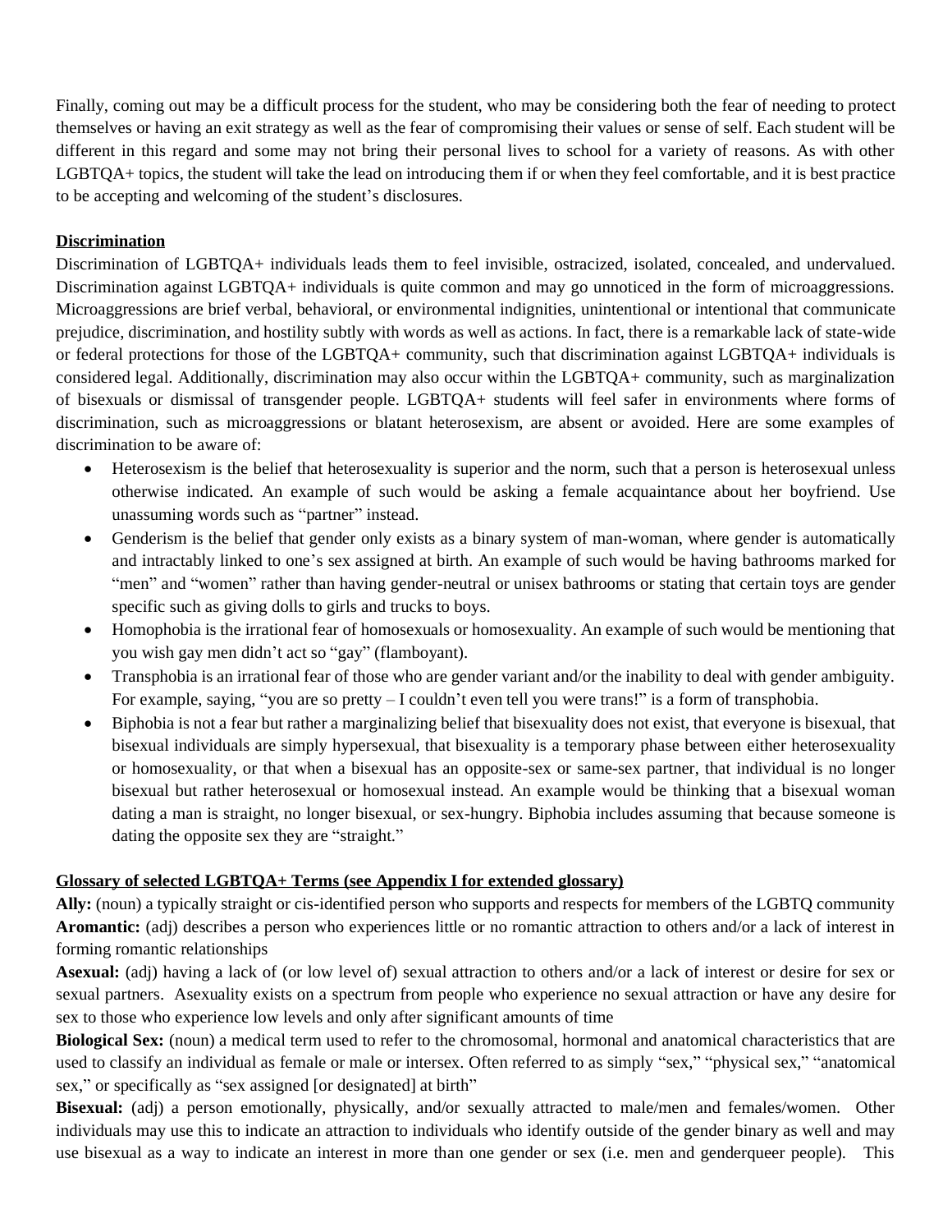Finally, coming out may be a difficult process for the student, who may be considering both the fear of needing to protect themselves or having an exit strategy as well as the fear of compromising their values or sense of self. Each student will be different in this regard and some may not bring their personal lives to school for a variety of reasons. As with other LGBTQA+ topics, the student will take the lead on introducing them if or when they feel comfortable, and it is best practice to be accepting and welcoming of the student's disclosures.

**Discrimination**

Discrimination of LGBTQA+ individuals leads them to feel invisible, ostracized, isolated, concealed, and undervalued. Discrimination against LGBTQA+ individuals is quite common and may go unnoticed in the form of microaggressions. Microaggressions are brief verbal, behavioral, or environmental indignities, unintentional or intentional that communicate prejudice, discrimination, and hostility subtly with words as well as actions. In fact, there is a remarkable lack of state-wide or federal protections for those of the LGBTQA+ community, such that discrimination against LGBTQA+ individuals is considered legal. Additionally, discrimination may also occur within the LGBTQA+ community, such as marginalization of bisexuals or dismissal of transgender people. LGBTQA+ students will feel safer in environments where forms of discrimination, such as microaggressions or blatant heterosexism, are absent or avoided. Here are some examples of discrimination to be aware of:

- Heterosexism is the belief that heterosexuality is superior and the norm, such that a person is heterosexual unless otherwise indicated. An example of such would be asking a female acquaintance about her boyfriend. Use unassuming words such as "partner" instead.
- Genderism is the belief that gender only exists as a binary system of man-woman, where gender is automatically and intractably linked to one's sex assigned at birth. An example of such would be having bathrooms marked for "men" and "women" rather than having gender-neutral or unisex bathrooms or stating that certain toys are gender specific such as giving dolls to girls and trucks to boys.
- Homophobia is the irrational fear of homosexuals or homosexuality. An example of such would be mentioning that you wish gay men didn't act so "gay" (flamboyant).
- Transphobia is an irrational fear of those who are gender variant and/or the inability to deal with gender ambiguity. For example, saying, "you are so pretty – I couldn't even tell you were trans!" is a form of transphobia.
- Biphobia is not a fear but rather a marginalizing belief that bisexuality does not exist, that everyone is bisexual, that bisexual individuals are simply hypersexual, that bisexuality is a temporary phase between either heterosexuality or homosexuality, or that when a bisexual has an opposite-sex or same-sex partner, that individual is no longer bisexual but rather heterosexual or homosexual instead. An example would be thinking that a bisexual woman dating a man is straight, no longer bisexual, or sex-hungry. Biphobia includes assuming that because someone is dating the opposite sex they are "straight."

**Glossary of selected LGBTQA+ Terms (see Appendix I for extended glossary)**

**Ally:** (noun) a typically straight or cis-identified person who supports and respects for members of the LGBTQ community

**Aromantic:** (adj) describes a person who experiences little or no romantic attraction to others and/or a lack of interest in forming romantic relationships

**Asexual:** (adj) having a lack of (or low level of) sexual attraction to others and/or a lack of interest or desire for sex or sexual partners. Asexuality exists on a spectrum from people who experience no sexual attraction or have any desire for sex to those who experience low levels and only after significant amounts of time

**Biological Sex:** (noun) a medical term used to refer to the chromosomal, hormonal and anatomical characteristics that are used to classify an individual as female or male or intersex. Often referred to as simply "sex," "physical sex," "anatomical sex," or specifically as "sex assigned [or designated] at birth"

**Bisexual:** (adj) a person emotionally, physically, and/or sexually attracted to male/men and females/women. Other individuals may use this to indicate an attraction to individuals who identify outside of the gender binary as well and may use bisexual as a way to indicate an interest in more than one gender or sex (i.e. men and genderqueer people). This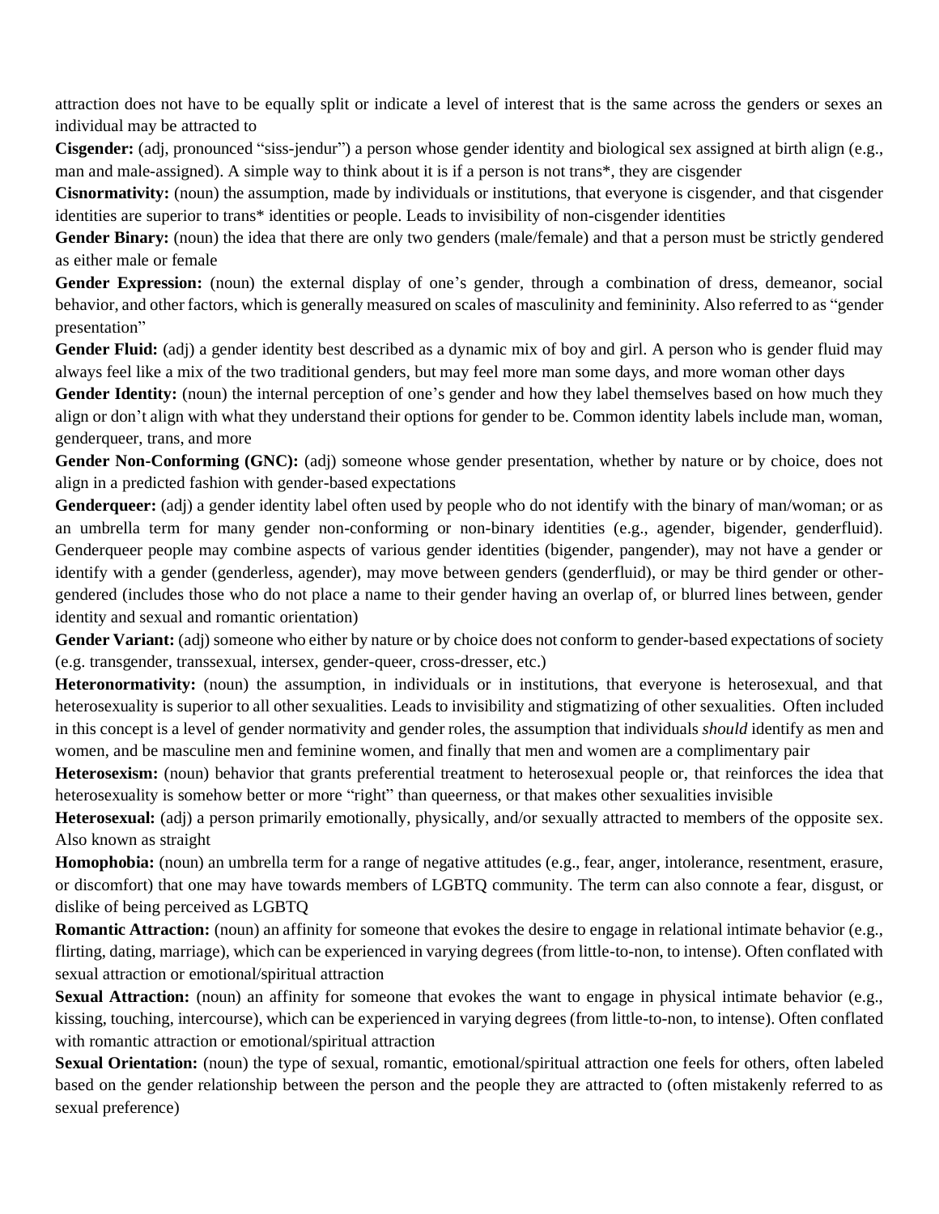attraction does not have to be equally split or indicate a level of interest that is the same across the genders or sexes an individual may be attracted to

**Cisgender:** (adj, pronounced "siss-jendur") a person whose gender identity and biological sex assigned at birth align (e.g., man and male-assigned). A simple way to think about it is if a person is not trans*, they are cisgender

**Cisnormativity:** (noun) the assumption, made by individuals or institutions, that everyone is cisgender, and that cisgender identities are superior to trans* identities or people. Leads to invisibility of non-cisgender identities

**Gender Binary:** (noun) the idea that there are only two genders (male/female) and that a person must be strictly gendered as either male or female

**Gender Expression:** (noun) the external display of one's gender, through a combination of dress, demeanor, social behavior, and other factors, which is generally measured on scales of masculinity and femininity. Also referred to as "gender presentation"

**Gender Fluid:** (adj) a gender identity best described as a dynamic mix of boy and girl. A person who is gender fluid may always feel like a mix of the two traditional genders, but may feel more man some days, and more woman other days

**Gender Identity:** (noun) the internal perception of one's gender and how they label themselves based on how much they align or don't align with what they understand their options for gender to be. Common identity labels include man, woman, genderqueer, trans, and more

**Gender Non-Conforming (GNC):** (adj) someone whose gender presentation, whether by nature or by choice, does not align in a predicted fashion with gender-based expectations

**Genderqueer:** (adj) a gender identity label often used by people who do not identify with the binary of man/woman; or as an umbrella term for many gender non-conforming or non-binary identities (e.g., agender, bigender, genderfluid). Genderqueer people may combine aspects of various gender identities (bigender, pangender), may not have a gender or identify with a gender (genderless, agender), may move between genders (genderfluid), or may be third gender or other-gendered (includes those who do not place a name to their gender having an overlap of, or blurred lines between, gender identity and sexual and romantic orientation)

**Gender Variant:** (adj) someone who either by nature or by choice does not conform to gender-based expectations of society (e.g. transgender, transsexual, intersex, gender-queer, cross-dresser, etc.)

**Heteronormativity:** (noun) the assumption, in individuals or in institutions, that everyone is heterosexual, and that heterosexuality is superior to all other sexualities. Leads to invisibility and stigmatizing of other sexualities. Often included in this concept is a level of gender normativity and gender roles, the assumption that individuals *should* identify as men and women, and be masculine men and feminine women, and finally that men and women are a complimentary pair

**Heterosexism:** (noun) behavior that grants preferential treatment to heterosexual people or, that reinforces the idea that heterosexuality is somehow better or more "right" than queerness, or that makes other sexualities invisible

**Heterosexual:** (adj) a person primarily emotionally, physically, and/or sexually attracted to members of the opposite sex. Also known as straight

**Homophobia:** (noun) an umbrella term for a range of negative attitudes (e.g., fear, anger, intolerance, resentment, erasure, or discomfort) that one may have towards members of LGBTQ community. The term can also connote a fear, disgust, or dislike of being perceived as LGBTQ

**Romantic Attraction:** (noun) an affinity for someone that evokes the desire to engage in relational intimate behavior (e.g., flirting, dating, marriage), which can be experienced in varying degrees (from little-to-non, to intense). Often conflated with sexual attraction or emotional/spiritual attraction

**Sexual Attraction:** (noun) an affinity for someone that evokes the want to engage in physical intimate behavior (e.g., kissing, touching, intercourse), which can be experienced in varying degrees (from little-to-non, to intense). Often conflated with romantic attraction or emotional/spiritual attraction

**Sexual Orientation:** (noun) the type of sexual, romantic, emotional/spiritual attraction one feels for others, often labeled based on the gender relationship between the person and the people they are attracted to (often mistakenly referred to as sexual preference)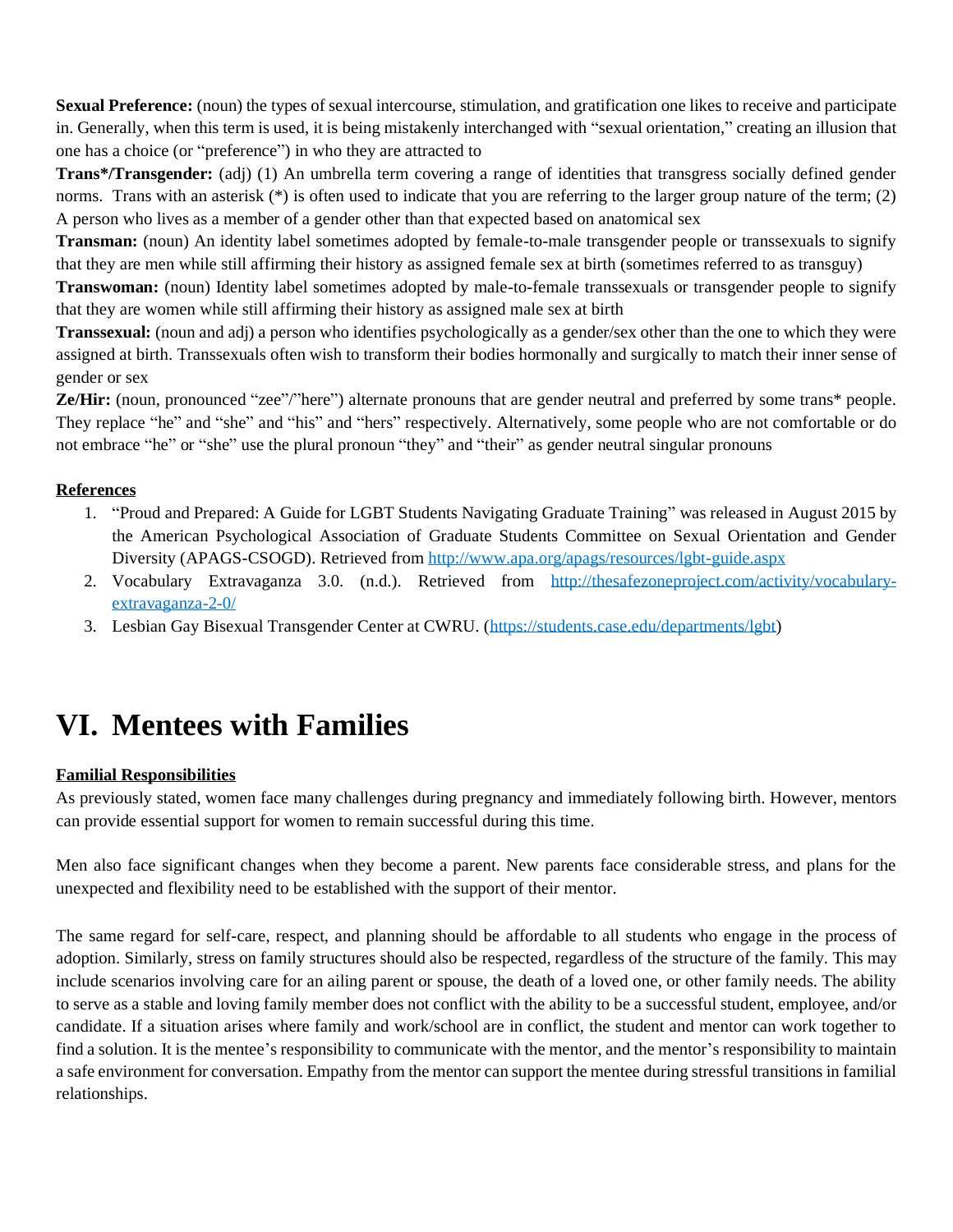**Sexual Preference:** (noun) the types of sexual intercourse, stimulation, and gratification one likes to receive and participate in. Generally, when this term is used, it is being mistakenly interchanged with "sexual orientation," creating an illusion that one has a choice (or "preference") in who they are attracted to

**Trans*/Transgender:** (adj) (1) An umbrella term covering a range of identities that transgress socially defined gender norms. Trans with an asterisk (*) is often used to indicate that you are referring to the larger group nature of the term; (2) A person who lives as a member of a gender other than that expected based on anatomical sex

**Transman:** (noun) An identity label sometimes adopted by female-to-male transgender people or transsexuals to signify that they are men while still affirming their history as assigned female sex at birth (sometimes referred to as transguy)

**Transwoman:** (noun) Identity label sometimes adopted by male-to-female transsexuals or transgender people to signify that they are women while still affirming their history as assigned male sex at birth

**Transsexual:** (noun and adj) a person who identifies psychologically as a gender/sex other than the one to which they were assigned at birth. Transsexuals often wish to transform their bodies hormonally and surgically to match their inner sense of gender or sex

**Ze/Hir:** (noun, pronounced "zee"/"here") alternate pronouns that are gender neutral and preferred by some trans* people. They replace "he" and "she" and "his" and "hers" respectively. Alternatively, some people who are not comfortable or do not embrace "he" or "she" use the plural pronoun "they" and "their" as gender neutral singular pronouns

**References**

1. "Proud and Prepared: A Guide for LGBT Students Navigating Graduate Training" was released in August 2015 by the American Psychological Association of Graduate Students Committee on Sexual Orientation and Gender Diversity (APAGS-CSOGD). Retrieved from http://www.apa.org/apags/resources/lgbt-guide.aspx
2. Vocabulary Extravaganza 3.0. (n.d.). Retrieved from http://thesafezoneproject.com/activity/vocabulary-extravaganza-2-0/
3. Lesbian Gay Bisexual Transgender Center at CWRU. (https://students.case.edu/departments/lgbt)

# VI. Mentees with Families

**Familial Responsibilities**

As previously stated, women face many challenges during pregnancy and immediately following birth. However, mentors can provide essential support for women to remain successful during this time.

Men also face significant changes when they become a parent. New parents face considerable stress, and plans for the unexpected and flexibility need to be established with the support of their mentor.

The same regard for self-care, respect, and planning should be affordable to all students who engage in the process of adoption. Similarly, stress on family structures should also be respected, regardless of the structure of the family. This may include scenarios involving care for an ailing parent or spouse, the death of a loved one, or other family needs. The ability to serve as a stable and loving family member does not conflict with the ability to be a successful student, employee, and/or candidate. If a situation arises where family and work/school are in conflict, the student and mentor can work together to find a solution. It is the mentee's responsibility to communicate with the mentor, and the mentor's responsibility to maintain a safe environment for conversation. Empathy from the mentor can support the mentee during stressful transitions in familial relationships.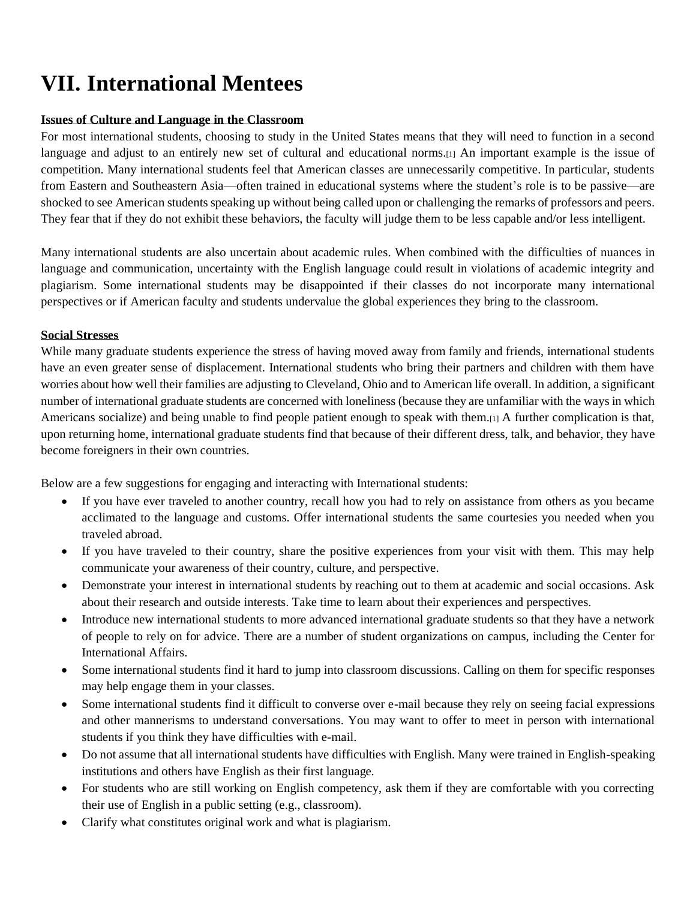# VII. International Mentees

**Issues of Culture and Language in the Classroom**

For most international students, choosing to study in the United States means that they will need to function in a second language and adjust to an entirely new set of cultural and educational norms.[1] An important example is the issue of competition. Many international students feel that American classes are unnecessarily competitive. In particular, students from Eastern and Southeastern Asia—often trained in educational systems where the student's role is to be passive—are shocked to see American students speaking up without being called upon or challenging the remarks of professors and peers. They fear that if they do not exhibit these behaviors, the faculty will judge them to be less capable and/or less intelligent.

Many international students are also uncertain about academic rules. When combined with the difficulties of nuances in language and communication, uncertainty with the English language could result in violations of academic integrity and plagiarism. Some international students may be disappointed if their classes do not incorporate many international perspectives or if American faculty and students undervalue the global experiences they bring to the classroom.

**Social Stresses**

While many graduate students experience the stress of having moved away from family and friends, international students have an even greater sense of displacement. International students who bring their partners and children with them have worries about how well their families are adjusting to Cleveland, Ohio and to American life overall. In addition, a significant number of international graduate students are concerned with loneliness (because they are unfamiliar with the ways in which Americans socialize) and being unable to find people patient enough to speak with them.[1] A further complication is that, upon returning home, international graduate students find that because of their different dress, talk, and behavior, they have become foreigners in their own countries.

Below are a few suggestions for engaging and interacting with International students:

- If you have ever traveled to another country, recall how you had to rely on assistance from others as you became acclimated to the language and customs. Offer international students the same courtesies you needed when you traveled abroad.
- If you have traveled to their country, share the positive experiences from your visit with them. This may help communicate your awareness of their country, culture, and perspective.
- Demonstrate your interest in international students by reaching out to them at academic and social occasions. Ask about their research and outside interests. Take time to learn about their experiences and perspectives.
- Introduce new international students to more advanced international graduate students so that they have a network of people to rely on for advice. There are a number of student organizations on campus, including the Center for International Affairs.
- Some international students find it hard to jump into classroom discussions. Calling on them for specific responses may help engage them in your classes.
- Some international students find it difficult to converse over e-mail because they rely on seeing facial expressions and other mannerisms to understand conversations. You may want to offer to meet in person with international students if you think they have difficulties with e-mail.
- Do not assume that all international students have difficulties with English. Many were trained in English-speaking institutions and others have English as their first language.
- For students who are still working on English competency, ask them if they are comfortable with you correcting their use of English in a public setting (e.g., classroom).
- Clarify what constitutes original work and what is plagiarism.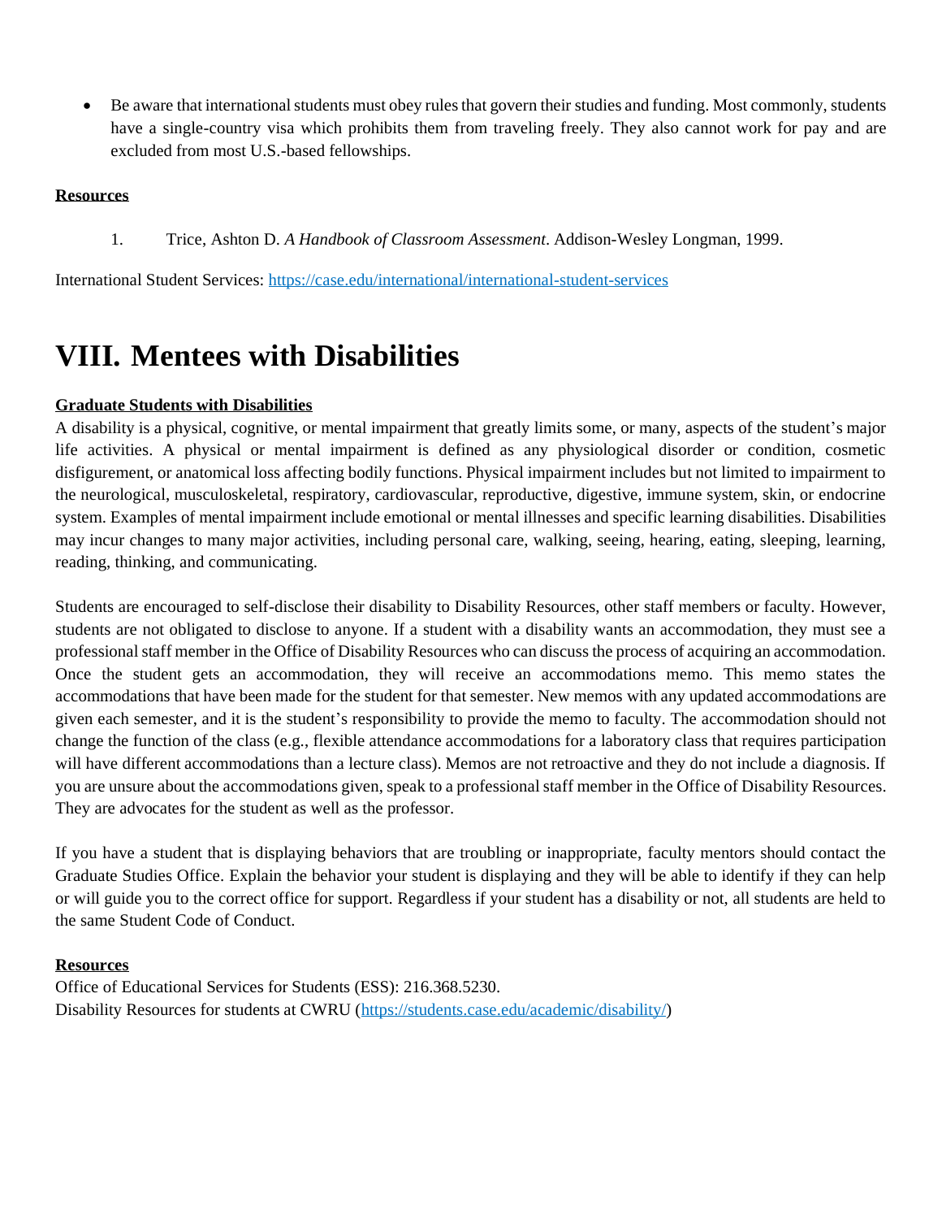- Be aware that international students must obey rules that govern their studies and funding. Most commonly, students have a single-country visa which prohibits them from traveling freely. They also cannot work for pay and are excluded from most U.S.-based fellowships.

**Resources**

1. Trice, Ashton D. *A Handbook of Classroom Assessment*. Addison-Wesley Longman, 1999.

International Student Services: https://case.edu/international/international-student-services

# VIII. Mentees with Disabilities

**Graduate Students with Disabilities**

A disability is a physical, cognitive, or mental impairment that greatly limits some, or many, aspects of the student's major life activities. A physical or mental impairment is defined as any physiological disorder or condition, cosmetic disfigurement, or anatomical loss affecting bodily functions. Physical impairment includes but not limited to impairment to the neurological, musculoskeletal, respiratory, cardiovascular, reproductive, digestive, immune system, skin, or endocrine system. Examples of mental impairment include emotional or mental illnesses and specific learning disabilities. Disabilities may incur changes to many major activities, including personal care, walking, seeing, hearing, eating, sleeping, learning, reading, thinking, and communicating.

Students are encouraged to self-disclose their disability to Disability Resources, other staff members or faculty. However, students are not obligated to disclose to anyone. If a student with a disability wants an accommodation, they must see a professional staff member in the Office of Disability Resources who can discuss the process of acquiring an accommodation. Once the student gets an accommodation, they will receive an accommodations memo. This memo states the accommodations that have been made for the student for that semester. New memos with any updated accommodations are given each semester, and it is the student's responsibility to provide the memo to faculty. The accommodation should not change the function of the class (e.g., flexible attendance accommodations for a laboratory class that requires participation will have different accommodations than a lecture class). Memos are not retroactive and they do not include a diagnosis. If you are unsure about the accommodations given, speak to a professional staff member in the Office of Disability Resources. They are advocates for the student as well as the professor.

If you have a student that is displaying behaviors that are troubling or inappropriate, faculty mentors should contact the Graduate Studies Office. Explain the behavior your student is displaying and they will be able to identify if they can help or will guide you to the correct office for support. Regardless if your student has a disability or not, all students are held to the same Student Code of Conduct.

**Resources**

Office of Educational Services for Students (ESS): 216.368.5230.
Disability Resources for students at CWRU (https://students.case.edu/academic/disability/)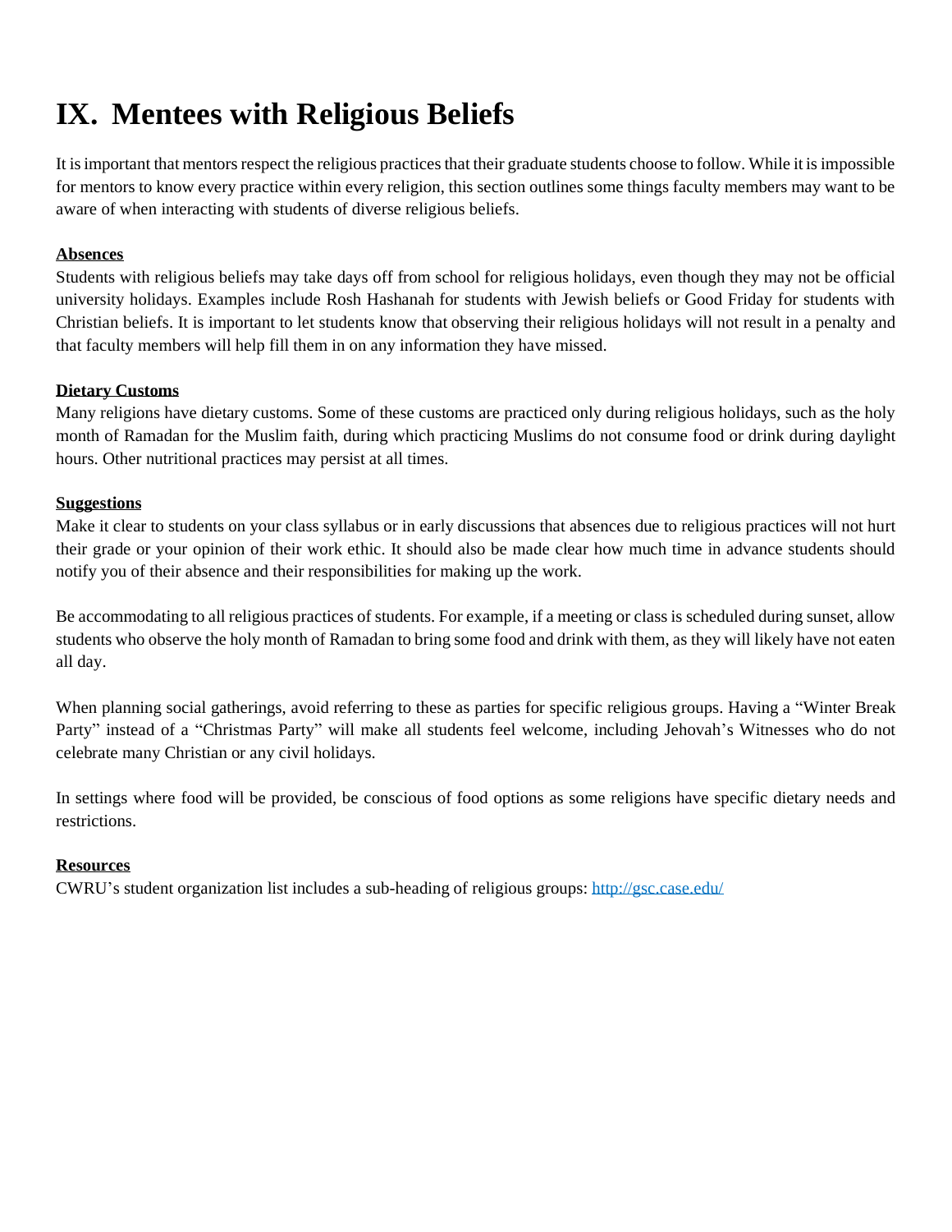# IX. Mentees with Religious Beliefs

It is important that mentors respect the religious practices that their graduate students choose to follow. While it is impossible for mentors to know every practice within every religion, this section outlines some things faculty members may want to be aware of when interacting with students of diverse religious beliefs.

**Absences**

Students with religious beliefs may take days off from school for religious holidays, even though they may not be official university holidays. Examples include Rosh Hashanah for students with Jewish beliefs or Good Friday for students with Christian beliefs. It is important to let students know that observing their religious holidays will not result in a penalty and that faculty members will help fill them in on any information they have missed.

**Dietary Customs**

Many religions have dietary customs. Some of these customs are practiced only during religious holidays, such as the holy month of Ramadan for the Muslim faith, during which practicing Muslims do not consume food or drink during daylight hours. Other nutritional practices may persist at all times.

**Suggestions**

Make it clear to students on your class syllabus or in early discussions that absences due to religious practices will not hurt their grade or your opinion of their work ethic. It should also be made clear how much time in advance students should notify you of their absence and their responsibilities for making up the work.

Be accommodating to all religious practices of students. For example, if a meeting or class is scheduled during sunset, allow students who observe the holy month of Ramadan to bring some food and drink with them, as they will likely have not eaten all day.

When planning social gatherings, avoid referring to these as parties for specific religious groups. Having a "Winter Break Party" instead of a "Christmas Party" will make all students feel welcome, including Jehovah's Witnesses who do not celebrate many Christian or any civil holidays.

In settings where food will be provided, be conscious of food options as some religions have specific dietary needs and restrictions.

**Resources**

CWRU's student organization list includes a sub-heading of religious groups: http://gsc.case.edu/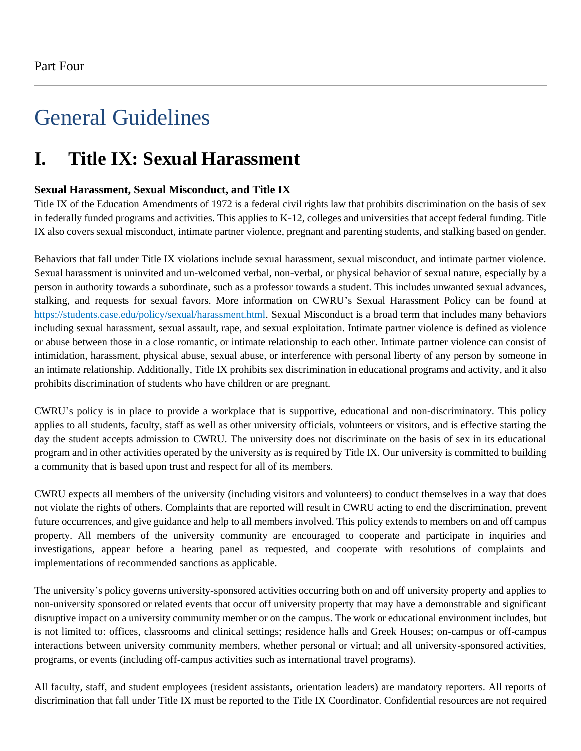Part Four

# General Guidelines

## I. Title IX: Sexual Harassment

**Sexual Harassment, Sexual Misconduct, and Title IX**

Title IX of the Education Amendments of 1972 is a federal civil rights law that prohibits discrimination on the basis of sex in federally funded programs and activities. This applies to K-12, colleges and universities that accept federal funding. Title IX also covers sexual misconduct, intimate partner violence, pregnant and parenting students, and stalking based on gender.

Behaviors that fall under Title IX violations include sexual harassment, sexual misconduct, and intimate partner violence. Sexual harassment is uninvited and un-welcomed verbal, non-verbal, or physical behavior of sexual nature, especially by a person in authority towards a subordinate, such as a professor towards a student. This includes unwanted sexual advances, stalking, and requests for sexual favors. More information on CWRU's Sexual Harassment Policy can be found at [https://students.case.edu/policy/sexual/harassment.html](https://students.case.edu/policy/sexual/harassment.html). Sexual Misconduct is a broad term that includes many behaviors including sexual harassment, sexual assault, rape, and sexual exploitation. Intimate partner violence is defined as violence or abuse between those in a close romantic, or intimate relationship to each other. Intimate partner violence can consist of intimidation, harassment, physical abuse, sexual abuse, or interference with personal liberty of any person by someone in an intimate relationship. Additionally, Title IX prohibits sex discrimination in educational programs and activity, and it also prohibits discrimination of students who have children or are pregnant.

CWRU's policy is in place to provide a workplace that is supportive, educational and non-discriminatory. This policy applies to all students, faculty, staff as well as other university officials, volunteers or visitors, and is effective starting the day the student accepts admission to CWRU. The university does not discriminate on the basis of sex in its educational program and in other activities operated by the university as is required by Title IX. Our university is committed to building a community that is based upon trust and respect for all of its members.

CWRU expects all members of the university (including visitors and volunteers) to conduct themselves in a way that does not violate the rights of others. Complaints that are reported will result in CWRU acting to end the discrimination, prevent future occurrences, and give guidance and help to all members involved. This policy extends to members on and off campus property. All members of the university community are encouraged to cooperate and participate in inquiries and investigations, appear before a hearing panel as requested, and cooperate with resolutions of complaints and implementations of recommended sanctions as applicable.

The university's policy governs university-sponsored activities occurring both on and off university property and applies to non-university sponsored or related events that occur off university property that may have a demonstrable and significant disruptive impact on a university community member or on the campus. The work or educational environment includes, but is not limited to: offices, classrooms and clinical settings; residence halls and Greek Houses; on-campus or off-campus interactions between university community members, whether personal or virtual; and all university-sponsored activities, programs, or events (including off-campus activities such as international travel programs).

All faculty, staff, and student employees (resident assistants, orientation leaders) are mandatory reporters. All reports of discrimination that fall under Title IX must be reported to the Title IX Coordinator. Confidential resources are not required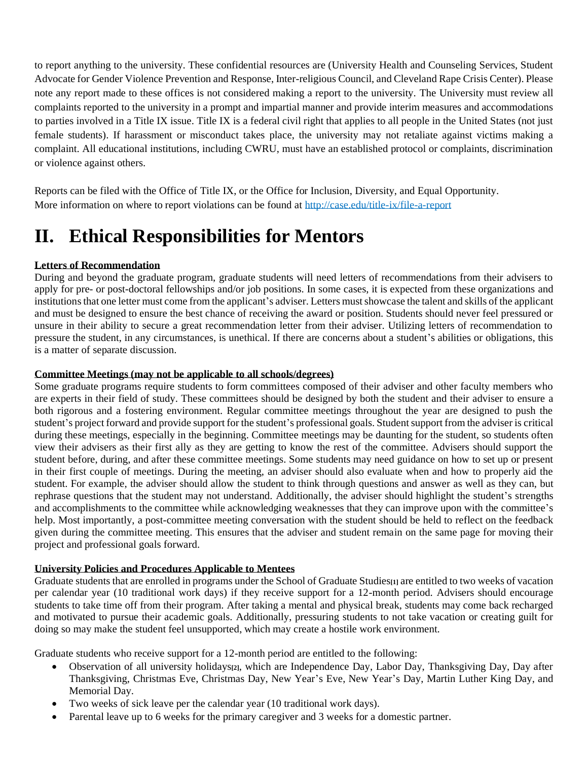to report anything to the university. These confidential resources are (University Health and Counseling Services, Student Advocate for Gender Violence Prevention and Response, Inter-religious Council, and Cleveland Rape Crisis Center). Please note any report made to these offices is not considered making a report to the university. The University must review all complaints reported to the university in a prompt and impartial manner and provide interim measures and accommodations to parties involved in a Title IX issue. Title IX is a federal civil right that applies to all people in the United States (not just female students). If harassment or misconduct takes place, the university may not retaliate against victims making a complaint. All educational institutions, including CWRU, must have an established protocol or complaints, discrimination or violence against others.

Reports can be filed with the Office of Title IX, or the Office for Inclusion, Diversity, and Equal Opportunity.
More information on where to report violations can be found at http://case.edu/title-ix/file-a-report

# II. Ethical Responsibilities for Mentors

**Letters of Recommendation**

During and beyond the graduate program, graduate students will need letters of recommendations from their advisers to apply for pre- or post-doctoral fellowships and/or job positions. In some cases, it is expected from these organizations and institutions that one letter must come from the applicant's adviser. Letters must showcase the talent and skills of the applicant and must be designed to ensure the best chance of receiving the award or position. Students should never feel pressured or unsure in their ability to secure a great recommendation letter from their adviser. Utilizing letters of recommendation to pressure the student, in any circumstances, is unethical. If there are concerns about a student's abilities or obligations, this is a matter of separate discussion.

**Committee Meetings (may not be applicable to all schools/degrees)**

Some graduate programs require students to form committees composed of their adviser and other faculty members who are experts in their field of study. These committees should be designed by both the student and their adviser to ensure a both rigorous and a fostering environment. Regular committee meetings throughout the year are designed to push the student's project forward and provide support for the student's professional goals. Student support from the adviser is critical during these meetings, especially in the beginning. Committee meetings may be daunting for the student, so students often view their advisers as their first ally as they are getting to know the rest of the committee. Advisers should support the student before, during, and after these committee meetings. Some students may need guidance on how to set up or present in their first couple of meetings. During the meeting, an adviser should also evaluate when and how to properly aid the student. For example, the adviser should allow the student to think through questions and answer as well as they can, but rephrase questions that the student may not understand. Additionally, the adviser should highlight the student's strengths and accomplishments to the committee while acknowledging weaknesses that they can improve upon with the committee's help. Most importantly, a post-committee meeting conversation with the student should be held to reflect on the feedback given during the committee meeting. This ensures that the adviser and student remain on the same page for moving their project and professional goals forward.

**University Policies and Procedures Applicable to Mentees**

Graduate students that are enrolled in programs under the School of Graduate Studies[1] are entitled to two weeks of vacation per calendar year (10 traditional work days) if they receive support for a 12-month period. Advisers should encourage students to take time off from their program. After taking a mental and physical break, students may come back recharged and motivated to pursue their academic goals. Additionally, pressuring students to not take vacation or creating guilt for doing so may make the student feel unsupported, which may create a hostile work environment.

Graduate students who receive support for a 12-month period are entitled to the following:

- Observation of all university holidays[2], which are Independence Day, Labor Day, Thanksgiving Day, Day after Thanksgiving, Christmas Eve, Christmas Day, New Year's Eve, New Year's Day, Martin Luther King Day, and Memorial Day.
- Two weeks of sick leave per the calendar year (10 traditional work days).
- Parental leave up to 6 weeks for the primary caregiver and 3 weeks for a domestic partner.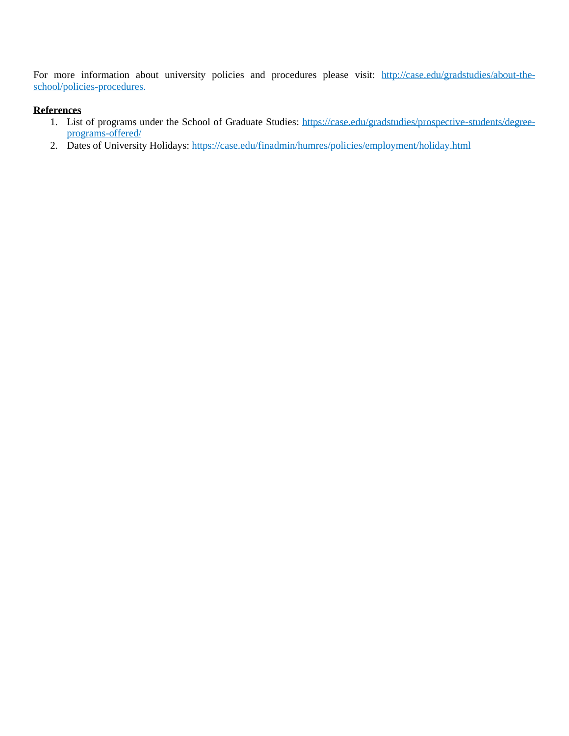For more information about university policies and procedures please visit: [http://case.edu/gradstudies/about-the-school/policies-procedures](http://case.edu/gradstudies/about-the-school/policies-procedures).

**References**

1. List of programs under the School of Graduate Studies: [https://case.edu/gradstudies/prospective-students/degree-programs-offered/](https://case.edu/gradstudies/prospective-students/degree-programs-offered/)
2. Dates of University Holidays: [https://case.edu/finadmin/humres/policies/employment/holiday.html](https://case.edu/finadmin/humres/policies/employment/holiday.html)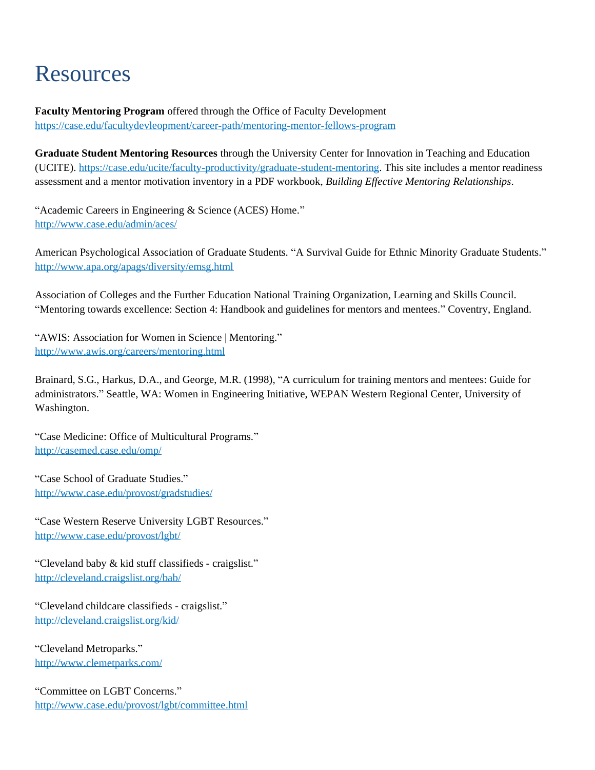# Resources

**Faculty Mentoring Program** offered through the Office of Faculty Development
[https://case.edu/facultydevleopment/career-path/mentoring-mentor-fellows-program](https://case.edu/facultydevleopment/career-path/mentoring-mentor-fellows-program)

**Graduate Student Mentoring Resources** through the University Center for Innovation in Teaching and Education (UCITE). [https://case.edu/ucite/faculty-productivity/graduate-student-mentoring](https://case.edu/ucite/faculty-productivity/graduate-student-mentoring). This site includes a mentor readiness assessment and a mentor motivation inventory in a PDF workbook, *Building Effective Mentoring Relationships*.

"Academic Careers in Engineering & Science (ACES) Home."
[http://www.case.edu/admin/aces/](http://www.case.edu/admin/aces/)

American Psychological Association of Graduate Students. "A Survival Guide for Ethnic Minority Graduate Students."
[http://www.apa.org/apags/diversity/emsg.html](http://www.apa.org/apags/diversity/emsg.html)

Association of Colleges and the Further Education National Training Organization, Learning and Skills Council. "Mentoring towards excellence: Section 4: Handbook and guidelines for mentors and mentees." Coventry, England.

"AWIS: Association for Women in Science | Mentoring."
[http://www.awis.org/careers/mentoring.html](http://www.awis.org/careers/mentoring.html)

Brainard, S.G., Harkus, D.A., and George, M.R. (1998), "A curriculum for training mentors and mentees: Guide for administrators." Seattle, WA: Women in Engineering Initiative, WEPAN Western Regional Center, University of Washington.

"Case Medicine: Office of Multicultural Programs."
[http://casemed.case.edu/omp/](http://casemed.case.edu/omp/)

"Case School of Graduate Studies."
[http://www.case.edu/provost/gradstudies/](http://www.case.edu/provost/gradstudies/)

"Case Western Reserve University LGBT Resources."
[http://www.case.edu/provost/lgbt/](http://www.case.edu/provost/lgbt/)

"Cleveland baby & kid stuff classifieds - craigslist."
[http://cleveland.craigslist.org/bab/](http://cleveland.craigslist.org/bab/)

"Cleveland childcare classifieds - craigslist."
[http://cleveland.craigslist.org/kid/](http://cleveland.craigslist.org/kid/)

"Cleveland Metroparks."
[http://www.clemetparks.com/](http://www.clemetparks.com/)

"Committee on LGBT Concerns."
[http://www.case.edu/provost/lgbt/committee.html](http://www.case.edu/provost/lgbt/committee.html)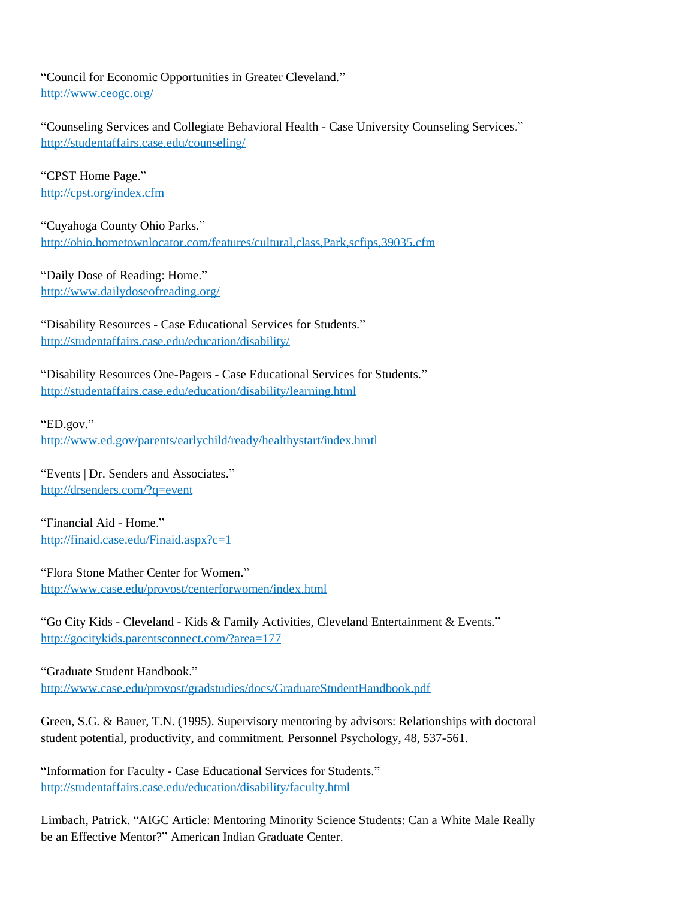"Council for Economic Opportunities in Greater Cleveland."
http://www.ceogc.org/

"Counseling Services and Collegiate Behavioral Health - Case University Counseling Services."
http://studentaffairs.case.edu/counseling/

"CPST Home Page."
http://cpst.org/index.cfm

"Cuyahoga County Ohio Parks."
http://ohio.hometownlocator.com/features/cultural,class,Park,scfips,39035.cfm

"Daily Dose of Reading: Home."
http://www.dailydoseofreading.org/

"Disability Resources - Case Educational Services for Students."
http://studentaffairs.case.edu/education/disability/

"Disability Resources One-Pagers - Case Educational Services for Students."
http://studentaffairs.case.edu/education/disability/learning.html

"ED.gov."
http://www.ed.gov/parents/earlychild/ready/healthystart/index.hmtl

"Events | Dr. Senders and Associates."
http://drsenders.com/?q=event

"Financial Aid - Home."
http://finaid.case.edu/Finaid.aspx?c=1

"Flora Stone Mather Center for Women."
http://www.case.edu/provost/centerforwomen/index.html

"Go City Kids - Cleveland - Kids & Family Activities, Cleveland Entertainment & Events."
http://gocitykids.parentsconnect.com/?area=177

"Graduate Student Handbook."
http://www.case.edu/provost/gradstudies/docs/GraduateStudentHandbook.pdf

Green, S.G. & Bauer, T.N. (1995). Supervisory mentoring by advisors: Relationships with doctoral student potential, productivity, and commitment. Personnel Psychology, 48, 537-561.

"Information for Faculty - Case Educational Services for Students."
http://studentaffairs.case.edu/education/disability/faculty.html

Limbach, Patrick. "AIGC Article: Mentoring Minority Science Students: Can a White Male Really be an Effective Mentor?" American Indian Graduate Center.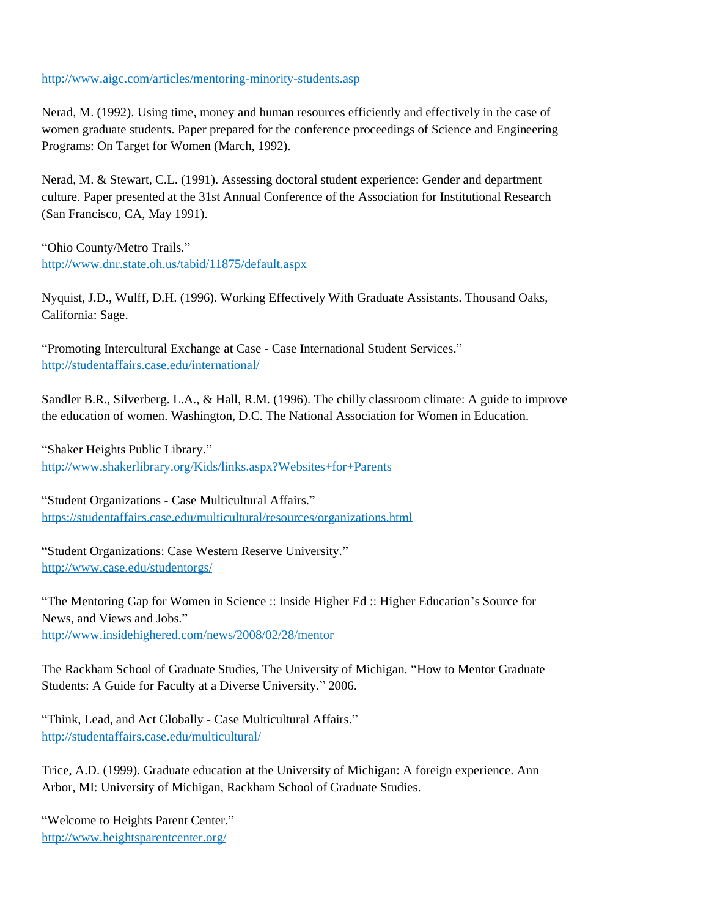http://www.aigc.com/articles/mentoring-minority-students.asp

Nerad, M. (1992). Using time, money and human resources efficiently and effectively in the case of women graduate students. Paper prepared for the conference proceedings of Science and Engineering Programs: On Target for Women (March, 1992).

Nerad, M. & Stewart, C.L. (1991). Assessing doctoral student experience: Gender and department culture. Paper presented at the 31st Annual Conference of the Association for Institutional Research (San Francisco, CA, May 1991).

"Ohio County/Metro Trails."
http://www.dnr.state.oh.us/tabid/11875/default.aspx

Nyquist, J.D., Wulff, D.H. (1996). Working Effectively With Graduate Assistants. Thousand Oaks, California: Sage.

"Promoting Intercultural Exchange at Case - Case International Student Services."
http://studentaffairs.case.edu/international/

Sandler B.R., Silverberg. L.A., & Hall, R.M. (1996). The chilly classroom climate: A guide to improve the education of women. Washington, D.C. The National Association for Women in Education.

"Shaker Heights Public Library."
http://www.shakerlibrary.org/Kids/links.aspx?Websites+for+Parents

"Student Organizations - Case Multicultural Affairs."
https://studentaffairs.case.edu/multicultural/resources/organizations.html

"Student Organizations: Case Western Reserve University."
http://www.case.edu/studentorgs/

"The Mentoring Gap for Women in Science :: Inside Higher Ed :: Higher Education's Source for News, and Views and Jobs."
http://www.insidehighered.com/news/2008/02/28/mentor

The Rackham School of Graduate Studies, The University of Michigan. "How to Mentor Graduate Students: A Guide for Faculty at a Diverse University." 2006.

"Think, Lead, and Act Globally - Case Multicultural Affairs."
http://studentaffairs.case.edu/multicultural/

Trice, A.D. (1999). Graduate education at the University of Michigan: A foreign experience. Ann Arbor, MI: University of Michigan, Rackham School of Graduate Studies.

"Welcome to Heights Parent Center."
http://www.heightsparentcenter.org/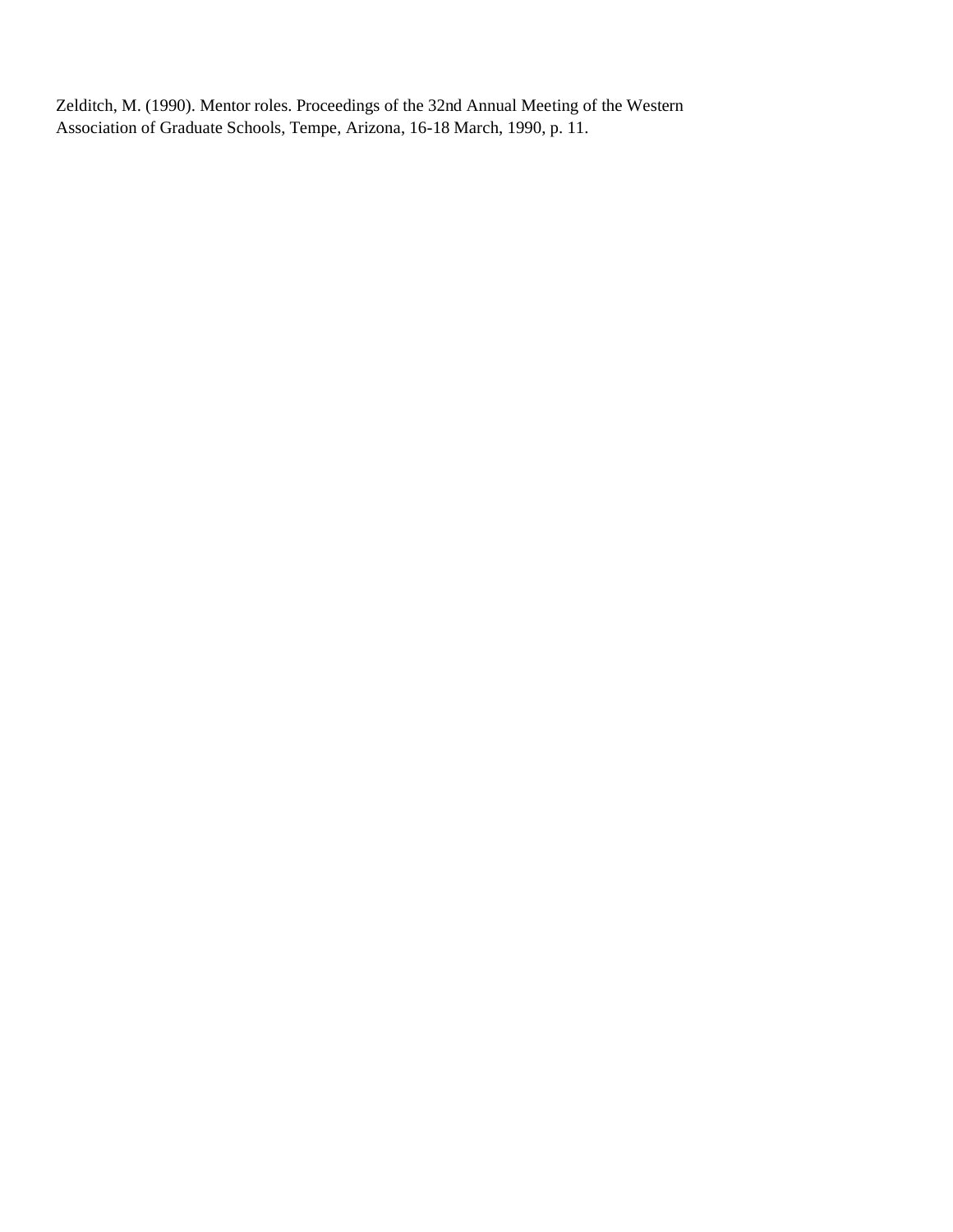Zelditch, M. (1990). Mentor roles. Proceedings of the 32nd Annual Meeting of the Western Association of Graduate Schools, Tempe, Arizona, 16-18 March, 1990, p. 11.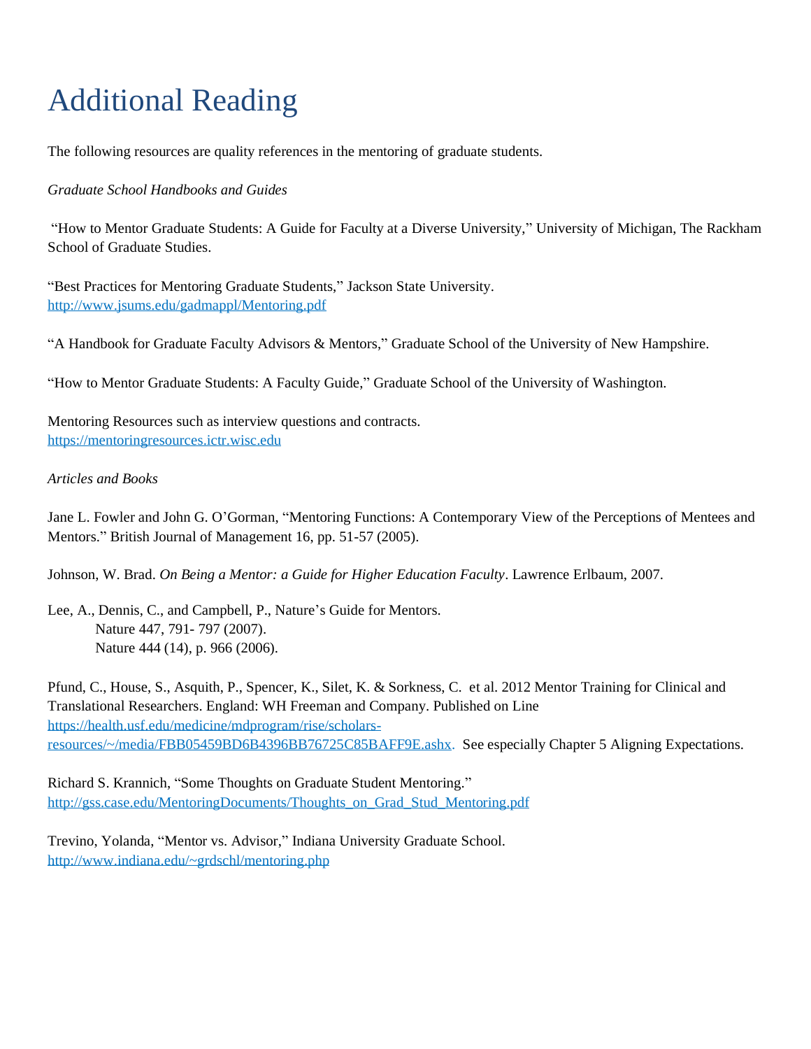# Additional Reading

The following resources are quality references in the mentoring of graduate students.

*Graduate School Handbooks and Guides*

"How to Mentor Graduate Students: A Guide for Faculty at a Diverse University," University of Michigan, The Rackham School of Graduate Studies.

"Best Practices for Mentoring Graduate Students," Jackson State University. http://www.jsums.edu/gadmappl/Mentoring.pdf

"A Handbook for Graduate Faculty Advisors & Mentors," Graduate School of the University of New Hampshire.

"How to Mentor Graduate Students: A Faculty Guide," Graduate School of the University of Washington.

Mentoring Resources such as interview questions and contracts. https://mentoringresources.ictr.wisc.edu

*Articles and Books*

Jane L. Fowler and John G. O'Gorman, "Mentoring Functions: A Contemporary View of the Perceptions of Mentees and Mentors." British Journal of Management 16, pp. 51-57 (2005).

Johnson, W. Brad. *On Being a Mentor: a Guide for Higher Education Faculty*. Lawrence Erlbaum, 2007.

Lee, A., Dennis, C., and Campbell, P., Nature's Guide for Mentors.
Nature 447, 791- 797 (2007).
Nature 444 (14), p. 966 (2006).

Pfund, C., House, S., Asquith, P., Spencer, K., Silet, K. & Sorkness, C. et al. 2012 Mentor Training for Clinical and Translational Researchers. England: WH Freeman and Company. Published on Line https://health.usf.edu/medicine/mdprogram/rise/scholars-resources/~/media/FBB05459BD6B4396BB76725C85BAFF9E.ashx. See especially Chapter 5 Aligning Expectations.

Richard S. Krannich, "Some Thoughts on Graduate Student Mentoring." http://gss.case.edu/MentoringDocuments/Thoughts_on_Grad_Stud_Mentoring.pdf

Trevino, Yolanda, "Mentor vs. Advisor," Indiana University Graduate School. http://www.indiana.edu/~grdschl/mentoring.php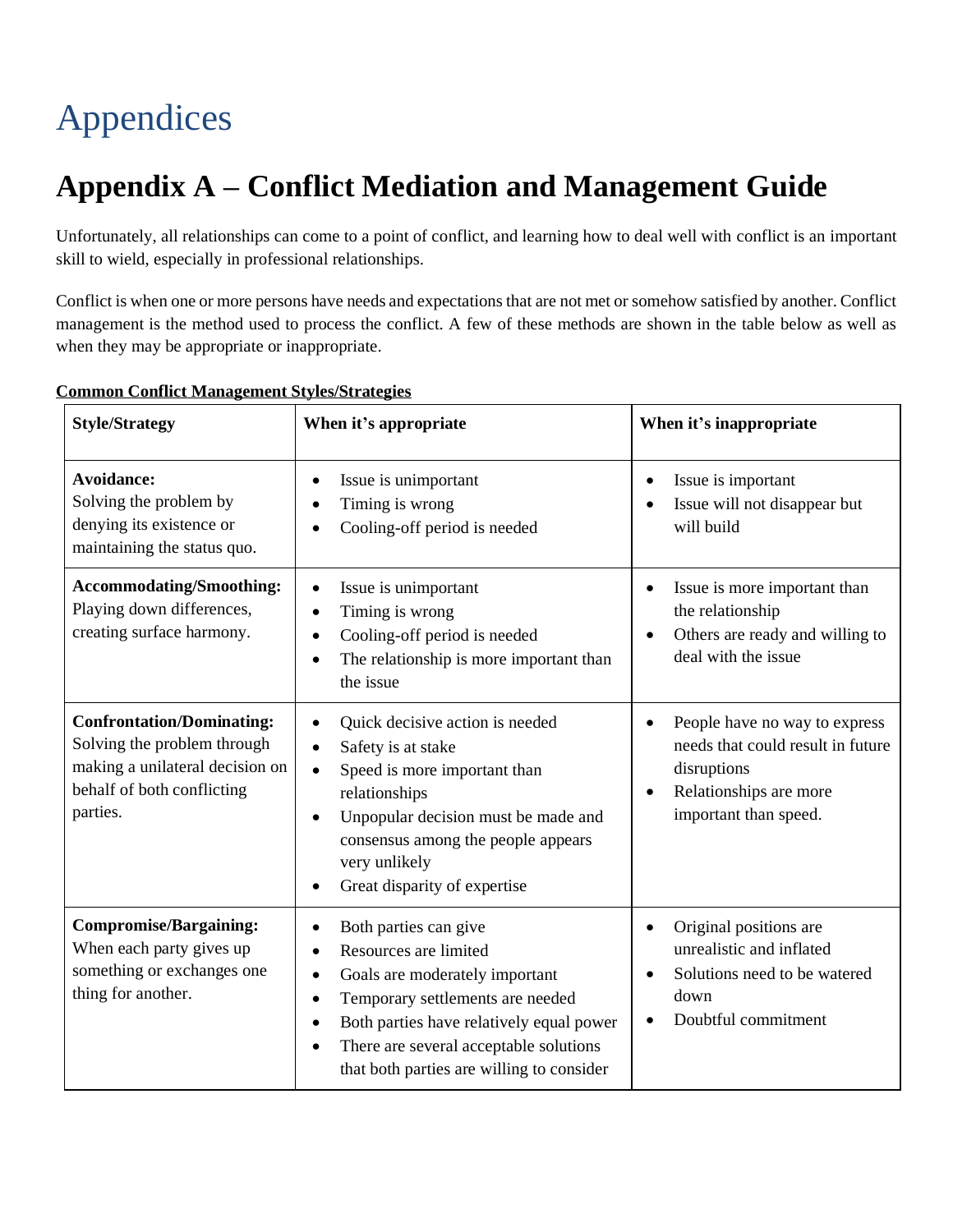# Appendices

## Appendix A – Conflict Mediation and Management Guide

Unfortunately, all relationships can come to a point of conflict, and learning how to deal well with conflict is an important skill to wield, especially in professional relationships.

Conflict is when one or more persons have needs and expectations that are not met or somehow satisfied by another. Conflict management is the method used to process the conflict. A few of these methods are shown in the table below as well as when they may be appropriate or inappropriate.

**Common Conflict Management Styles/Strategies**

| Style/Strategy | When it's appropriate | When it's inappropriate |
|---|---|---|
| **Avoidance:** Solving the problem by denying its existence or maintaining the status quo. | • Issue is unimportant<br>• Timing is wrong<br>• Cooling-off period is needed | • Issue is important<br>• Issue will not disappear but will build |
| **Accommodating/Smoothing:** Playing down differences, creating surface harmony. | • Issue is unimportant<br>• Timing is wrong<br>• Cooling-off period is needed<br>• The relationship is more important than the issue | • Issue is more important than the relationship<br>• Others are ready and willing to deal with the issue |
| **Confrontation/Dominating:** Solving the problem through making a unilateral decision on behalf of both conflicting parties. | • Quick decisive action is needed<br>• Safety is at stake<br>• Speed is more important than relationships<br>• Unpopular decision must be made and consensus among the people appears very unlikely<br>• Great disparity of expertise | • People have no way to express needs that could result in future disruptions<br>• Relationships are more important than speed. |
| **Compromise/Bargaining:** When each party gives up something or exchanges one thing for another. | • Both parties can give<br>• Resources are limited<br>• Goals are moderately important<br>• Temporary settlements are needed<br>• Both parties have relatively equal power<br>• There are several acceptable solutions that both parties are willing to consider | • Original positions are unrealistic and inflated<br>• Solutions need to be watered down<br>• Doubtful commitment |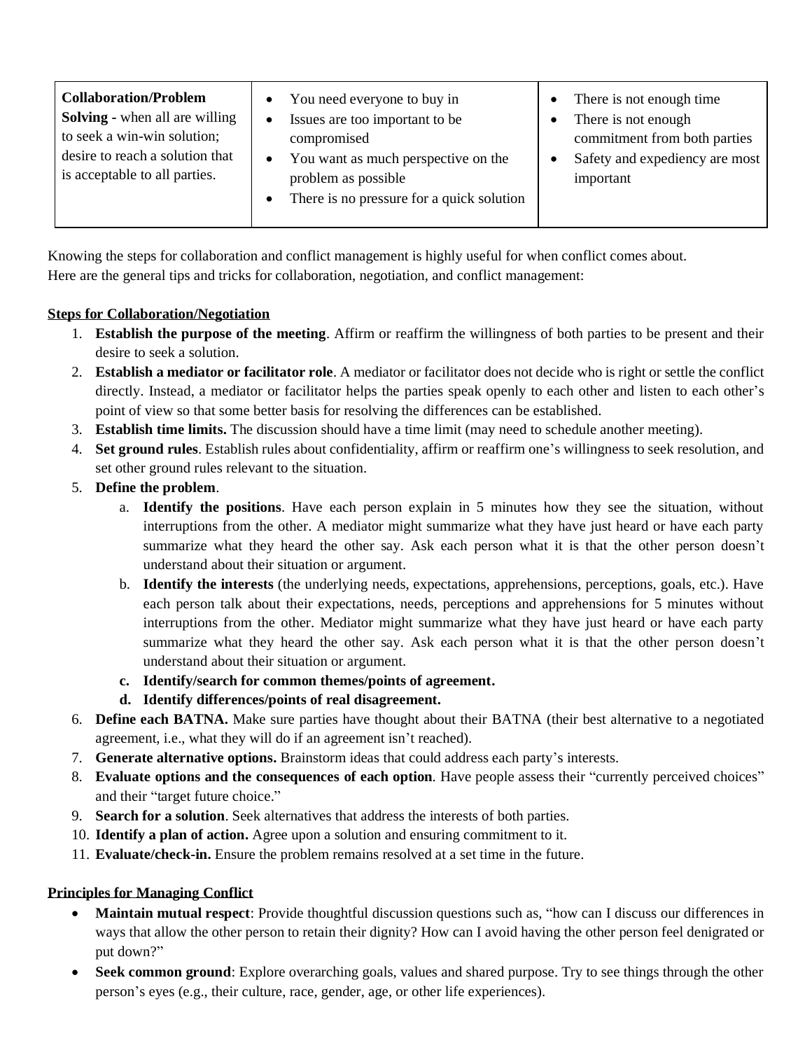| **Collaboration/Problem Solving** - when all are willing to seek a win-win solution; desire to reach a solution that is acceptable to all parties. | • You need everyone to buy in<br>• Issues are too important to be compromised<br>• You want as much perspective on the problem as possible<br>• There is no pressure for a quick solution | • There is not enough time<br>• There is not enough commitment from both parties<br>• Safety and expediency are most important |
|---|---|---|

Knowing the steps for collaboration and conflict management is highly useful for when conflict comes about. Here are the general tips and tricks for collaboration, negotiation, and conflict management:

**Steps for Collaboration/Negotiation**

1. **Establish the purpose of the meeting**. Affirm or reaffirm the willingness of both parties to be present and their desire to seek a solution.
2. **Establish a mediator or facilitator role**. A mediator or facilitator does not decide who is right or settle the conflict directly. Instead, a mediator or facilitator helps the parties speak openly to each other and listen to each other's point of view so that some better basis for resolving the differences can be established.
3. **Establish time limits.** The discussion should have a time limit (may need to schedule another meeting).
4. **Set ground rules**. Establish rules about confidentiality, affirm or reaffirm one's willingness to seek resolution, and set other ground rules relevant to the situation.
5. **Define the problem**.
    a. **Identify the positions**. Have each person explain in 5 minutes how they see the situation, without interruptions from the other. A mediator might summarize what they have just heard or have each party summarize what they heard the other say. Ask each person what it is that the other person doesn't understand about their situation or argument.
    b. **Identify the interests** (the underlying needs, expectations, apprehensions, perceptions, goals, etc.). Have each person talk about their expectations, needs, perceptions and apprehensions for 5 minutes without interruptions from the other. Mediator might summarize what they have just heard or have each party summarize what they heard the other say. Ask each person what it is that the other person doesn't understand about their situation or argument.
    c. **Identify/search for common themes/points of agreement.**
    d. **Identify differences/points of real disagreement.**
6. **Define each BATNA.** Make sure parties have thought about their BATNA (their best alternative to a negotiated agreement, i.e., what they will do if an agreement isn't reached).
7. **Generate alternative options.** Brainstorm ideas that could address each party's interests.
8. **Evaluate options and the consequences of each option**. Have people assess their "currently perceived choices" and their "target future choice."
9. **Search for a solution**. Seek alternatives that address the interests of both parties.
10. **Identify a plan of action.** Agree upon a solution and ensuring commitment to it.
11. **Evaluate/check-in.** Ensure the problem remains resolved at a set time in the future.

**Principles for Managing Conflict**

- **Maintain mutual respect**: Provide thoughtful discussion questions such as, "how can I discuss our differences in ways that allow the other person to retain their dignity? How can I avoid having the other person feel denigrated or put down?"
- **Seek common ground**: Explore overarching goals, values and shared purpose. Try to see things through the other person's eyes (e.g., their culture, race, gender, age, or other life experiences).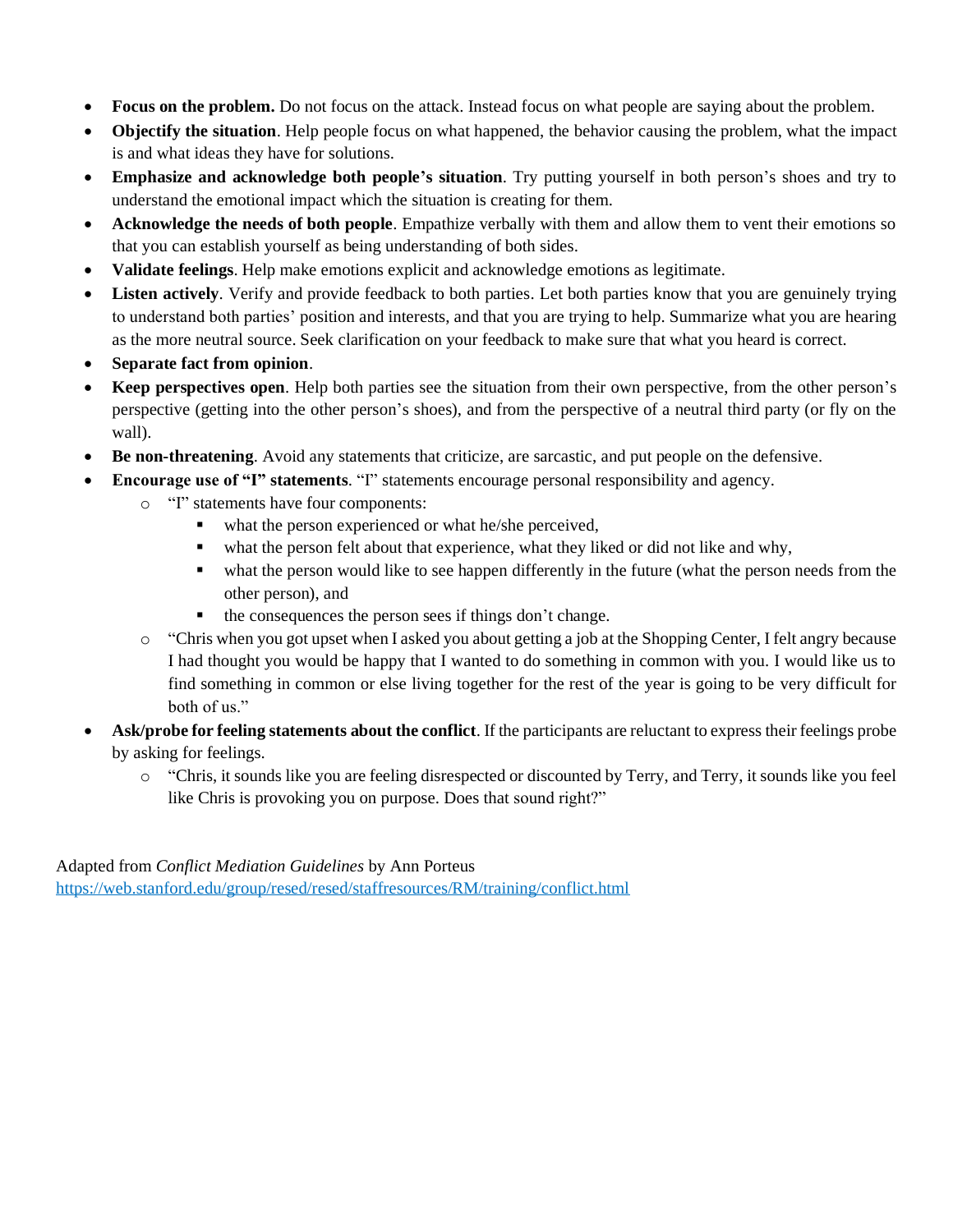- **Focus on the problem.** Do not focus on the attack. Instead focus on what people are saying about the problem.
- **Objectify the situation**. Help people focus on what happened, the behavior causing the problem, what the impact is and what ideas they have for solutions.
- **Emphasize and acknowledge both people's situation**. Try putting yourself in both person's shoes and try to understand the emotional impact which the situation is creating for them.
- **Acknowledge the needs of both people**. Empathize verbally with them and allow them to vent their emotions so that you can establish yourself as being understanding of both sides.
- **Validate feelings**. Help make emotions explicit and acknowledge emotions as legitimate.
- **Listen actively**. Verify and provide feedback to both parties. Let both parties know that you are genuinely trying to understand both parties' position and interests, and that you are trying to help. Summarize what you are hearing as the more neutral source. Seek clarification on your feedback to make sure that what you heard is correct.
- **Separate fact from opinion**.
- **Keep perspectives open**. Help both parties see the situation from their own perspective, from the other person's perspective (getting into the other person's shoes), and from the perspective of a neutral third party (or fly on the wall).
- **Be non-threatening**. Avoid any statements that criticize, are sarcastic, and put people on the defensive.
- **Encourage use of "I" statements**. "I" statements encourage personal responsibility and agency.
  - "I" statements have four components:
    - what the person experienced or what he/she perceived,
    - what the person felt about that experience, what they liked or did not like and why,
    - what the person would like to see happen differently in the future (what the person needs from the other person), and
    - the consequences the person sees if things don't change.
  - "Chris when you got upset when I asked you about getting a job at the Shopping Center, I felt angry because I had thought you would be happy that I wanted to do something in common with you. I would like us to find something in common or else living together for the rest of the year is going to be very difficult for both of us."
- **Ask/probe for feeling statements about the conflict**. If the participants are reluctant to express their feelings probe by asking for feelings.
  - "Chris, it sounds like you are feeling disrespected or discounted by Terry, and Terry, it sounds like you feel like Chris is provoking you on purpose. Does that sound right?"

Adapted from *Conflict Mediation Guidelines* by Ann Porteus
https://web.stanford.edu/group/resed/resed/staffresources/RM/training/conflict.html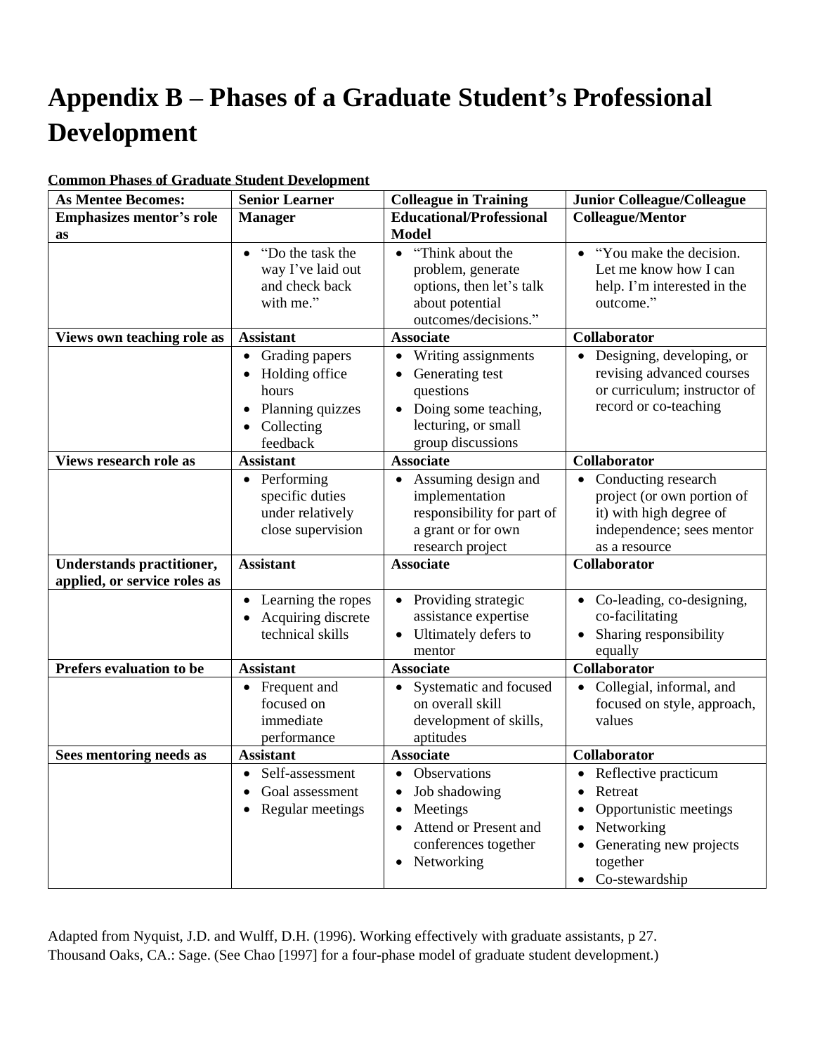# Appendix B – Phases of a Graduate Student's Professional Development

**Common Phases of Graduate Student Development**

| **As Mentee Becomes:** | **Senior Learner** | **Colleague in Training** | **Junior Colleague/Colleague** |
|---|---|---|---|
| **Emphasizes mentor's role as** | **Manager** | **Educational/Professional Model** | **Colleague/Mentor** |
| | • "Do the task the way I've laid out and check back with me." | • "Think about the problem, generate options, then let's talk about potential outcomes/decisions." | • "You make the decision. Let me know how I can help. I'm interested in the outcome." |
| **Views own teaching role as** | **Assistant** | **Associate** | **Collaborator** |
| | • Grading papers<br>• Holding office hours<br>• Planning quizzes<br>• Collecting feedback | • Writing assignments<br>• Generating test questions<br>• Doing some teaching, lecturing, or small group discussions | • Designing, developing, or revising advanced courses or curriculum; instructor of record or co-teaching |
| **Views research role as** | **Assistant** | **Associate** | **Collaborator** |
| | • Performing specific duties under relatively close supervision | • Assuming design and implementation responsibility for part of a grant or for own research project | • Conducting research project (or own portion of it) with high degree of independence; sees mentor as a resource |
| **Understands practitioner, applied, or service roles as** | **Assistant** | **Associate** | **Collaborator** |
| | • Learning the ropes<br>• Acquiring discrete technical skills | • Providing strategic assistance expertise<br>• Ultimately defers to mentor | • Co-leading, co-designing, co-facilitating<br>• Sharing responsibility equally |
| **Prefers evaluation to be** | **Assistant** | **Associate** | **Collaborator** |
| | • Frequent and focused on immediate performance | • Systematic and focused on overall skill development of skills, aptitudes | • Collegial, informal, and focused on style, approach, values |
| **Sees mentoring needs as** | **Assistant** | **Associate** | **Collaborator** |
| | • Self-assessment<br>• Goal assessment<br>• Regular meetings | • Observations<br>• Job shadowing<br>• Meetings<br>• Attend or Present and conferences together<br>• Networking | • Reflective practicum<br>• Retreat<br>• Opportunistic meetings<br>• Networking<br>• Generating new projects together<br>• Co-stewardship |

Adapted from Nyquist, J.D. and Wulff, D.H. (1996). Working effectively with graduate assistants, p 27. Thousand Oaks, CA.: Sage. (See Chao [1997] for a four-phase model of graduate student development.)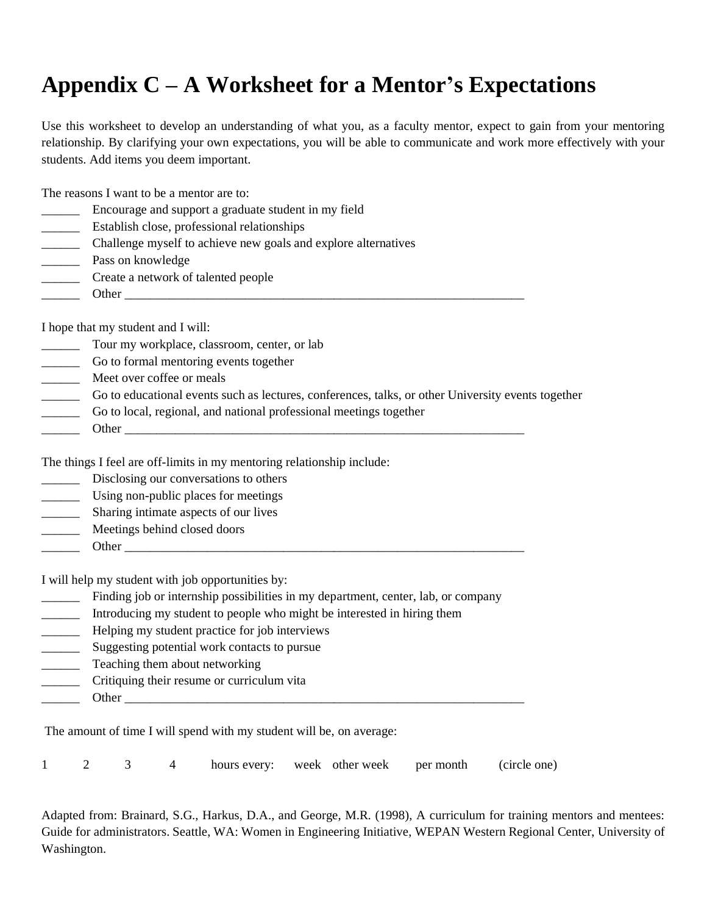# Appendix C – A Worksheet for a Mentor's Expectations

Use this worksheet to develop an understanding of what you, as a faculty mentor, expect to gain from your mentoring relationship. By clarifying your own expectations, you will be able to communicate and work more effectively with your students. Add items you deem important.

The reasons I want to be a mentor are to:

______ Encourage and support a graduate student in my field
______ Establish close, professional relationships
______ Challenge myself to achieve new goals and explore alternatives
______ Pass on knowledge
______ Create a network of talented people
______ Other ________________________________________________________________

I hope that my student and I will:

______ Tour my workplace, classroom, center, or lab
______ Go to formal mentoring events together
______ Meet over coffee or meals
______ Go to educational events such as lectures, conferences, talks, or other University events together
______ Go to local, regional, and national professional meetings together
______ Other ________________________________________________________________

The things I feel are off-limits in my mentoring relationship include:

______ Disclosing our conversations to others
______ Using non-public places for meetings
______ Sharing intimate aspects of our lives
______ Meetings behind closed doors
______ Other ________________________________________________________________

I will help my student with job opportunities by:

______ Finding job or internship possibilities in my department, center, lab, or company
______ Introducing my student to people who might be interested in hiring them
______ Helping my student practice for job interviews
______ Suggesting potential work contacts to pursue
______ Teaching them about networking
______ Critiquing their resume or curriculum vita
______ Other ________________________________________________________________

The amount of time I will spend with my student will be, on average:

1 2 3 4 hours every: week other week per month (circle one)

Adapted from: Brainard, S.G., Harkus, D.A., and George, M.R. (1998), A curriculum for training mentors and mentees: Guide for administrators. Seattle, WA: Women in Engineering Initiative, WEPAN Western Regional Center, University of Washington.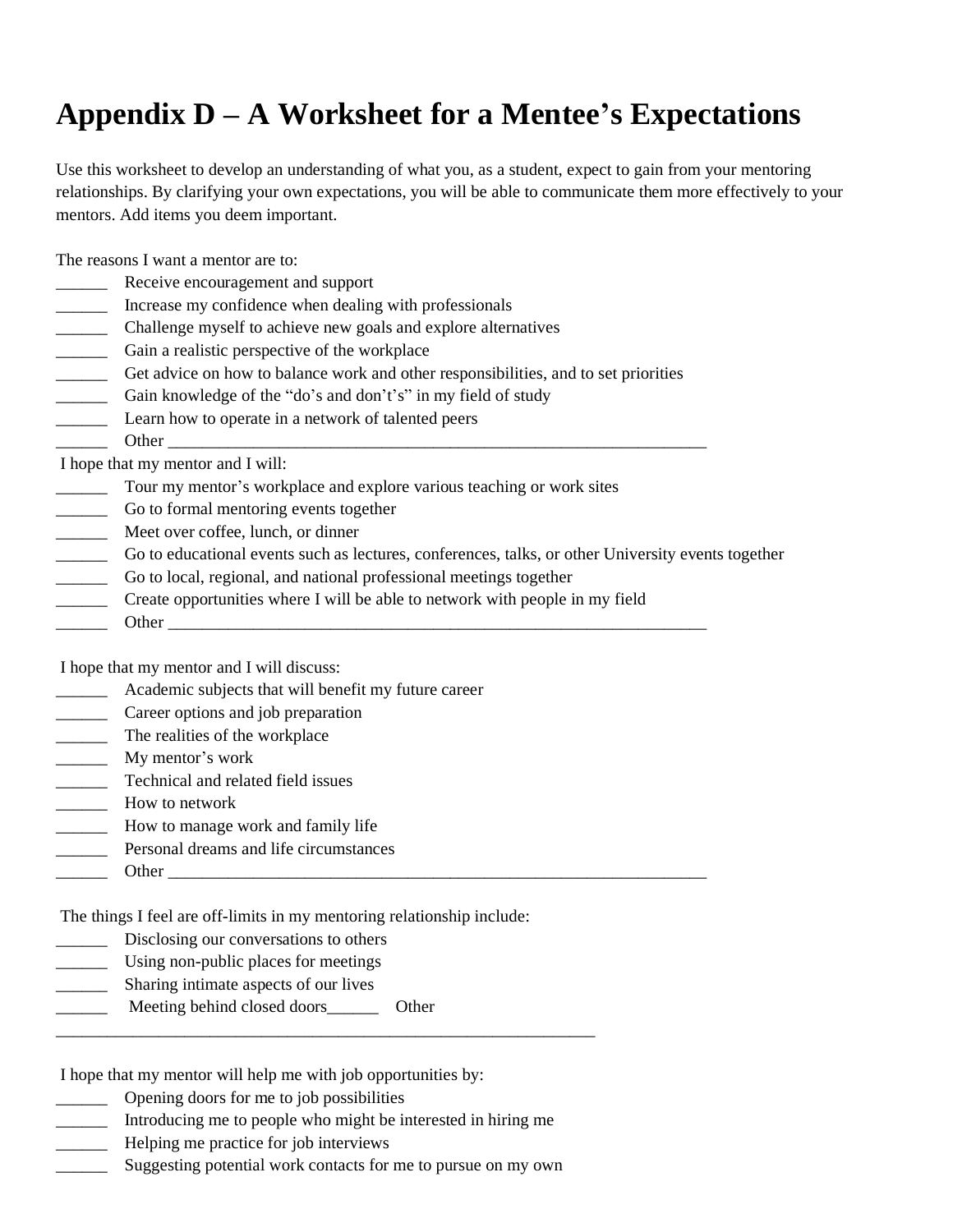# Appendix D – A Worksheet for a Mentee's Expectations

Use this worksheet to develop an understanding of what you, as a student, expect to gain from your mentoring relationships. By clarifying your own expectations, you will be able to communicate them more effectively to your mentors. Add items you deem important.

The reasons I want a mentor are to:

______ Receive encouragement and support
______ Increase my confidence when dealing with professionals
______ Challenge myself to achieve new goals and explore alternatives
______ Gain a realistic perspective of the workplace
______ Get advice on how to balance work and other responsibilities, and to set priorities
______ Gain knowledge of the "do's and don't's" in my field of study
______ Learn how to operate in a network of talented peers
______ Other ____________________________________________________________

I hope that my mentor and I will:

______ Tour my mentor's workplace and explore various teaching or work sites
______ Go to formal mentoring events together
______ Meet over coffee, lunch, or dinner
______ Go to educational events such as lectures, conferences, talks, or other University events together
______ Go to local, regional, and national professional meetings together
______ Create opportunities where I will be able to network with people in my field
______ Other ____________________________________________________________

I hope that my mentor and I will discuss:

______ Academic subjects that will benefit my future career
______ Career options and job preparation
______ The realities of the workplace
______ My mentor's work
______ Technical and related field issues
______ How to network
______ How to manage work and family life
______ Personal dreams and life circumstances
______ Other ____________________________________________________________

The things I feel are off-limits in my mentoring relationship include:

______ Disclosing our conversations to others
______ Using non-public places for meetings
______ Sharing intimate aspects of our lives
______ Meeting behind closed doors______ Other
____________________________________________________________

I hope that my mentor will help me with job opportunities by:

______ Opening doors for me to job possibilities
______ Introducing me to people who might be interested in hiring me
______ Helping me practice for job interviews
______ Suggesting potential work contacts for me to pursue on my own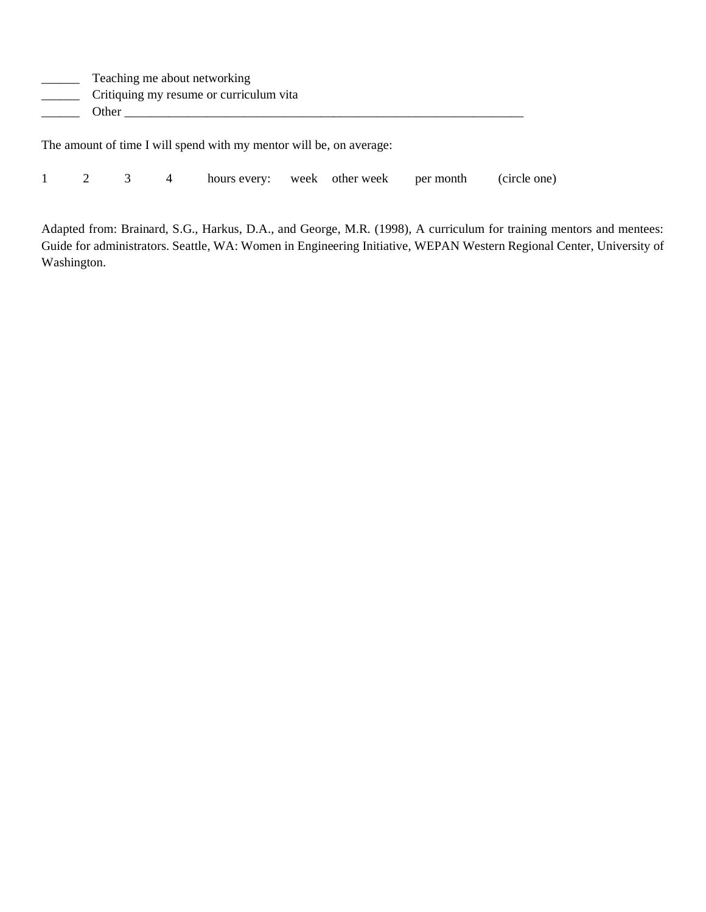______ Teaching me about networking
______ Critiquing my resume or curriculum vita
______ Other ________________________________________________________________

The amount of time I will spend with my mentor will be, on average:

1 2 3 4 hours every: week other week per month (circle one)

Adapted from: Brainard, S.G., Harkus, D.A., and George, M.R. (1998), A curriculum for training mentors and mentees: Guide for administrators. Seattle, WA: Women in Engineering Initiative, WEPAN Western Regional Center, University of Washington.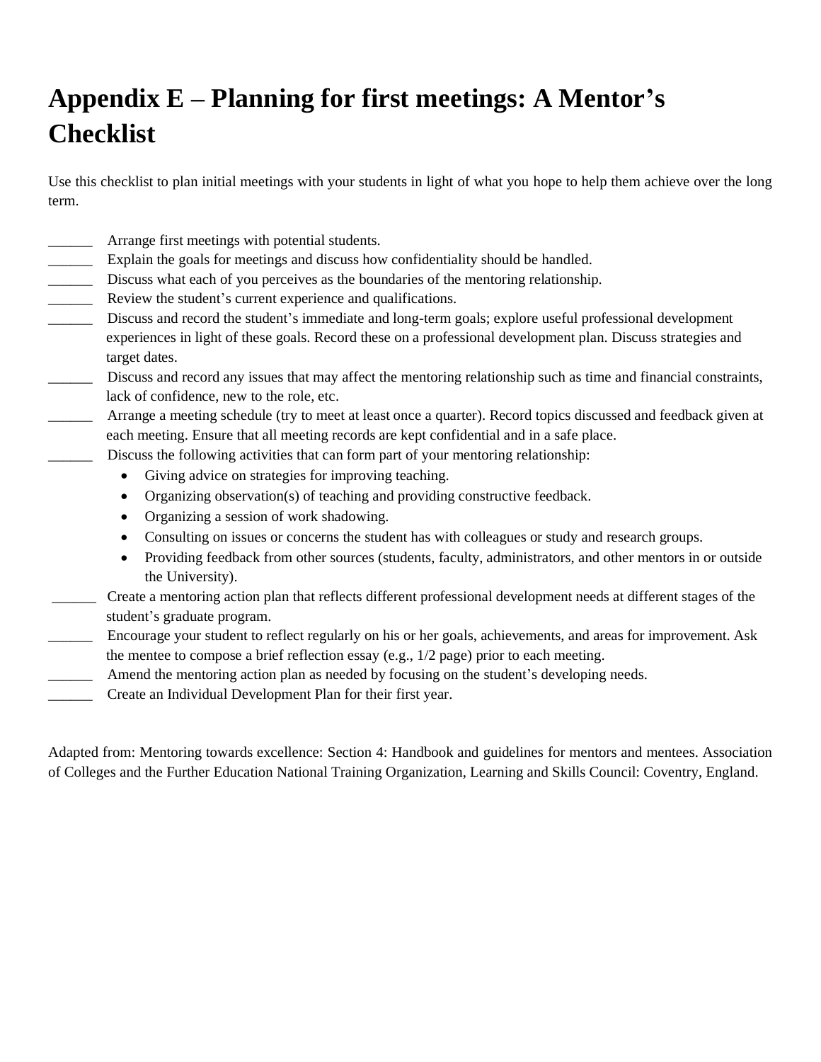# Appendix E – Planning for first meetings: A Mentor's Checklist

Use this checklist to plan initial meetings with your students in light of what you hope to help them achieve over the long term.

______ Arrange first meetings with potential students.

______ Explain the goals for meetings and discuss how confidentiality should be handled.

______ Discuss what each of you perceives as the boundaries of the mentoring relationship.

______ Review the student's current experience and qualifications.

______ Discuss and record the student's immediate and long-term goals; explore useful professional development experiences in light of these goals. Record these on a professional development plan. Discuss strategies and target dates.

______ Discuss and record any issues that may affect the mentoring relationship such as time and financial constraints, lack of confidence, new to the role, etc.

______ Arrange a meeting schedule (try to meet at least once a quarter). Record topics discussed and feedback given at each meeting. Ensure that all meeting records are kept confidential and in a safe place.

______ Discuss the following activities that can form part of your mentoring relationship:

- Giving advice on strategies for improving teaching.
- Organizing observation(s) of teaching and providing constructive feedback.
- Organizing a session of work shadowing.
- Consulting on issues or concerns the student has with colleagues or study and research groups.
- Providing feedback from other sources (students, faculty, administrators, and other mentors in or outside the University).

______ Create a mentoring action plan that reflects different professional development needs at different stages of the student's graduate program.

______ Encourage your student to reflect regularly on his or her goals, achievements, and areas for improvement. Ask the mentee to compose a brief reflection essay (e.g., 1/2 page) prior to each meeting.

______ Amend the mentoring action plan as needed by focusing on the student's developing needs.

______ Create an Individual Development Plan for their first year.

Adapted from: Mentoring towards excellence: Section 4: Handbook and guidelines for mentors and mentees. Association of Colleges and the Further Education National Training Organization, Learning and Skills Council: Coventry, England.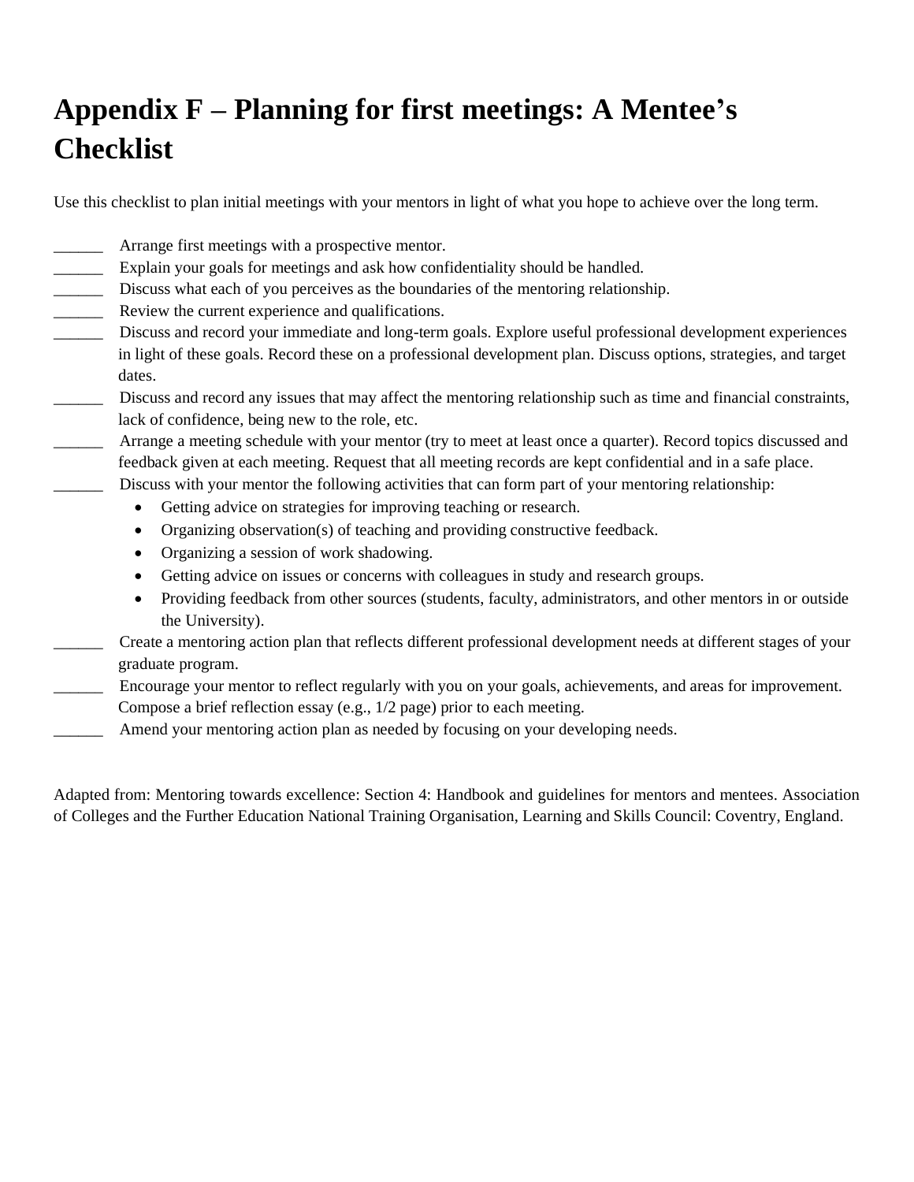# Appendix F – Planning for first meetings: A Mentee's Checklist

Use this checklist to plan initial meetings with your mentors in light of what you hope to achieve over the long term.

______ Arrange first meetings with a prospective mentor.

______ Explain your goals for meetings and ask how confidentiality should be handled.

______ Discuss what each of you perceives as the boundaries of the mentoring relationship.

______ Review the current experience and qualifications.

______ Discuss and record your immediate and long-term goals. Explore useful professional development experiences in light of these goals. Record these on a professional development plan. Discuss options, strategies, and target dates.

______ Discuss and record any issues that may affect the mentoring relationship such as time and financial constraints, lack of confidence, being new to the role, etc.

______ Arrange a meeting schedule with your mentor (try to meet at least once a quarter). Record topics discussed and feedback given at each meeting. Request that all meeting records are kept confidential and in a safe place.

______ Discuss with your mentor the following activities that can form part of your mentoring relationship:

- Getting advice on strategies for improving teaching or research.
- Organizing observation(s) of teaching and providing constructive feedback.
- Organizing a session of work shadowing.
- Getting advice on issues or concerns with colleagues in study and research groups.
- Providing feedback from other sources (students, faculty, administrators, and other mentors in or outside the University).

______ Create a mentoring action plan that reflects different professional development needs at different stages of your graduate program.

______ Encourage your mentor to reflect regularly with you on your goals, achievements, and areas for improvement. Compose a brief reflection essay (e.g., 1/2 page) prior to each meeting.

______ Amend your mentoring action plan as needed by focusing on your developing needs.

Adapted from: Mentoring towards excellence: Section 4: Handbook and guidelines for mentors and mentees. Association of Colleges and the Further Education National Training Organisation, Learning and Skills Council: Coventry, England.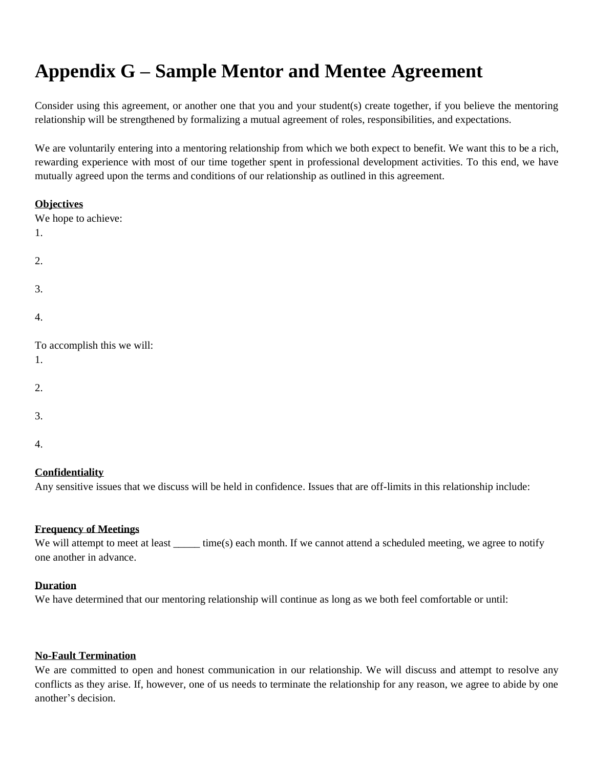# Appendix G – Sample Mentor and Mentee Agreement

Consider using this agreement, or another one that you and your student(s) create together, if you believe the mentoring relationship will be strengthened by formalizing a mutual agreement of roles, responsibilities, and expectations.

We are voluntarily entering into a mentoring relationship from which we both expect to benefit. We want this to be a rich, rewarding experience with most of our time together spent in professional development activities. To this end, we have mutually agreed upon the terms and conditions of our relationship as outlined in this agreement.

**Objectives**

We hope to achieve:

1.

2.

3.

4.

To accomplish this we will:

1.

2.

3.

4.

**Confidentiality**

Any sensitive issues that we discuss will be held in confidence. Issues that are off-limits in this relationship include:

**Frequency of Meetings**

We will attempt to meet at least _____ time(s) each month. If we cannot attend a scheduled meeting, we agree to notify one another in advance.

**Duration**

We have determined that our mentoring relationship will continue as long as we both feel comfortable or until:

**No-Fault Termination**

We are committed to open and honest communication in our relationship. We will discuss and attempt to resolve any conflicts as they arise. If, however, one of us needs to terminate the relationship for any reason, we agree to abide by one another's decision.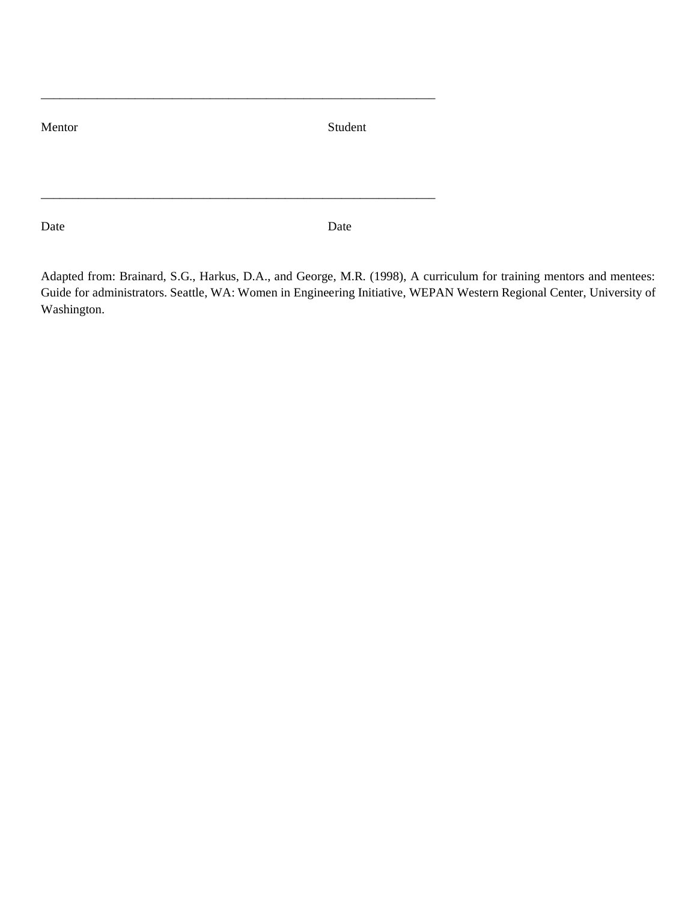\_\_\_\_\_\_\_\_\_\_\_\_\_\_\_\_\_\_\_\_\_\_\_\_\_\_\_\_\_\_\_\_\_\_\_\_\_\_\_\_\_\_\_\_\_\_\_\_\_\_\_\_\_\_\_\_\_\_\_\_\_\_

Mentor                                                            Student

\_\_\_\_\_\_\_\_\_\_\_\_\_\_\_\_\_\_\_\_\_\_\_\_\_\_\_\_\_\_\_\_\_\_\_\_\_\_\_\_\_\_\_\_\_\_\_\_\_\_\_\_\_\_\_\_\_\_\_\_\_\_

Date                                                              Date

Adapted from: Brainard, S.G., Harkus, D.A., and George, M.R. (1998), A curriculum for training mentors and mentees: Guide for administrators. Seattle, WA: Women in Engineering Initiative, WEPAN Western Regional Center, University of Washington.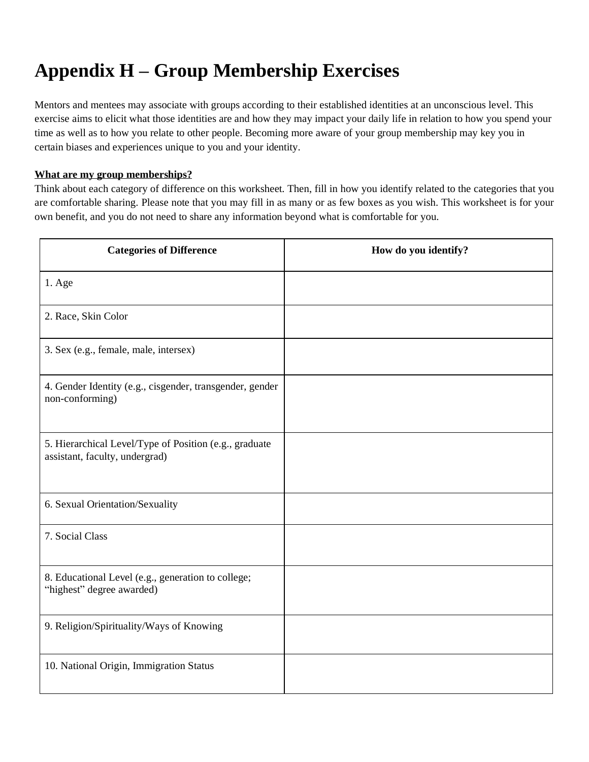# Appendix H – Group Membership Exercises

Mentors and mentees may associate with groups according to their established identities at an unconscious level. This exercise aims to elicit what those identities are and how they may impact your daily life in relation to how you spend your time as well as to how you relate to other people. Becoming more aware of your group membership may key you in certain biases and experiences unique to you and your identity.

**What are my group memberships?**

Think about each category of difference on this worksheet. Then, fill in how you identify related to the categories that you are comfortable sharing. Please note that you may fill in as many or as few boxes as you wish. This worksheet is for your own benefit, and you do not need to share any information beyond what is comfortable for you.

| Categories of Difference | How do you identify? |
|---|---|
| 1. Age | |
| 2. Race, Skin Color | |
| 3. Sex (e.g., female, male, intersex) | |
| 4. Gender Identity (e.g., cisgender, transgender, gender non-conforming) | |
| 5. Hierarchical Level/Type of Position (e.g., graduate assistant, faculty, undergrad) | |
| 6. Sexual Orientation/Sexuality | |
| 7. Social Class | |
| 8. Educational Level (e.g., generation to college; "highest" degree awarded) | |
| 9. Religion/Spirituality/Ways of Knowing | |
| 10. National Origin, Immigration Status | |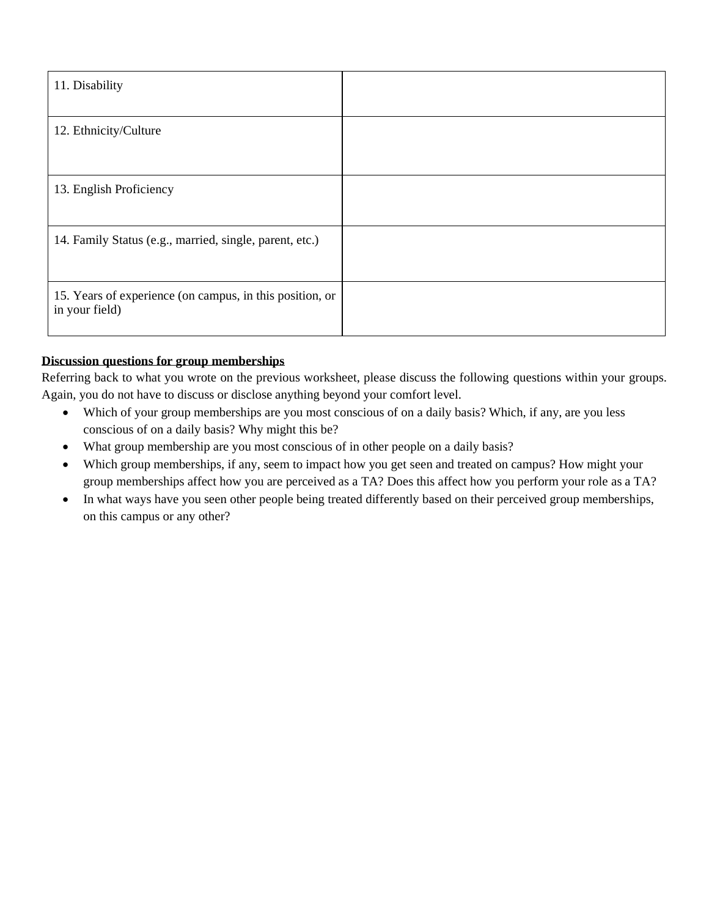| | |
|---|---|
| 11. Disability | |
| 12. Ethnicity/Culture | |
| 13. English Proficiency | |
| 14. Family Status (e.g., married, single, parent, etc.) | |
| 15. Years of experience (on campus, in this position, or in your field) | |

**Discussion questions for group memberships**

Referring back to what you wrote on the previous worksheet, please discuss the following questions within your groups. Again, you do not have to discuss or disclose anything beyond your comfort level.

- Which of your group memberships are you most conscious of on a daily basis? Which, if any, are you less conscious of on a daily basis? Why might this be?
- What group membership are you most conscious of in other people on a daily basis?
- Which group memberships, if any, seem to impact how you get seen and treated on campus? How might your group memberships affect how you are perceived as a TA? Does this affect how you perform your role as a TA?
- In what ways have you seen other people being treated differently based on their perceived group memberships, on this campus or any other?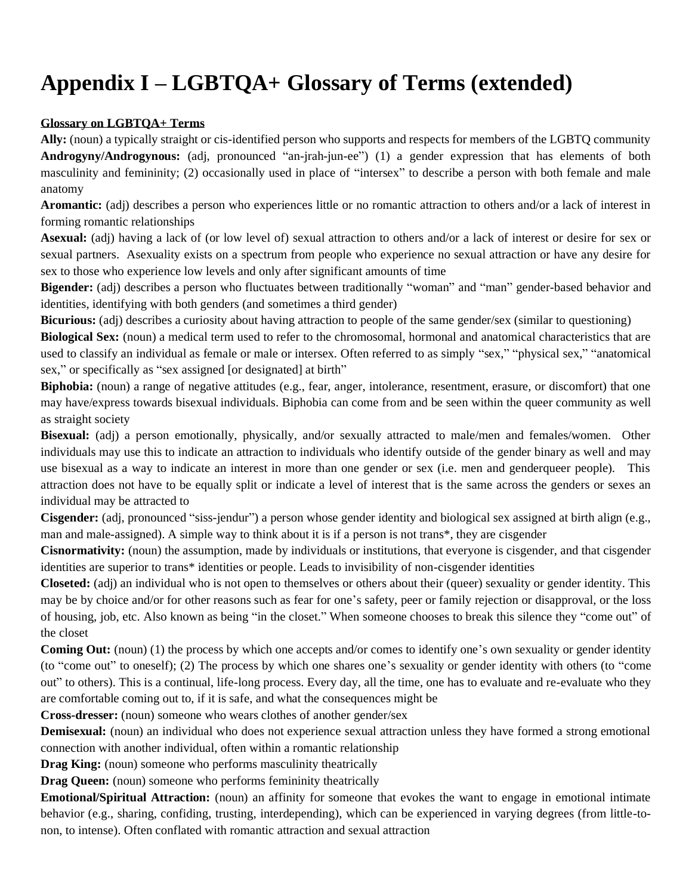# Appendix I – LGBTQA+ Glossary of Terms (extended)

**Glossary on LGBTQA+ Terms**

**Ally:** (noun) a typically straight or cis-identified person who supports and respects for members of the LGBTQ community

**Androgyny/Androgynous:** (adj, pronounced "an-jrah-jun-ee") (1) a gender expression that has elements of both masculinity and femininity; (2) occasionally used in place of "intersex" to describe a person with both female and male anatomy

**Aromantic:** (adj) describes a person who experiences little or no romantic attraction to others and/or a lack of interest in forming romantic relationships

**Asexual:** (adj) having a lack of (or low level of) sexual attraction to others and/or a lack of interest or desire for sex or sexual partners. Asexuality exists on a spectrum from people who experience no sexual attraction or have any desire for sex to those who experience low levels and only after significant amounts of time

**Bigender:** (adj) describes a person who fluctuates between traditionally "woman" and "man" gender-based behavior and identities, identifying with both genders (and sometimes a third gender)

**Bicurious:** (adj) describes a curiosity about having attraction to people of the same gender/sex (similar to questioning)

**Biological Sex:** (noun) a medical term used to refer to the chromosomal, hormonal and anatomical characteristics that are used to classify an individual as female or male or intersex. Often referred to as simply "sex," "physical sex," "anatomical sex," or specifically as "sex assigned [or designated] at birth"

**Biphobia:** (noun) a range of negative attitudes (e.g., fear, anger, intolerance, resentment, erasure, or discomfort) that one may have/express towards bisexual individuals. Biphobia can come from and be seen within the queer community as well as straight society

**Bisexual:** (adj) a person emotionally, physically, and/or sexually attracted to male/men and females/women. Other individuals may use this to indicate an attraction to individuals who identify outside of the gender binary as well and may use bisexual as a way to indicate an interest in more than one gender or sex (i.e. men and genderqueer people). This attraction does not have to be equally split or indicate a level of interest that is the same across the genders or sexes an individual may be attracted to

**Cisgender:** (adj, pronounced "siss-jendur") a person whose gender identity and biological sex assigned at birth align (e.g., man and male-assigned). A simple way to think about it is if a person is not trans*, they are cisgender

**Cisnormativity:** (noun) the assumption, made by individuals or institutions, that everyone is cisgender, and that cisgender identities are superior to trans* identities or people. Leads to invisibility of non-cisgender identities

**Closeted:** (adj) an individual who is not open to themselves or others about their (queer) sexuality or gender identity. This may be by choice and/or for other reasons such as fear for one's safety, peer or family rejection or disapproval, or the loss of housing, job, etc. Also known as being "in the closet." When someone chooses to break this silence they "come out" of the closet

**Coming Out:** (noun) (1) the process by which one accepts and/or comes to identify one's own sexuality or gender identity (to "come out" to oneself); (2) The process by which one shares one's sexuality or gender identity with others (to "come out" to others). This is a continual, life-long process. Every day, all the time, one has to evaluate and re-evaluate who they are comfortable coming out to, if it is safe, and what the consequences might be

**Cross-dresser:** (noun) someone who wears clothes of another gender/sex

**Demisexual:** (noun) an individual who does not experience sexual attraction unless they have formed a strong emotional connection with another individual, often within a romantic relationship

**Drag King:** (noun) someone who performs masculinity theatrically

**Drag Queen:** (noun) someone who performs femininity theatrically

**Emotional/Spiritual Attraction:** (noun) an affinity for someone that evokes the want to engage in emotional intimate behavior (e.g., sharing, confiding, trusting, interdepending), which can be experienced in varying degrees (from little-to-non, to intense). Often conflated with romantic attraction and sexual attraction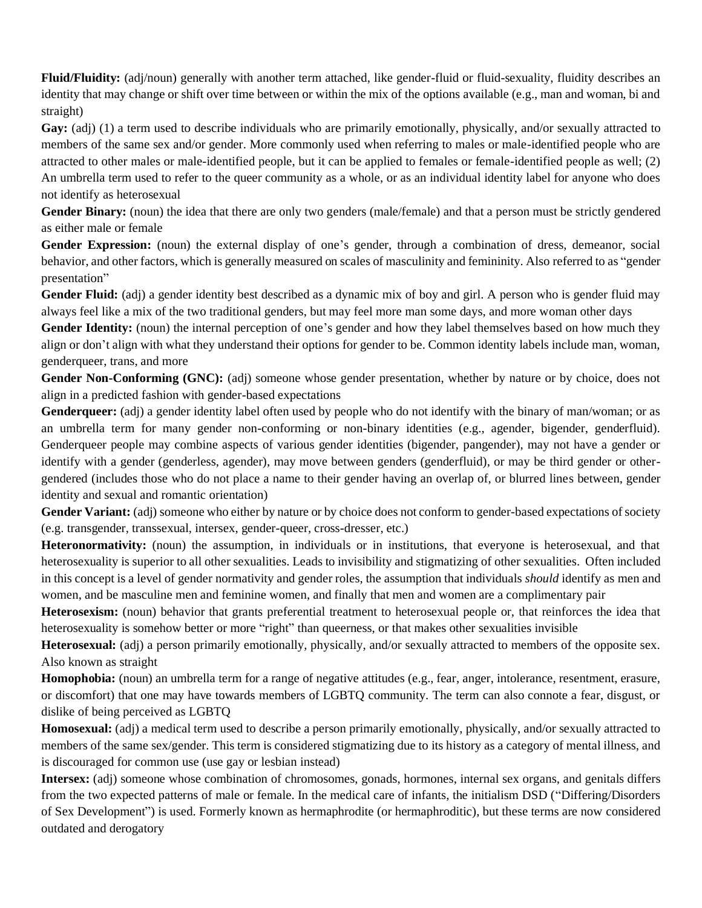**Fluid/Fluidity:** (adj/noun) generally with another term attached, like gender-fluid or fluid-sexuality, fluidity describes an identity that may change or shift over time between or within the mix of the options available (e.g., man and woman, bi and straight)

**Gay:** (adj) (1) a term used to describe individuals who are primarily emotionally, physically, and/or sexually attracted to members of the same sex and/or gender. More commonly used when referring to males or male-identified people who are attracted to other males or male-identified people, but it can be applied to females or female-identified people as well; (2) An umbrella term used to refer to the queer community as a whole, or as an individual identity label for anyone who does not identify as heterosexual

**Gender Binary:** (noun) the idea that there are only two genders (male/female) and that a person must be strictly gendered as either male or female

**Gender Expression:** (noun) the external display of one's gender, through a combination of dress, demeanor, social behavior, and other factors, which is generally measured on scales of masculinity and femininity. Also referred to as "gender presentation"

**Gender Fluid:** (adj) a gender identity best described as a dynamic mix of boy and girl. A person who is gender fluid may always feel like a mix of the two traditional genders, but may feel more man some days, and more woman other days

**Gender Identity:** (noun) the internal perception of one's gender and how they label themselves based on how much they align or don't align with what they understand their options for gender to be. Common identity labels include man, woman, genderqueer, trans, and more

**Gender Non-Conforming (GNC):** (adj) someone whose gender presentation, whether by nature or by choice, does not align in a predicted fashion with gender-based expectations

**Genderqueer:** (adj) a gender identity label often used by people who do not identify with the binary of man/woman; or as an umbrella term for many gender non-conforming or non-binary identities (e.g., agender, bigender, genderfluid). Genderqueer people may combine aspects of various gender identities (bigender, pangender), may not have a gender or identify with a gender (genderless, agender), may move between genders (genderfluid), or may be third gender or other-gendered (includes those who do not place a name to their gender having an overlap of, or blurred lines between, gender identity and sexual and romantic orientation)

**Gender Variant:** (adj) someone who either by nature or by choice does not conform to gender-based expectations of society (e.g. transgender, transsexual, intersex, gender-queer, cross-dresser, etc.)

**Heteronormativity:** (noun) the assumption, in individuals or in institutions, that everyone is heterosexual, and that heterosexuality is superior to all other sexualities. Leads to invisibility and stigmatizing of other sexualities. Often included in this concept is a level of gender normativity and gender roles, the assumption that individuals *should* identify as men and women, and be masculine men and feminine women, and finally that men and women are a complimentary pair

**Heterosexism:** (noun) behavior that grants preferential treatment to heterosexual people or, that reinforces the idea that heterosexuality is somehow better or more "right" than queerness, or that makes other sexualities invisible

**Heterosexual:** (adj) a person primarily emotionally, physically, and/or sexually attracted to members of the opposite sex. Also known as straight

**Homophobia:** (noun) an umbrella term for a range of negative attitudes (e.g., fear, anger, intolerance, resentment, erasure, or discomfort) that one may have towards members of LGBTQ community. The term can also connote a fear, disgust, or dislike of being perceived as LGBTQ

**Homosexual:** (adj) a medical term used to describe a person primarily emotionally, physically, and/or sexually attracted to members of the same sex/gender. This term is considered stigmatizing due to its history as a category of mental illness, and is discouraged for common use (use gay or lesbian instead)

**Intersex:** (adj) someone whose combination of chromosomes, gonads, hormones, internal sex organs, and genitals differs from the two expected patterns of male or female. In the medical care of infants, the initialism DSD ("Differing/Disorders of Sex Development") is used. Formerly known as hermaphrodite (or hermaphroditic), but these terms are now considered outdated and derogatory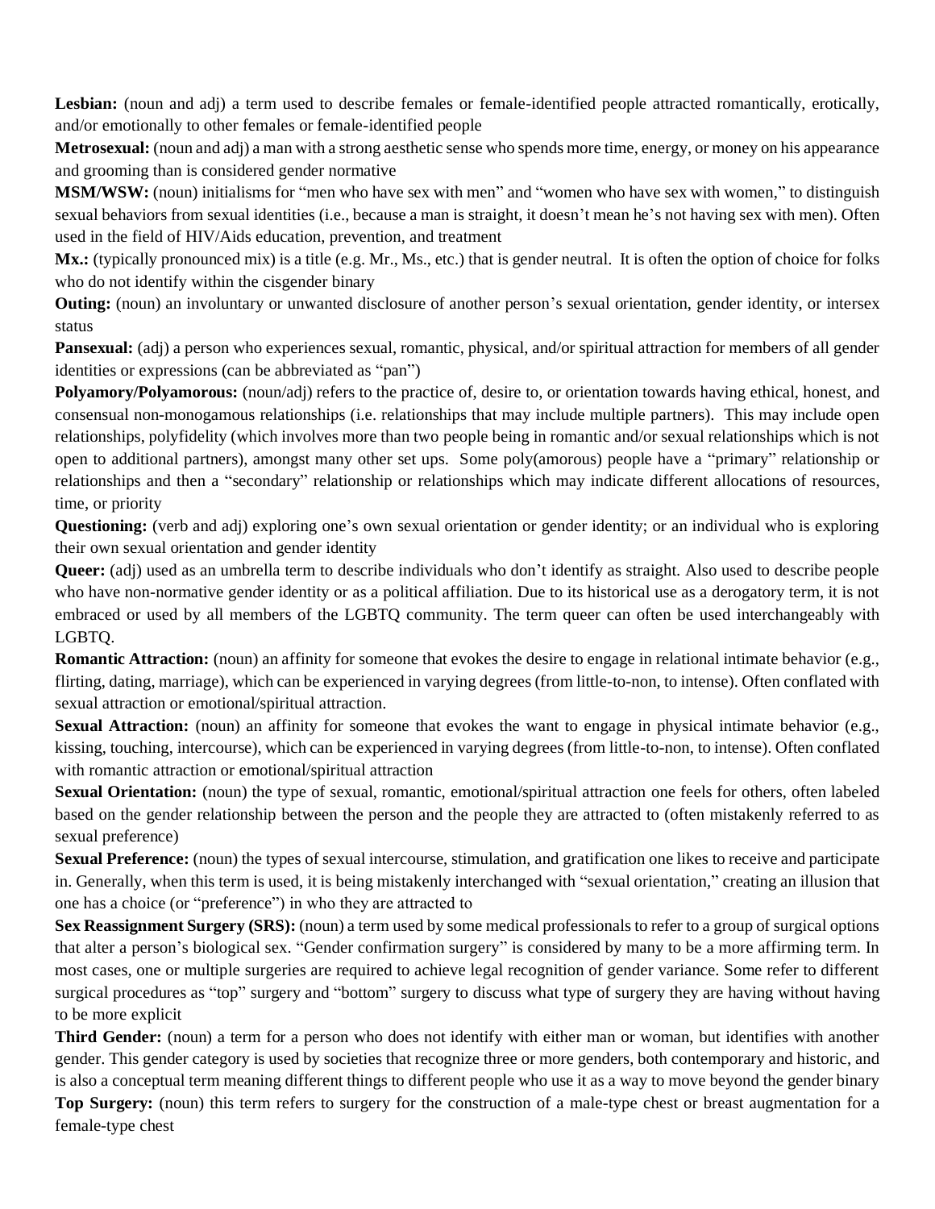**Lesbian:** (noun and adj) a term used to describe females or female-identified people attracted romantically, erotically, and/or emotionally to other females or female-identified people

**Metrosexual:** (noun and adj) a man with a strong aesthetic sense who spends more time, energy, or money on his appearance and grooming than is considered gender normative

**MSM/WSW:** (noun) initialisms for "men who have sex with men" and "women who have sex with women," to distinguish sexual behaviors from sexual identities (i.e., because a man is straight, it doesn't mean he's not having sex with men). Often used in the field of HIV/Aids education, prevention, and treatment

**Mx.:** (typically pronounced mix) is a title (e.g. Mr., Ms., etc.) that is gender neutral. It is often the option of choice for folks who do not identify within the cisgender binary

**Outing:** (noun) an involuntary or unwanted disclosure of another person's sexual orientation, gender identity, or intersex status

**Pansexual:** (adj) a person who experiences sexual, romantic, physical, and/or spiritual attraction for members of all gender identities or expressions (can be abbreviated as "pan")

**Polyamory/Polyamorous:** (noun/adj) refers to the practice of, desire to, or orientation towards having ethical, honest, and consensual non-monogamous relationships (i.e. relationships that may include multiple partners). This may include open relationships, polyfidelity (which involves more than two people being in romantic and/or sexual relationships which is not open to additional partners), amongst many other set ups. Some poly(amorous) people have a "primary" relationship or relationships and then a "secondary" relationship or relationships which may indicate different allocations of resources, time, or priority

**Questioning:** (verb and adj) exploring one's own sexual orientation or gender identity; or an individual who is exploring their own sexual orientation and gender identity

**Queer:** (adj) used as an umbrella term to describe individuals who don't identify as straight. Also used to describe people who have non-normative gender identity or as a political affiliation. Due to its historical use as a derogatory term, it is not embraced or used by all members of the LGBTQ community. The term queer can often be used interchangeably with LGBTQ.

**Romantic Attraction:** (noun) an affinity for someone that evokes the desire to engage in relational intimate behavior (e.g., flirting, dating, marriage), which can be experienced in varying degrees (from little-to-non, to intense). Often conflated with sexual attraction or emotional/spiritual attraction.

**Sexual Attraction:** (noun) an affinity for someone that evokes the want to engage in physical intimate behavior (e.g., kissing, touching, intercourse), which can be experienced in varying degrees (from little-to-non, to intense). Often conflated with romantic attraction or emotional/spiritual attraction

**Sexual Orientation:** (noun) the type of sexual, romantic, emotional/spiritual attraction one feels for others, often labeled based on the gender relationship between the person and the people they are attracted to (often mistakenly referred to as sexual preference)

**Sexual Preference:** (noun) the types of sexual intercourse, stimulation, and gratification one likes to receive and participate in. Generally, when this term is used, it is being mistakenly interchanged with "sexual orientation," creating an illusion that one has a choice (or "preference") in who they are attracted to

**Sex Reassignment Surgery (SRS):** (noun) a term used by some medical professionals to refer to a group of surgical options that alter a person's biological sex. "Gender confirmation surgery" is considered by many to be a more affirming term. In most cases, one or multiple surgeries are required to achieve legal recognition of gender variance. Some refer to different surgical procedures as "top" surgery and "bottom" surgery to discuss what type of surgery they are having without having to be more explicit

**Third Gender:** (noun) a term for a person who does not identify with either man or woman, but identifies with another gender. This gender category is used by societies that recognize three or more genders, both contemporary and historic, and is also a conceptual term meaning different things to different people who use it as a way to move beyond the gender binary

**Top Surgery:** (noun) this term refers to surgery for the construction of a male-type chest or breast augmentation for a female-type chest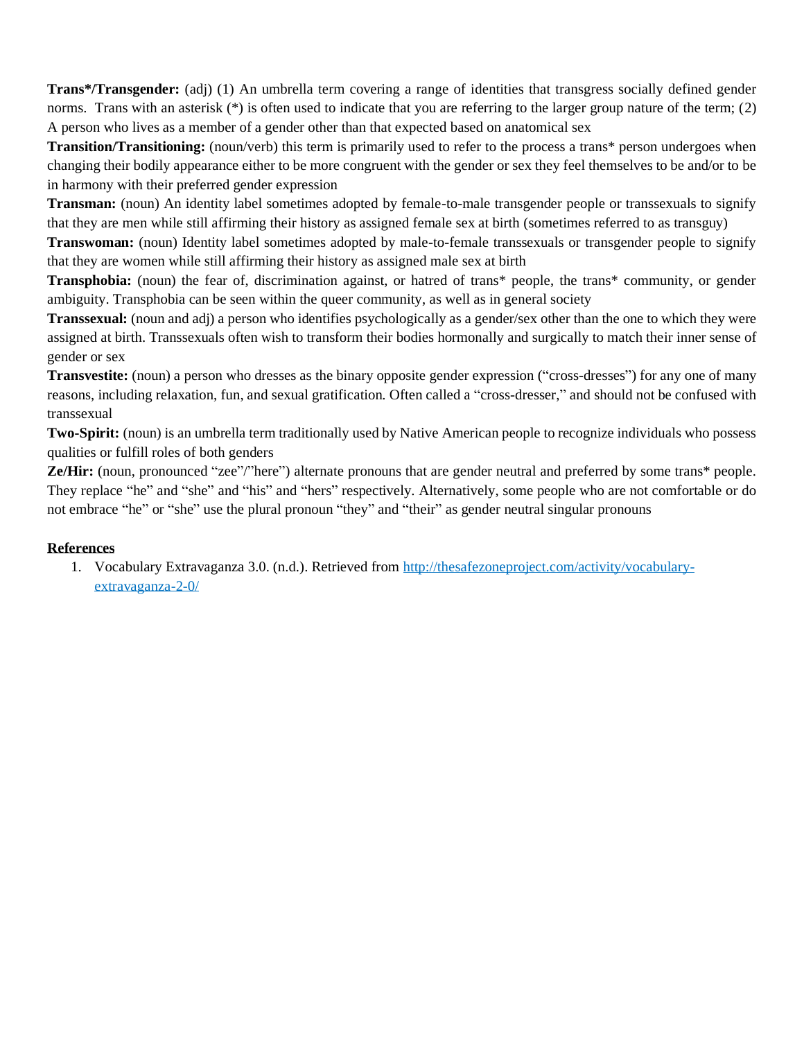**Trans*/Transgender:** (adj) (1) An umbrella term covering a range of identities that transgress socially defined gender norms. Trans with an asterisk (*) is often used to indicate that you are referring to the larger group nature of the term; (2) A person who lives as a member of a gender other than that expected based on anatomical sex

**Transition/Transitioning:** (noun/verb) this term is primarily used to refer to the process a trans* person undergoes when changing their bodily appearance either to be more congruent with the gender or sex they feel themselves to be and/or to be in harmony with their preferred gender expression

**Transman:** (noun) An identity label sometimes adopted by female-to-male transgender people or transsexuals to signify that they are men while still affirming their history as assigned female sex at birth (sometimes referred to as transguy)

**Transwoman:** (noun) Identity label sometimes adopted by male-to-female transsexuals or transgender people to signify that they are women while still affirming their history as assigned male sex at birth

**Transphobia:** (noun) the fear of, discrimination against, or hatred of trans* people, the trans* community, or gender ambiguity. Transphobia can be seen within the queer community, as well as in general society

**Transsexual:** (noun and adj) a person who identifies psychologically as a gender/sex other than the one to which they were assigned at birth. Transsexuals often wish to transform their bodies hormonally and surgically to match their inner sense of gender or sex

**Transvestite:** (noun) a person who dresses as the binary opposite gender expression ("cross-dresses") for any one of many reasons, including relaxation, fun, and sexual gratification. Often called a "cross-dresser," and should not be confused with transsexual

**Two-Spirit:** (noun) is an umbrella term traditionally used by Native American people to recognize individuals who possess qualities or fulfill roles of both genders

**Ze/Hir:** (noun, pronounced "zee"/"here") alternate pronouns that are gender neutral and preferred by some trans* people. They replace "he" and "she" and "his" and "hers" respectively. Alternatively, some people who are not comfortable or do not embrace "he" or "she" use the plural pronoun "they" and "their" as gender neutral singular pronouns

**References**

1. Vocabulary Extravaganza 3.0. (n.d.). Retrieved from http://thesafezoneproject.com/activity/vocabulary-extravaganza-2-0/